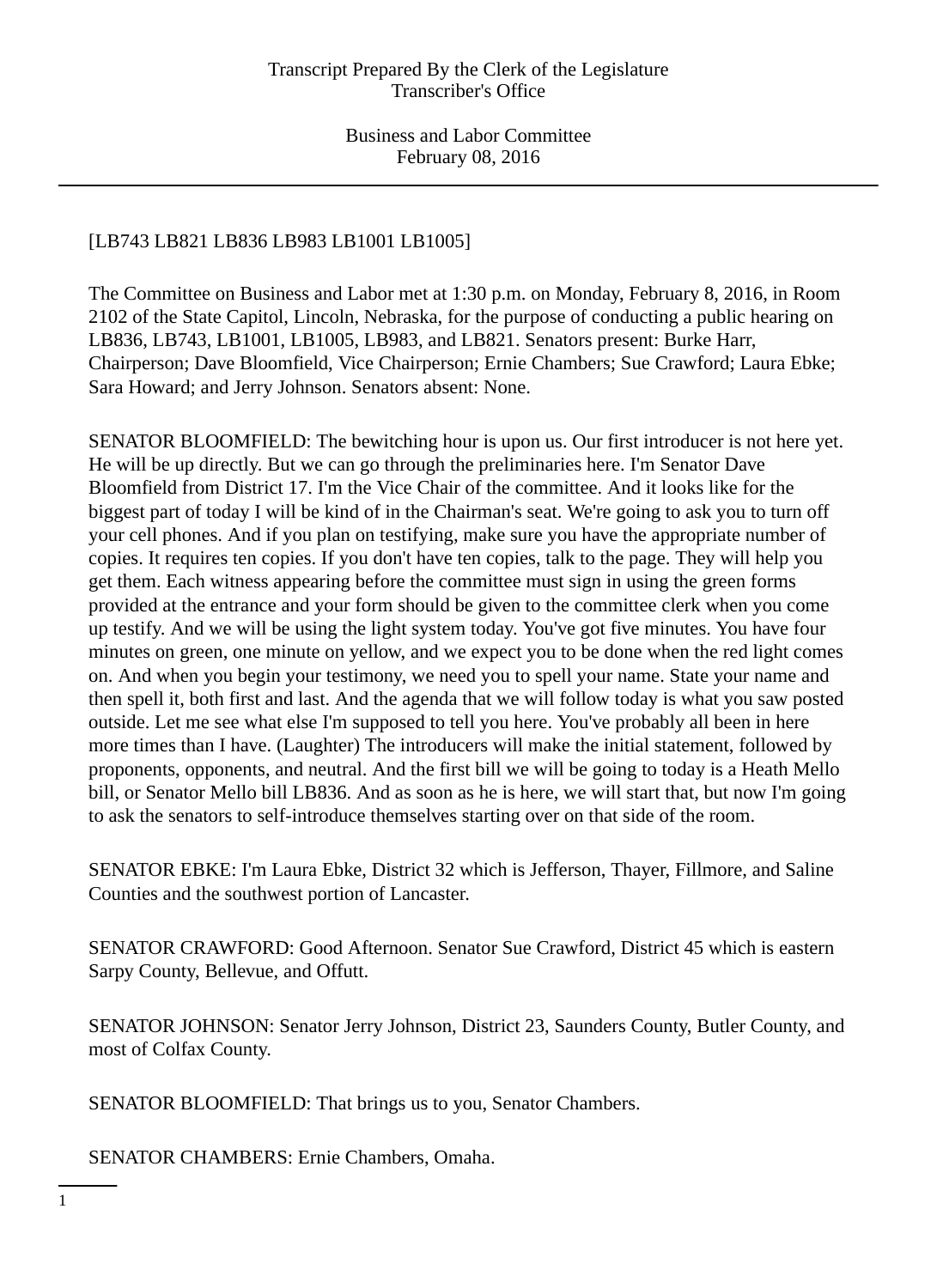Transcript Prepared By the Clerk of the Legislature
Transcriber's Office

Business and Labor Committee
February 08, 2016

[LB743 LB821 LB836 LB983 LB1001 LB1005]

The Committee on Business and Labor met at 1:30 p.m. on Monday, February 8, 2016, in Room 2102 of the State Capitol, Lincoln, Nebraska, for the purpose of conducting a public hearing on LB836, LB743, LB1001, LB1005, LB983, and LB821. Senators present: Burke Harr, Chairperson; Dave Bloomfield, Vice Chairperson; Ernie Chambers; Sue Crawford; Laura Ebke; Sara Howard; and Jerry Johnson. Senators absent: None.

SENATOR BLOOMFIELD: The bewitching hour is upon us. Our first introducer is not here yet. He will be up directly. But we can go through the preliminaries here. I'm Senator Dave Bloomfield from District 17. I'm the Vice Chair of the committee. And it looks like for the biggest part of today I will be kind of in the Chairman's seat. We're going to ask you to turn off your cell phones. And if you plan on testifying, make sure you have the appropriate number of copies. It requires ten copies. If you don't have ten copies, talk to the page. They will help you get them. Each witness appearing before the committee must sign in using the green forms provided at the entrance and your form should be given to the committee clerk when you come up testify. And we will be using the light system today. You've got five minutes. You have four minutes on green, one minute on yellow, and we expect you to be done when the red light comes on. And when you begin your testimony, we need you to spell your name. State your name and then spell it, both first and last. And the agenda that we will follow today is what you saw posted outside. Let me see what else I'm supposed to tell you here. You've probably all been in here more times than I have. (Laughter) The introducers will make the initial statement, followed by proponents, opponents, and neutral. And the first bill we will be going to today is a Heath Mello bill, or Senator Mello bill LB836. And as soon as he is here, we will start that, but now I'm going to ask the senators to self-introduce themselves starting over on that side of the room.

SENATOR EBKE: I'm Laura Ebke, District 32 which is Jefferson, Thayer, Fillmore, and Saline Counties and the southwest portion of Lancaster.

SENATOR CRAWFORD: Good Afternoon. Senator Sue Crawford, District 45 which is eastern Sarpy County, Bellevue, and Offutt.

SENATOR JOHNSON: Senator Jerry Johnson, District 23, Saunders County, Butler County, and most of Colfax County.

SENATOR BLOOMFIELD: That brings us to you, Senator Chambers.

SENATOR CHAMBERS: Ernie Chambers, Omaha.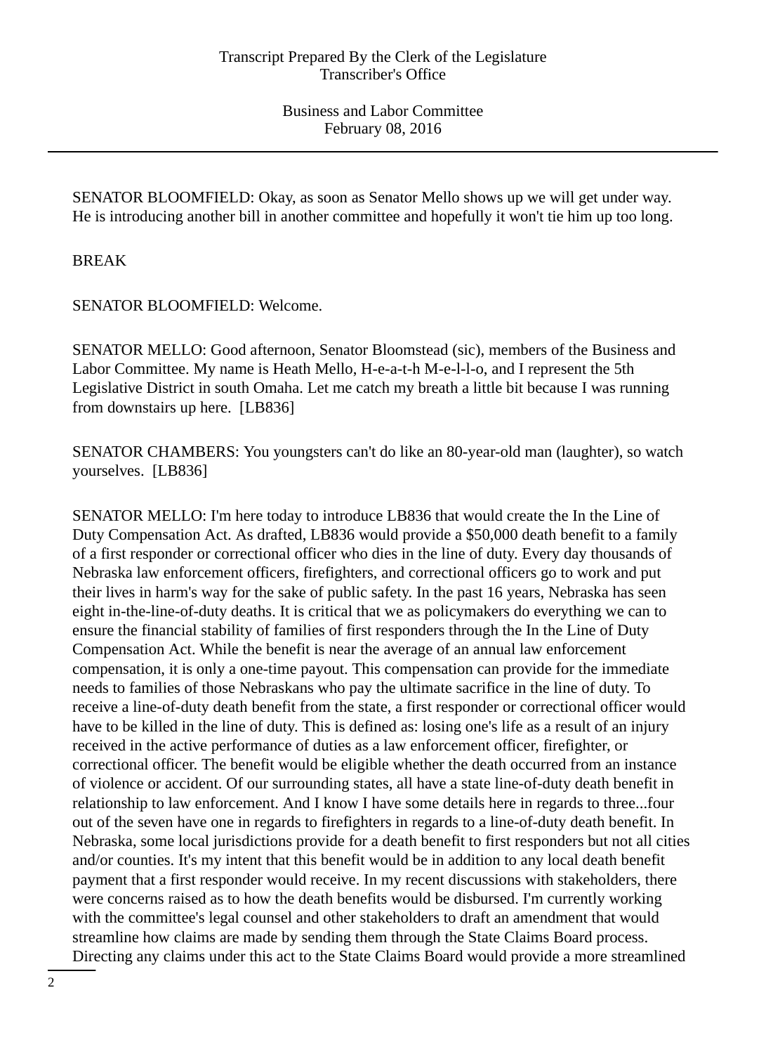SENATOR BLOOMFIELD: Okay, as soon as Senator Mello shows up we will get under way. He is introducing another bill in another committee and hopefully it won't tie him up too long.

BREAK

SENATOR BLOOMFIELD: Welcome.

SENATOR MELLO: Good afternoon, Senator Bloomstead (sic), members of the Business and Labor Committee. My name is Heath Mello, H-e-a-t-h M-e-l-l-o, and I represent the 5th Legislative District in south Omaha. Let me catch my breath a little bit because I was running from downstairs up here. [LB836]

SENATOR CHAMBERS: You youngsters can't do like an 80-year-old man (laughter), so watch yourselves. [LB836]

SENATOR MELLO: I'm here today to introduce LB836 that would create the In the Line of Duty Compensation Act. As drafted, LB836 would provide a $50,000 death benefit to a family of a first responder or correctional officer who dies in the line of duty. Every day thousands of Nebraska law enforcement officers, firefighters, and correctional officers go to work and put their lives in harm's way for the sake of public safety. In the past 16 years, Nebraska has seen eight in-the-line-of-duty deaths. It is critical that we as policymakers do everything we can to ensure the financial stability of families of first responders through the In the Line of Duty Compensation Act. While the benefit is near the average of an annual law enforcement compensation, it is only a one-time payout. This compensation can provide for the immediate needs to families of those Nebraskans who pay the ultimate sacrifice in the line of duty. To receive a line-of-duty death benefit from the state, a first responder or correctional officer would have to be killed in the line of duty. This is defined as: losing one's life as a result of an injury received in the active performance of duties as a law enforcement officer, firefighter, or correctional officer. The benefit would be eligible whether the death occurred from an instance of violence or accident. Of our surrounding states, all have a state line-of-duty death benefit in relationship to law enforcement. And I know I have some details here in regards to three...four out of the seven have one in regards to firefighters in regards to a line-of-duty death benefit. In Nebraska, some local jurisdictions provide for a death benefit to first responders but not all cities and/or counties. It's my intent that this benefit would be in addition to any local death benefit payment that a first responder would receive. In my recent discussions with stakeholders, there were concerns raised as to how the death benefits would be disbursed. I'm currently working with the committee's legal counsel and other stakeholders to draft an amendment that would streamline how claims are made by sending them through the State Claims Board process. Directing any claims under this act to the State Claims Board would provide a more streamlined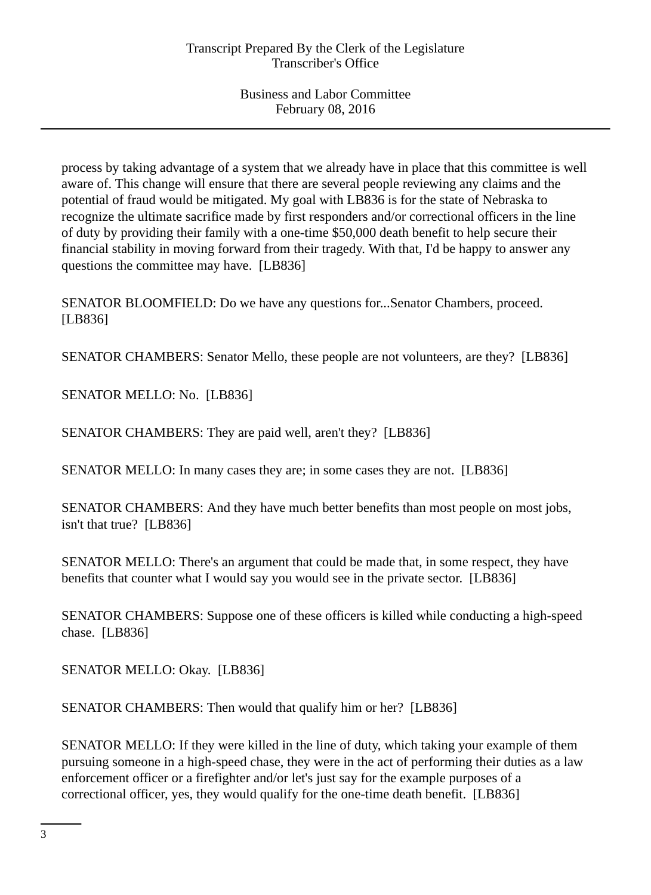process by taking advantage of a system that we already have in place that this committee is well aware of. This change will ensure that there are several people reviewing any claims and the potential of fraud would be mitigated. My goal with LB836 is for the state of Nebraska to recognize the ultimate sacrifice made by first responders and/or correctional officers in the line of duty by providing their family with a one-time $50,000 death benefit to help secure their financial stability in moving forward from their tragedy. With that, I'd be happy to answer any questions the committee may have. [LB836]

SENATOR BLOOMFIELD: Do we have any questions for...Senator Chambers, proceed. [LB836]

SENATOR CHAMBERS: Senator Mello, these people are not volunteers, are they? [LB836]

SENATOR MELLO: No. [LB836]

SENATOR CHAMBERS: They are paid well, aren't they? [LB836]

SENATOR MELLO: In many cases they are; in some cases they are not. [LB836]

SENATOR CHAMBERS: And they have much better benefits than most people on most jobs, isn't that true? [LB836]

SENATOR MELLO: There's an argument that could be made that, in some respect, they have benefits that counter what I would say you would see in the private sector. [LB836]

SENATOR CHAMBERS: Suppose one of these officers is killed while conducting a high-speed chase. [LB836]

SENATOR MELLO: Okay. [LB836]

SENATOR CHAMBERS: Then would that qualify him or her? [LB836]

SENATOR MELLO: If they were killed in the line of duty, which taking your example of them pursuing someone in a high-speed chase, they were in the act of performing their duties as a law enforcement officer or a firefighter and/or let's just say for the example purposes of a correctional officer, yes, they would qualify for the one-time death benefit. [LB836]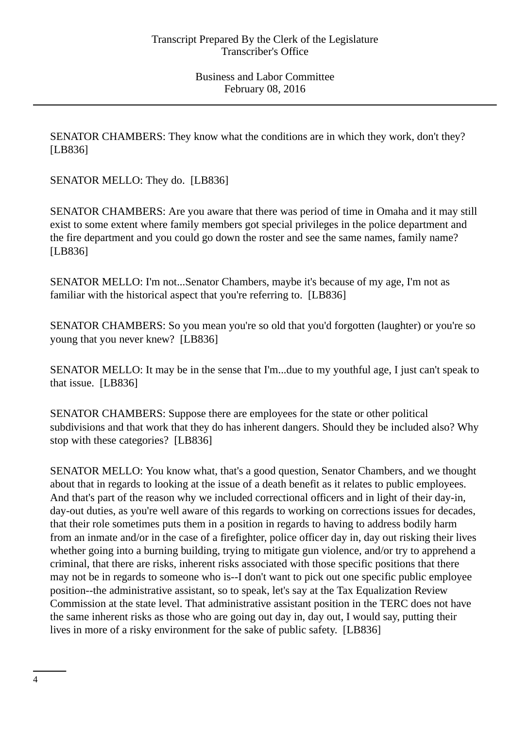SENATOR CHAMBERS: They know what the conditions are in which they work, don't they? [LB836]

SENATOR MELLO: They do. [LB836]

SENATOR CHAMBERS: Are you aware that there was period of time in Omaha and it may still exist to some extent where family members got special privileges in the police department and the fire department and you could go down the roster and see the same names, family name? [LB836]

SENATOR MELLO: I'm not...Senator Chambers, maybe it's because of my age, I'm not as familiar with the historical aspect that you're referring to. [LB836]

SENATOR CHAMBERS: So you mean you're so old that you'd forgotten (laughter) or you're so young that you never knew? [LB836]

SENATOR MELLO: It may be in the sense that I'm...due to my youthful age, I just can't speak to that issue. [LB836]

SENATOR CHAMBERS: Suppose there are employees for the state or other political subdivisions and that work that they do has inherent dangers. Should they be included also? Why stop with these categories? [LB836]

SENATOR MELLO: You know what, that's a good question, Senator Chambers, and we thought about that in regards to looking at the issue of a death benefit as it relates to public employees. And that's part of the reason why we included correctional officers and in light of their day-in, day-out duties, as you're well aware of this regards to working on corrections issues for decades, that their role sometimes puts them in a position in regards to having to address bodily harm from an inmate and/or in the case of a firefighter, police officer day in, day out risking their lives whether going into a burning building, trying to mitigate gun violence, and/or try to apprehend a criminal, that there are risks, inherent risks associated with those specific positions that there may not be in regards to someone who is--I don't want to pick out one specific public employee position--the administrative assistant, so to speak, let's say at the Tax Equalization Review Commission at the state level. That administrative assistant position in the TERC does not have the same inherent risks as those who are going out day in, day out, I would say, putting their lives in more of a risky environment for the sake of public safety. [LB836]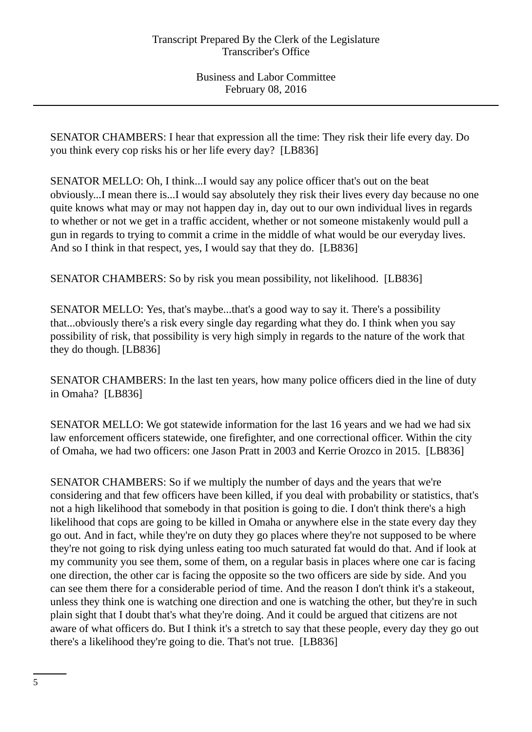SENATOR CHAMBERS: I hear that expression all the time: They risk their life every day. Do you think every cop risks his or her life every day? [LB836]

SENATOR MELLO: Oh, I think...I would say any police officer that's out on the beat obviously...I mean there is...I would say absolutely they risk their lives every day because no one quite knows what may or may not happen day in, day out to our own individual lives in regards to whether or not we get in a traffic accident, whether or not someone mistakenly would pull a gun in regards to trying to commit a crime in the middle of what would be our everyday lives. And so I think in that respect, yes, I would say that they do. [LB836]

SENATOR CHAMBERS: So by risk you mean possibility, not likelihood. [LB836]

SENATOR MELLO: Yes, that's maybe...that's a good way to say it. There's a possibility that...obviously there's a risk every single day regarding what they do. I think when you say possibility of risk, that possibility is very high simply in regards to the nature of the work that they do though. [LB836]

SENATOR CHAMBERS: In the last ten years, how many police officers died in the line of duty in Omaha? [LB836]

SENATOR MELLO: We got statewide information for the last 16 years and we had we had six law enforcement officers statewide, one firefighter, and one correctional officer. Within the city of Omaha, we had two officers: one Jason Pratt in 2003 and Kerrie Orozco in 2015. [LB836]

SENATOR CHAMBERS: So if we multiply the number of days and the years that we're considering and that few officers have been killed, if you deal with probability or statistics, that's not a high likelihood that somebody in that position is going to die. I don't think there's a high likelihood that cops are going to be killed in Omaha or anywhere else in the state every day they go out. And in fact, while they're on duty they go places where they're not supposed to be where they're not going to risk dying unless eating too much saturated fat would do that. And if look at my community you see them, some of them, on a regular basis in places where one car is facing one direction, the other car is facing the opposite so the two officers are side by side. And you can see them there for a considerable period of time. And the reason I don't think it's a stakeout, unless they think one is watching one direction and one is watching the other, but they're in such plain sight that I doubt that's what they're doing. And it could be argued that citizens are not aware of what officers do. But I think it's a stretch to say that these people, every day they go out there's a likelihood they're going to die. That's not true. [LB836]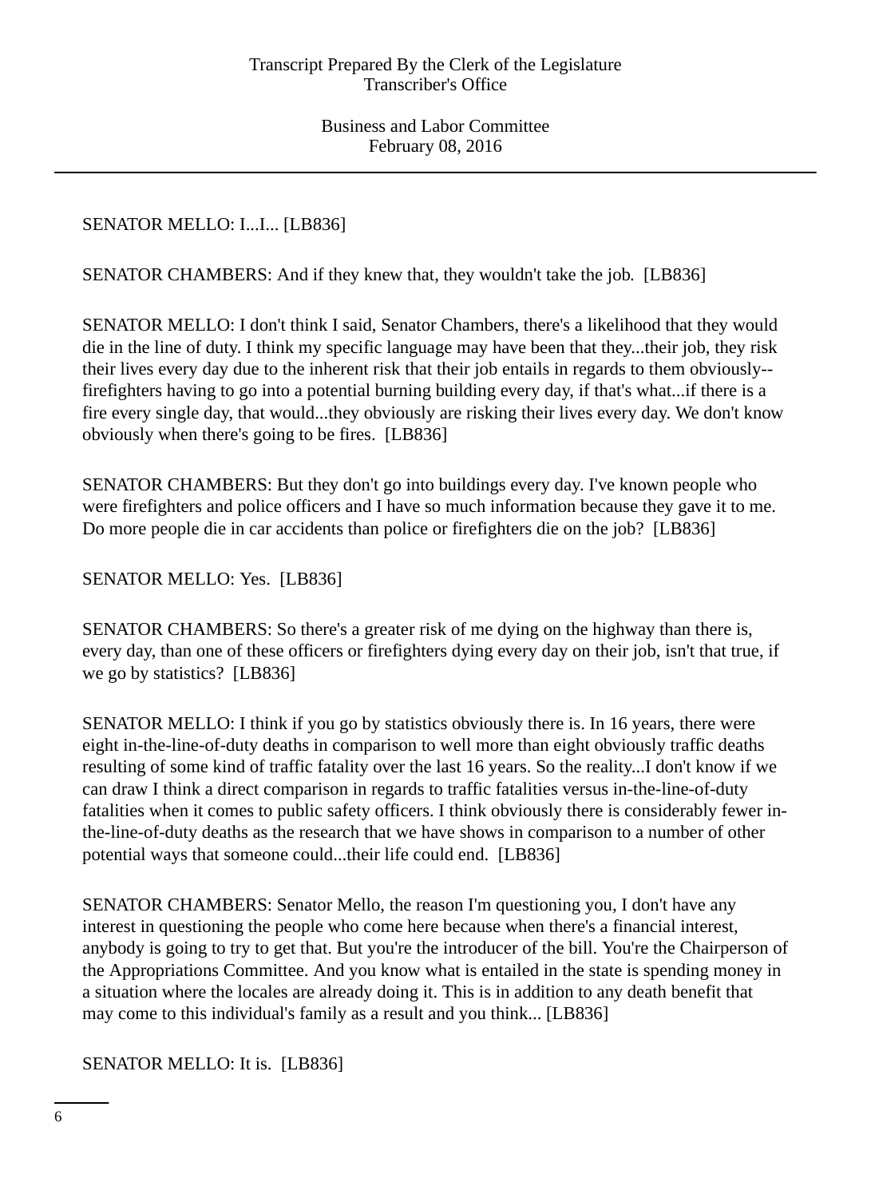SENATOR MELLO: I...I... [LB836]

SENATOR CHAMBERS: And if they knew that, they wouldn't take the job. [LB836]

SENATOR MELLO: I don't think I said, Senator Chambers, there's a likelihood that they would die in the line of duty. I think my specific language may have been that they...their job, they risk their lives every day due to the inherent risk that their job entails in regards to them obviously--firefighters having to go into a potential burning building every day, if that's what...if there is a fire every single day, that would...they obviously are risking their lives every day. We don't know obviously when there's going to be fires. [LB836]

SENATOR CHAMBERS: But they don't go into buildings every day. I've known people who were firefighters and police officers and I have so much information because they gave it to me. Do more people die in car accidents than police or firefighters die on the job? [LB836]

SENATOR MELLO: Yes. [LB836]

SENATOR CHAMBERS: So there's a greater risk of me dying on the highway than there is, every day, than one of these officers or firefighters dying every day on their job, isn't that true, if we go by statistics? [LB836]

SENATOR MELLO: I think if you go by statistics obviously there is. In 16 years, there were eight in-the-line-of-duty deaths in comparison to well more than eight obviously traffic deaths resulting of some kind of traffic fatality over the last 16 years. So the reality...I don't know if we can draw I think a direct comparison in regards to traffic fatalities versus in-the-line-of-duty fatalities when it comes to public safety officers. I think obviously there is considerably fewer in-the-line-of-duty deaths as the research that we have shows in comparison to a number of other potential ways that someone could...their life could end. [LB836]

SENATOR CHAMBERS: Senator Mello, the reason I'm questioning you, I don't have any interest in questioning the people who come here because when there's a financial interest, anybody is going to try to get that. But you're the introducer of the bill. You're the Chairperson of the Appropriations Committee. And you know what is entailed in the state is spending money in a situation where the locales are already doing it. This is in addition to any death benefit that may come to this individual's family as a result and you think... [LB836]

SENATOR MELLO: It is. [LB836]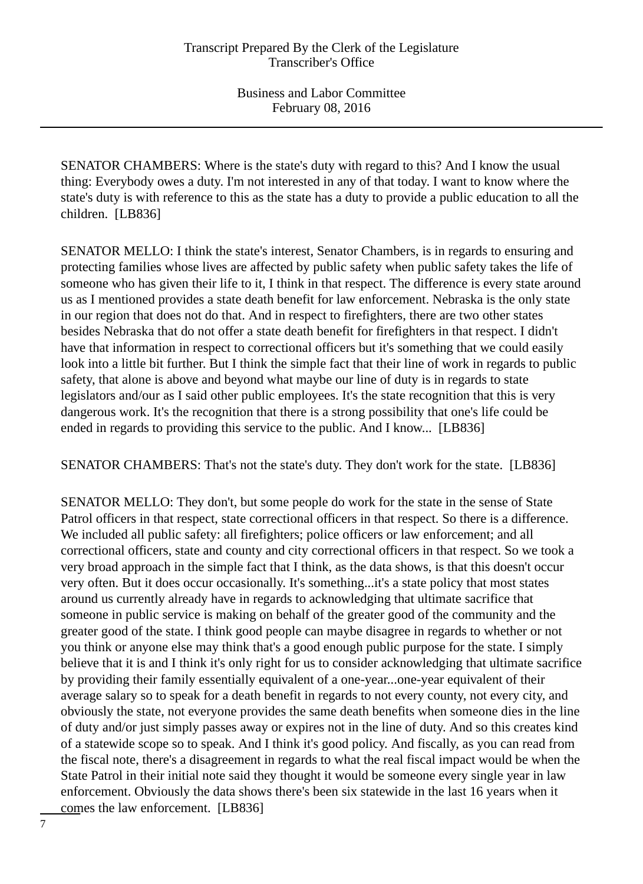SENATOR CHAMBERS: Where is the state's duty with regard to this? And I know the usual thing: Everybody owes a duty. I'm not interested in any of that today. I want to know where the state's duty is with reference to this as the state has a duty to provide a public education to all the children.  [LB836]

SENATOR MELLO: I think the state's interest, Senator Chambers, is in regards to ensuring and protecting families whose lives are affected by public safety when public safety takes the life of someone who has given their life to it, I think in that respect. The difference is every state around us as I mentioned provides a state death benefit for law enforcement. Nebraska is the only state in our region that does not do that. And in respect to firefighters, there are two other states besides Nebraska that do not offer a state death benefit for firefighters in that respect. I didn't have that information in respect to correctional officers but it's something that we could easily look into a little bit further. But I think the simple fact that their line of work in regards to public safety, that alone is above and beyond what maybe our line of duty is in regards to state legislators and/our as I said other public employees. It's the state recognition that this is very dangerous work. It's the recognition that there is a strong possibility that one's life could be ended in regards to providing this service to the public. And I know...  [LB836]

SENATOR CHAMBERS: That's not the state's duty. They don't work for the state.  [LB836]

SENATOR MELLO: They don't, but some people do work for the state in the sense of State Patrol officers in that respect, state correctional officers in that respect. So there is a difference. We included all public safety: all firefighters; police officers or law enforcement; and all correctional officers, state and county and city correctional officers in that respect. So we took a very broad approach in the simple fact that I think, as the data shows, is that this doesn't occur very often. But it does occur occasionally. It's something...it's a state policy that most states around us currently already have in regards to acknowledging that ultimate sacrifice that someone in public service is making on behalf of the greater good of the community and the greater good of the state. I think good people can maybe disagree in regards to whether or not you think or anyone else may think that's a good enough public purpose for the state. I simply believe that it is and I think it's only right for us to consider acknowledging that ultimate sacrifice by providing their family essentially equivalent of a one-year...one-year equivalent of their average salary so to speak for a death benefit in regards to not every county, not every city, and obviously the state, not everyone provides the same death benefits when someone dies in the line of duty and/or just simply passes away or expires not in the line of duty. And so this creates kind of a statewide scope so to speak. And I think it's good policy. And fiscally, as you can read from the fiscal note, there's a disagreement in regards to what the real fiscal impact would be when the State Patrol in their initial note said they thought it would be someone every single year in law enforcement. Obviously the data shows there's been six statewide in the last 16 years when it comes the law enforcement.  [LB836]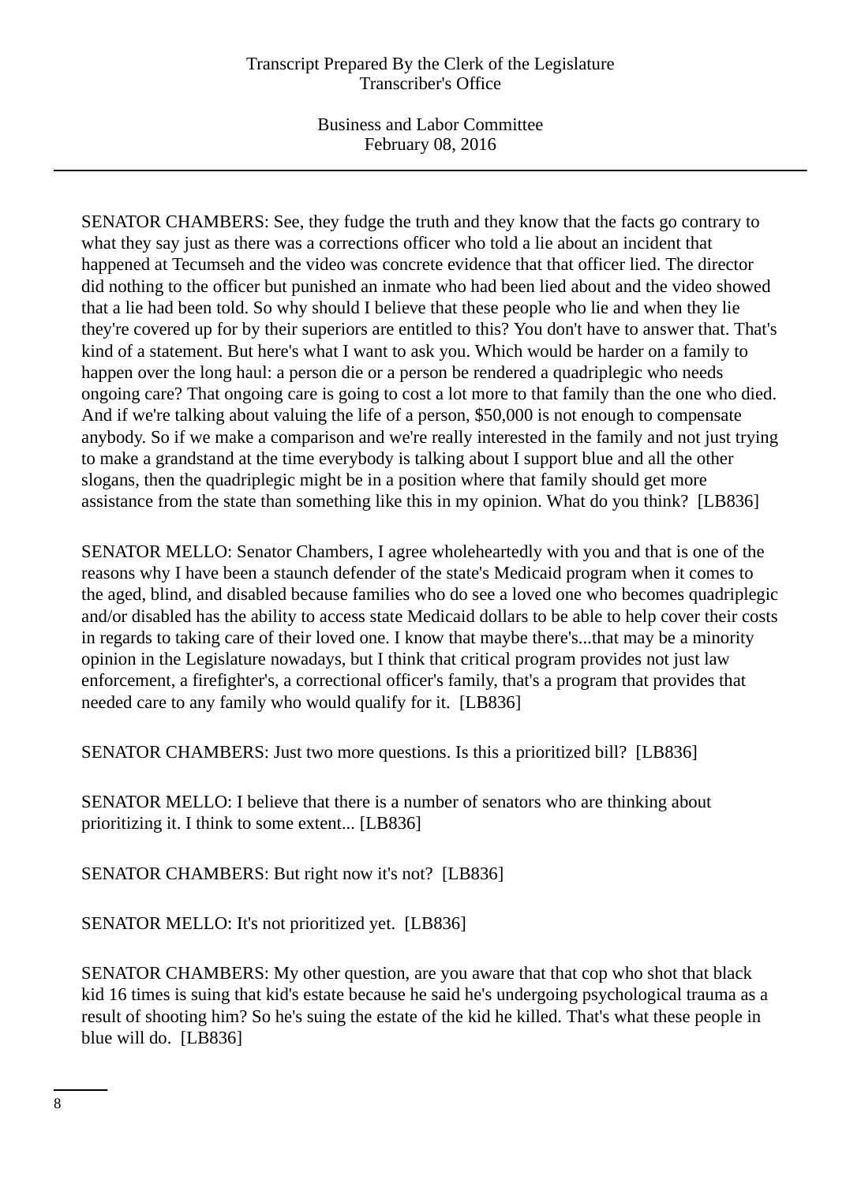SENATOR CHAMBERS: See, they fudge the truth and they know that the facts go contrary to what they say just as there was a corrections officer who told a lie about an incident that happened at Tecumseh and the video was concrete evidence that that officer lied. The director did nothing to the officer but punished an inmate who had been lied about and the video showed that a lie had been told. So why should I believe that these people who lie and when they lie they're covered up for by their superiors are entitled to this? You don't have to answer that. That's kind of a statement. But here's what I want to ask you. Which would be harder on a family to happen over the long haul: a person die or a person be rendered a quadriplegic who needs ongoing care? That ongoing care is going to cost a lot more to that family than the one who died. And if we're talking about valuing the life of a person, $50,000 is not enough to compensate anybody. So if we make a comparison and we're really interested in the family and not just trying to make a grandstand at the time everybody is talking about I support blue and all the other slogans, then the quadriplegic might be in a position where that family should get more assistance from the state than something like this in my opinion. What do you think? [LB836]

SENATOR MELLO: Senator Chambers, I agree wholeheartedly with you and that is one of the reasons why I have been a staunch defender of the state's Medicaid program when it comes to the aged, blind, and disabled because families who do see a loved one who becomes quadriplegic and/or disabled has the ability to access state Medicaid dollars to be able to help cover their costs in regards to taking care of their loved one. I know that maybe there's...that may be a minority opinion in the Legislature nowadays, but I think that critical program provides not just law enforcement, a firefighter's, a correctional officer's family, that's a program that provides that needed care to any family who would qualify for it. [LB836]

SENATOR CHAMBERS: Just two more questions. Is this a prioritized bill? [LB836]

SENATOR MELLO: I believe that there is a number of senators who are thinking about prioritizing it. I think to some extent... [LB836]

SENATOR CHAMBERS: But right now it's not? [LB836]

SENATOR MELLO: It's not prioritized yet. [LB836]

SENATOR CHAMBERS: My other question, are you aware that that cop who shot that black kid 16 times is suing that kid's estate because he said he's undergoing psychological trauma as a result of shooting him? So he's suing the estate of the kid he killed. That's what these people in blue will do. [LB836]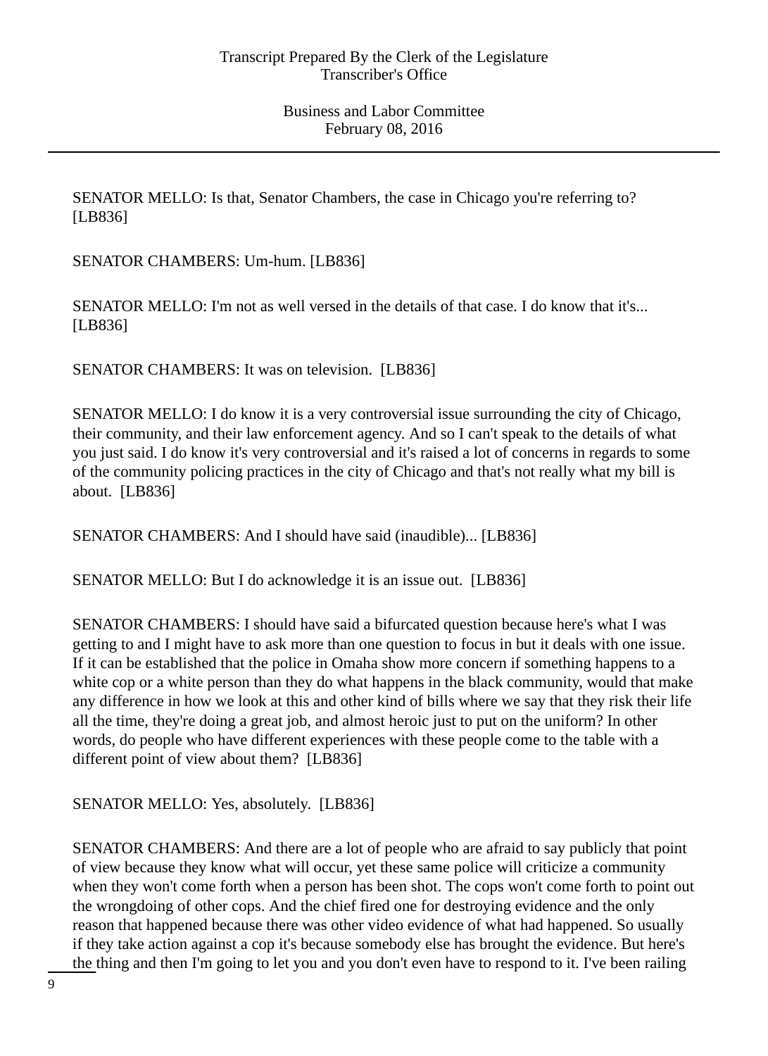SENATOR MELLO: Is that, Senator Chambers, the case in Chicago you're referring to? [LB836]

SENATOR CHAMBERS: Um-hum. [LB836]

SENATOR MELLO: I'm not as well versed in the details of that case. I do know that it's... [LB836]

SENATOR CHAMBERS: It was on television. [LB836]

SENATOR MELLO: I do know it is a very controversial issue surrounding the city of Chicago, their community, and their law enforcement agency. And so I can't speak to the details of what you just said. I do know it's very controversial and it's raised a lot of concerns in regards to some of the community policing practices in the city of Chicago and that's not really what my bill is about. [LB836]

SENATOR CHAMBERS: And I should have said (inaudible)... [LB836]

SENATOR MELLO: But I do acknowledge it is an issue out. [LB836]

SENATOR CHAMBERS: I should have said a bifurcated question because here's what I was getting to and I might have to ask more than one question to focus in but it deals with one issue. If it can be established that the police in Omaha show more concern if something happens to a white cop or a white person than they do what happens in the black community, would that make any difference in how we look at this and other kind of bills where we say that they risk their life all the time, they're doing a great job, and almost heroic just to put on the uniform? In other words, do people who have different experiences with these people come to the table with a different point of view about them? [LB836]

SENATOR MELLO: Yes, absolutely. [LB836]

SENATOR CHAMBERS: And there are a lot of people who are afraid to say publicly that point of view because they know what will occur, yet these same police will criticize a community when they won't come forth when a person has been shot. The cops won't come forth to point out the wrongdoing of other cops. And the chief fired one for destroying evidence and the only reason that happened because there was other video evidence of what had happened. So usually if they take action against a cop it's because somebody else has brought the evidence. But here's the thing and then I'm going to let you and you don't even have to respond to it. I've been railing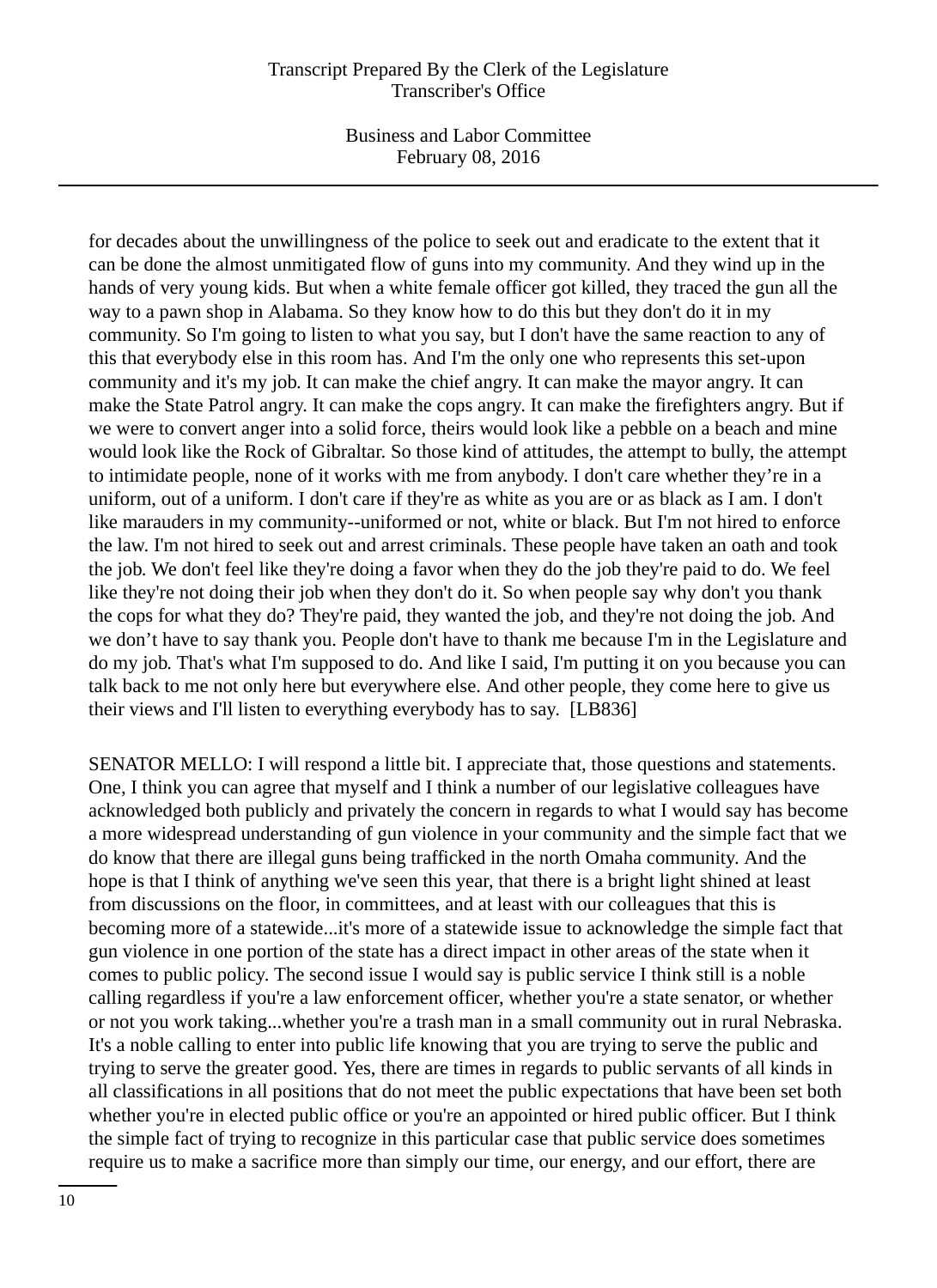for decades about the unwillingness of the police to seek out and eradicate to the extent that it can be done the almost unmitigated flow of guns into my community. And they wind up in the hands of very young kids. But when a white female officer got killed, they traced the gun all the way to a pawn shop in Alabama. So they know how to do this but they don't do it in my community. So I'm going to listen to what you say, but I don't have the same reaction to any of this that everybody else in this room has. And I'm the only one who represents this set-upon community and it's my job. It can make the chief angry. It can make the mayor angry. It can make the State Patrol angry. It can make the cops angry. It can make the firefighters angry. But if we were to convert anger into a solid force, theirs would look like a pebble on a beach and mine would look like the Rock of Gibraltar. So those kind of attitudes, the attempt to bully, the attempt to intimidate people, none of it works with me from anybody. I don't care whether they're in a uniform, out of a uniform. I don't care if they're as white as you are or as black as I am. I don't like marauders in my community--uniformed or not, white or black. But I'm not hired to enforce the law. I'm not hired to seek out and arrest criminals. These people have taken an oath and took the job. We don't feel like they're doing a favor when they do the job they're paid to do. We feel like they're not doing their job when they don't do it. So when people say why don't you thank the cops for what they do? They're paid, they wanted the job, and they're not doing the job. And we don't have to say thank you. People don't have to thank me because I'm in the Legislature and do my job. That's what I'm supposed to do. And like I said, I'm putting it on you because you can talk back to me not only here but everywhere else. And other people, they come here to give us their views and I'll listen to everything everybody has to say. [LB836]

SENATOR MELLO: I will respond a little bit. I appreciate that, those questions and statements. One, I think you can agree that myself and I think a number of our legislative colleagues have acknowledged both publicly and privately the concern in regards to what I would say has become a more widespread understanding of gun violence in your community and the simple fact that we do know that there are illegal guns being trafficked in the north Omaha community. And the hope is that I think of anything we've seen this year, that there is a bright light shined at least from discussions on the floor, in committees, and at least with our colleagues that this is becoming more of a statewide...it's more of a statewide issue to acknowledge the simple fact that gun violence in one portion of the state has a direct impact in other areas of the state when it comes to public policy. The second issue I would say is public service I think still is a noble calling regardless if you're a law enforcement officer, whether you're a state senator, or whether or not you work taking...whether you're a trash man in a small community out in rural Nebraska. It's a noble calling to enter into public life knowing that you are trying to serve the public and trying to serve the greater good. Yes, there are times in regards to public servants of all kinds in all classifications in all positions that do not meet the public expectations that have been set both whether you're in elected public office or you're an appointed or hired public officer. But I think the simple fact of trying to recognize in this particular case that public service does sometimes require us to make a sacrifice more than simply our time, our energy, and our effort, there are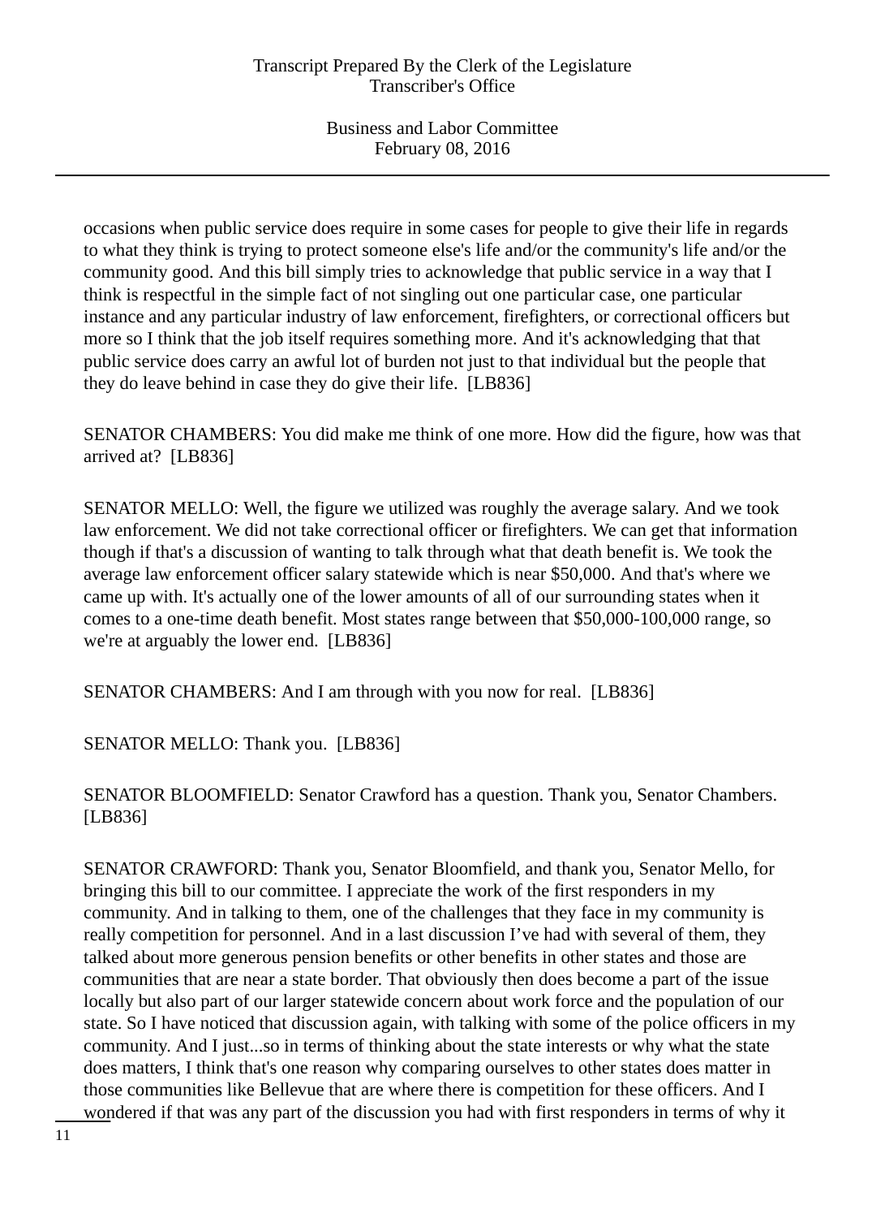occasions when public service does require in some cases for people to give their life in regards to what they think is trying to protect someone else's life and/or the community's life and/or the community good. And this bill simply tries to acknowledge that public service in a way that I think is respectful in the simple fact of not singling out one particular case, one particular instance and any particular industry of law enforcement, firefighters, or correctional officers but more so I think that the job itself requires something more. And it's acknowledging that that public service does carry an awful lot of burden not just to that individual but the people that they do leave behind in case they do give their life. [LB836]

SENATOR CHAMBERS: You did make me think of one more. How did the figure, how was that arrived at? [LB836]

SENATOR MELLO: Well, the figure we utilized was roughly the average salary. And we took law enforcement. We did not take correctional officer or firefighters. We can get that information though if that's a discussion of wanting to talk through what that death benefit is. We took the average law enforcement officer salary statewide which is near $50,000. And that's where we came up with. It's actually one of the lower amounts of all of our surrounding states when it comes to a one-time death benefit. Most states range between that $50,000-100,000 range, so we're at arguably the lower end. [LB836]

SENATOR CHAMBERS: And I am through with you now for real. [LB836]

SENATOR MELLO: Thank you. [LB836]

SENATOR BLOOMFIELD: Senator Crawford has a question. Thank you, Senator Chambers. [LB836]

SENATOR CRAWFORD: Thank you, Senator Bloomfield, and thank you, Senator Mello, for bringing this bill to our committee. I appreciate the work of the first responders in my community. And in talking to them, one of the challenges that they face in my community is really competition for personnel. And in a last discussion I've had with several of them, they talked about more generous pension benefits or other benefits in other states and those are communities that are near a state border. That obviously then does become a part of the issue locally but also part of our larger statewide concern about work force and the population of our state. So I have noticed that discussion again, with talking with some of the police officers in my community. And I just...so in terms of thinking about the state interests or why what the state does matters, I think that's one reason why comparing ourselves to other states does matter in those communities like Bellevue that are where there is competition for these officers. And I wondered if that was any part of the discussion you had with first responders in terms of why it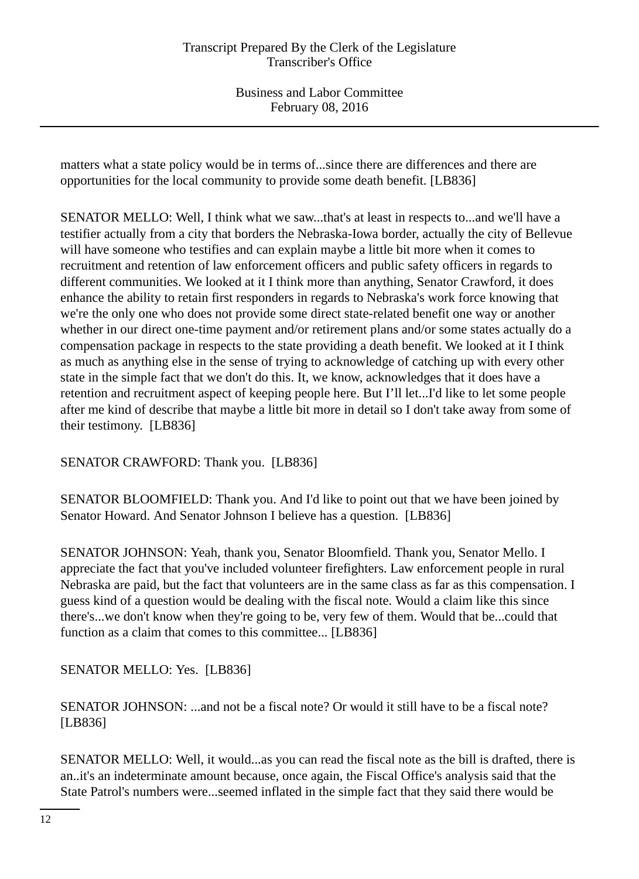matters what a state policy would be in terms of...since there are differences and there are opportunities for the local community to provide some death benefit. [LB836]

SENATOR MELLO: Well, I think what we saw...that's at least in respects to...and we'll have a testifier actually from a city that borders the Nebraska-Iowa border, actually the city of Bellevue will have someone who testifies and can explain maybe a little bit more when it comes to recruitment and retention of law enforcement officers and public safety officers in regards to different communities. We looked at it I think more than anything, Senator Crawford, it does enhance the ability to retain first responders in regards to Nebraska's work force knowing that we're the only one who does not provide some direct state-related benefit one way or another whether in our direct one-time payment and/or retirement plans and/or some states actually do a compensation package in respects to the state providing a death benefit. We looked at it I think as much as anything else in the sense of trying to acknowledge of catching up with every other state in the simple fact that we don't do this. It, we know, acknowledges that it does have a retention and recruitment aspect of keeping people here. But I'll let...I'd like to let some people after me kind of describe that maybe a little bit more in detail so I don't take away from some of their testimony. [LB836]

SENATOR CRAWFORD: Thank you. [LB836]

SENATOR BLOOMFIELD: Thank you. And I'd like to point out that we have been joined by Senator Howard. And Senator Johnson I believe has a question. [LB836]

SENATOR JOHNSON: Yeah, thank you, Senator Bloomfield. Thank you, Senator Mello. I appreciate the fact that you've included volunteer firefighters. Law enforcement people in rural Nebraska are paid, but the fact that volunteers are in the same class as far as this compensation. I guess kind of a question would be dealing with the fiscal note. Would a claim like this since there's...we don't know when they're going to be, very few of them. Would that be...could that function as a claim that comes to this committee... [LB836]

SENATOR MELLO: Yes. [LB836]

SENATOR JOHNSON: ...and not be a fiscal note? Or would it still have to be a fiscal note? [LB836]

SENATOR MELLO: Well, it would...as you can read the fiscal note as the bill is drafted, there is an..it's an indeterminate amount because, once again, the Fiscal Office's analysis said that the State Patrol's numbers were...seemed inflated in the simple fact that they said there would be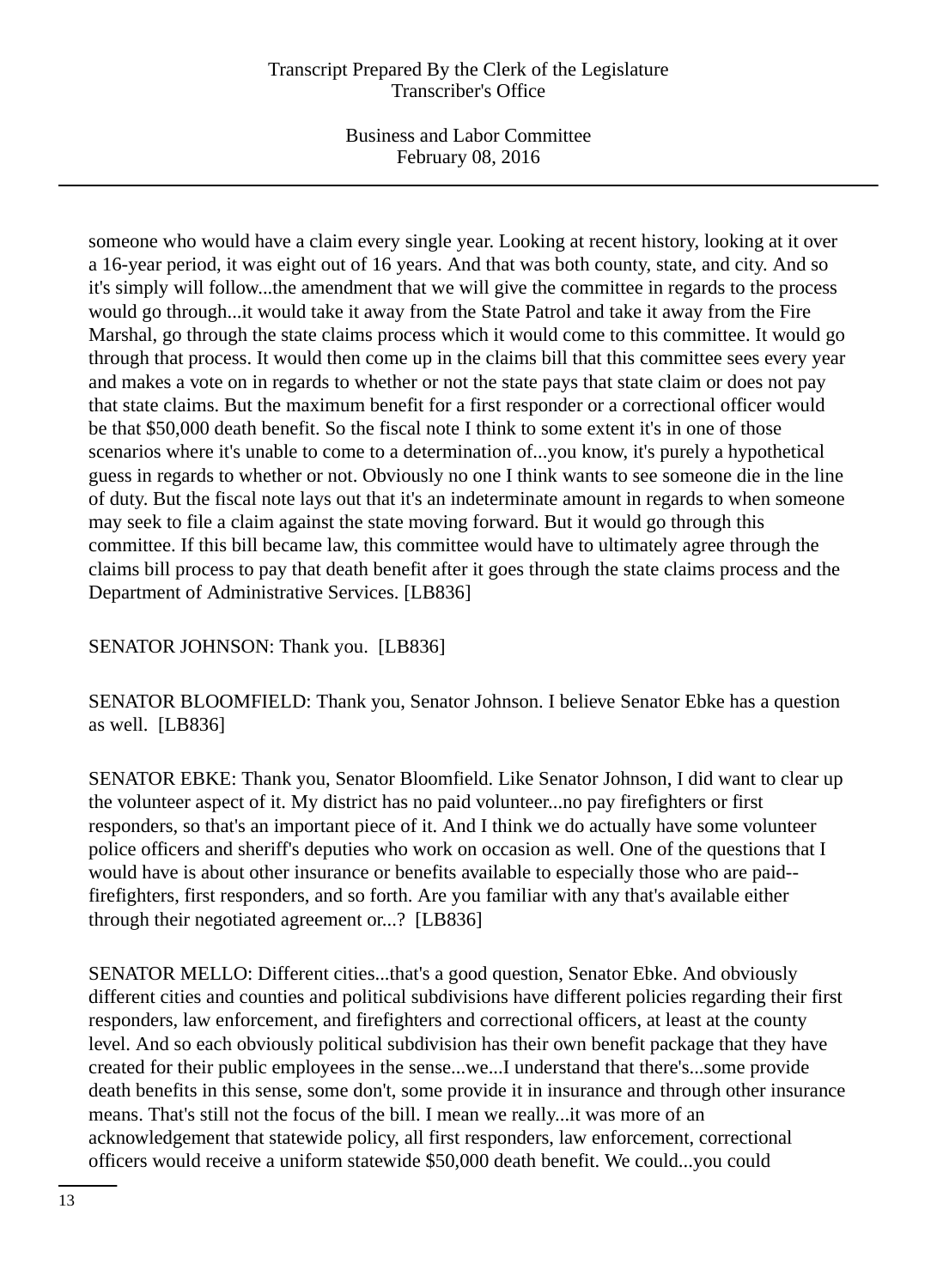someone who would have a claim every single year. Looking at recent history, looking at it over a 16-year period, it was eight out of 16 years. And that was both county, state, and city. And so it's simply will follow...the amendment that we will give the committee in regards to the process would go through...it would take it away from the State Patrol and take it away from the Fire Marshal, go through the state claims process which it would come to this committee. It would go through that process. It would then come up in the claims bill that this committee sees every year and makes a vote on in regards to whether or not the state pays that state claim or does not pay that state claims. But the maximum benefit for a first responder or a correctional officer would be that $50,000 death benefit. So the fiscal note I think to some extent it's in one of those scenarios where it's unable to come to a determination of...you know, it's purely a hypothetical guess in regards to whether or not. Obviously no one I think wants to see someone die in the line of duty. But the fiscal note lays out that it's an indeterminate amount in regards to when someone may seek to file a claim against the state moving forward. But it would go through this committee. If this bill became law, this committee would have to ultimately agree through the claims bill process to pay that death benefit after it goes through the state claims process and the Department of Administrative Services. [LB836]

SENATOR JOHNSON: Thank you. [LB836]

SENATOR BLOOMFIELD: Thank you, Senator Johnson. I believe Senator Ebke has a question as well. [LB836]

SENATOR EBKE: Thank you, Senator Bloomfield. Like Senator Johnson, I did want to clear up the volunteer aspect of it. My district has no paid volunteer...no pay firefighters or first responders, so that's an important piece of it. And I think we do actually have some volunteer police officers and sheriff's deputies who work on occasion as well. One of the questions that I would have is about other insurance or benefits available to especially those who are paid--firefighters, first responders, and so forth. Are you familiar with any that's available either through their negotiated agreement or...? [LB836]

SENATOR MELLO: Different cities...that's a good question, Senator Ebke. And obviously different cities and counties and political subdivisions have different policies regarding their first responders, law enforcement, and firefighters and correctional officers, at least at the county level. And so each obviously political subdivision has their own benefit package that they have created for their public employees in the sense...we...I understand that there's...some provide death benefits in this sense, some don't, some provide it in insurance and through other insurance means. That's still not the focus of the bill. I mean we really...it was more of an acknowledgement that statewide policy, all first responders, law enforcement, correctional officers would receive a uniform statewide $50,000 death benefit. We could...you could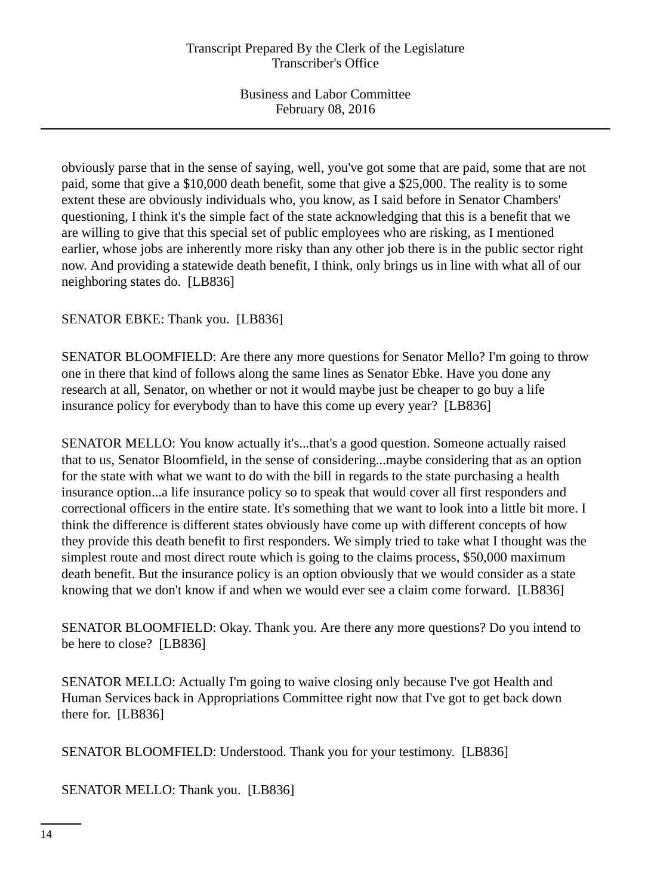obviously parse that in the sense of saying, well, you've got some that are paid, some that are not paid, some that give a $10,000 death benefit, some that give a $25,000. The reality is to some extent these are obviously individuals who, you know, as I said before in Senator Chambers' questioning, I think it's the simple fact of the state acknowledging that this is a benefit that we are willing to give that this special set of public employees who are risking, as I mentioned earlier, whose jobs are inherently more risky than any other job there is in the public sector right now. And providing a statewide death benefit, I think, only brings us in line with what all of our neighboring states do. [LB836]

SENATOR EBKE: Thank you. [LB836]

SENATOR BLOOMFIELD: Are there any more questions for Senator Mello? I'm going to throw one in there that kind of follows along the same lines as Senator Ebke. Have you done any research at all, Senator, on whether or not it would maybe just be cheaper to go buy a life insurance policy for everybody than to have this come up every year? [LB836]

SENATOR MELLO: You know actually it's...that's a good question. Someone actually raised that to us, Senator Bloomfield, in the sense of considering...maybe considering that as an option for the state with what we want to do with the bill in regards to the state purchasing a health insurance option...a life insurance policy so to speak that would cover all first responders and correctional officers in the entire state. It's something that we want to look into a little bit more. I think the difference is different states obviously have come up with different concepts of how they provide this death benefit to first responders. We simply tried to take what I thought was the simplest route and most direct route which is going to the claims process, $50,000 maximum death benefit. But the insurance policy is an option obviously that we would consider as a state knowing that we don't know if and when we would ever see a claim come forward. [LB836]

SENATOR BLOOMFIELD: Okay. Thank you. Are there any more questions? Do you intend to be here to close? [LB836]

SENATOR MELLO: Actually I'm going to waive closing only because I've got Health and Human Services back in Appropriations Committee right now that I've got to get back down there for. [LB836]

SENATOR BLOOMFIELD: Understood. Thank you for your testimony. [LB836]

SENATOR MELLO: Thank you. [LB836]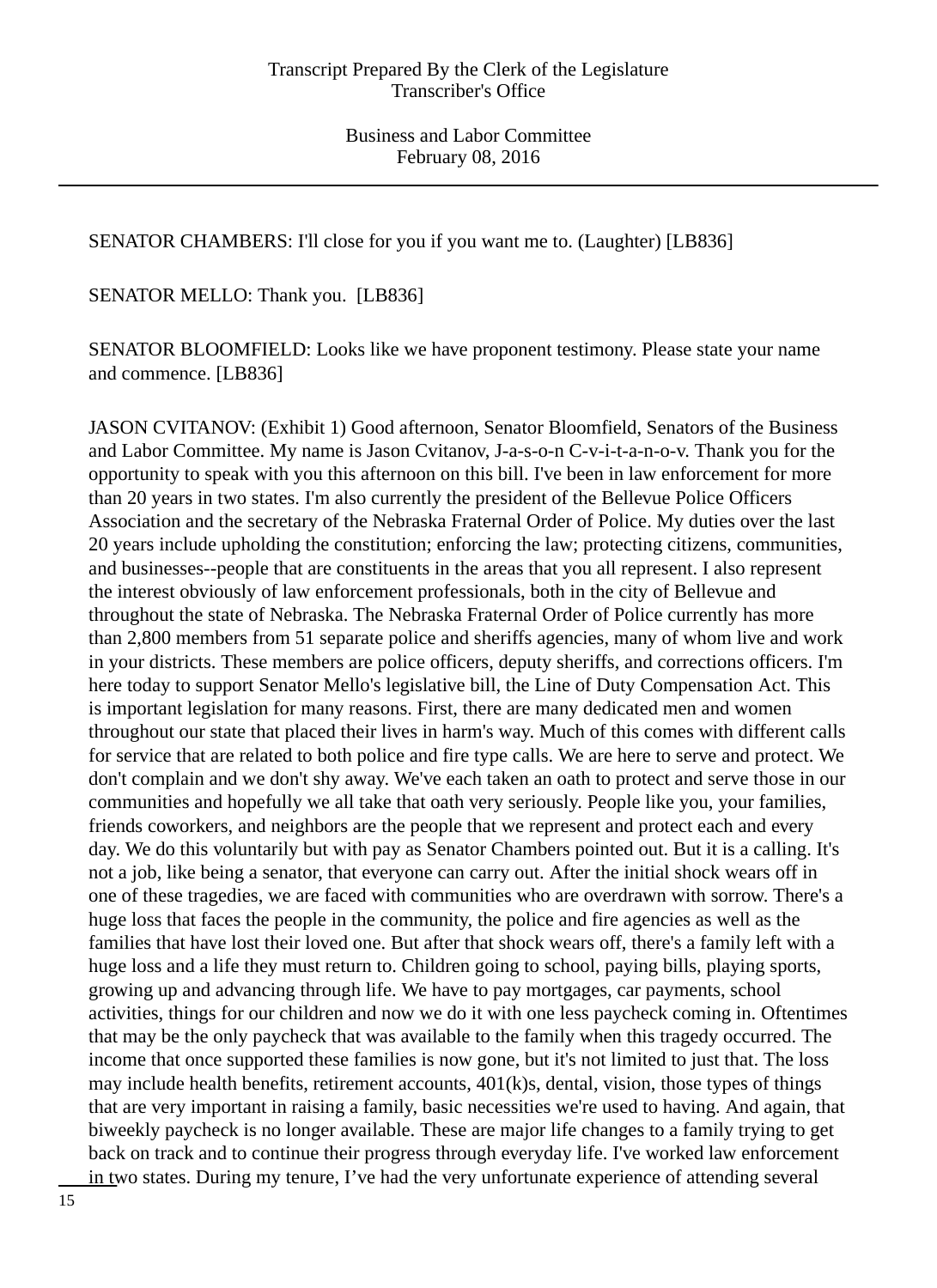SENATOR CHAMBERS: I'll close for you if you want me to. (Laughter) [LB836]

SENATOR MELLO: Thank you. [LB836]

SENATOR BLOOMFIELD: Looks like we have proponent testimony. Please state your name and commence. [LB836]

JASON CVITANOV: (Exhibit 1) Good afternoon, Senator Bloomfield, Senators of the Business and Labor Committee. My name is Jason Cvitanov, J-a-s-o-n C-v-i-t-a-n-o-v. Thank you for the opportunity to speak with you this afternoon on this bill. I've been in law enforcement for more than 20 years in two states. I'm also currently the president of the Bellevue Police Officers Association and the secretary of the Nebraska Fraternal Order of Police. My duties over the last 20 years include upholding the constitution; enforcing the law; protecting citizens, communities, and businesses--people that are constituents in the areas that you all represent. I also represent the interest obviously of law enforcement professionals, both in the city of Bellevue and throughout the state of Nebraska. The Nebraska Fraternal Order of Police currently has more than 2,800 members from 51 separate police and sheriffs agencies, many of whom live and work in your districts. These members are police officers, deputy sheriffs, and corrections officers. I'm here today to support Senator Mello's legislative bill, the Line of Duty Compensation Act. This is important legislation for many reasons. First, there are many dedicated men and women throughout our state that placed their lives in harm's way. Much of this comes with different calls for service that are related to both police and fire type calls. We are here to serve and protect. We don't complain and we don't shy away. We've each taken an oath to protect and serve those in our communities and hopefully we all take that oath very seriously. People like you, your families, friends coworkers, and neighbors are the people that we represent and protect each and every day. We do this voluntarily but with pay as Senator Chambers pointed out. But it is a calling. It's not a job, like being a senator, that everyone can carry out. After the initial shock wears off in one of these tragedies, we are faced with communities who are overdrawn with sorrow. There's a huge loss that faces the people in the community, the police and fire agencies as well as the families that have lost their loved one. But after that shock wears off, there's a family left with a huge loss and a life they must return to. Children going to school, paying bills, playing sports, growing up and advancing through life. We have to pay mortgages, car payments, school activities, things for our children and now we do it with one less paycheck coming in. Oftentimes that may be the only paycheck that was available to the family when this tragedy occurred. The income that once supported these families is now gone, but it's not limited to just that. The loss may include health benefits, retirement accounts, 401(k)s, dental, vision, those types of things that are very important in raising a family, basic necessities we're used to having. And again, that biweekly paycheck is no longer available. These are major life changes to a family trying to get back on track and to continue their progress through everyday life. I've worked law enforcement in two states. During my tenure, I've had the very unfortunate experience of attending several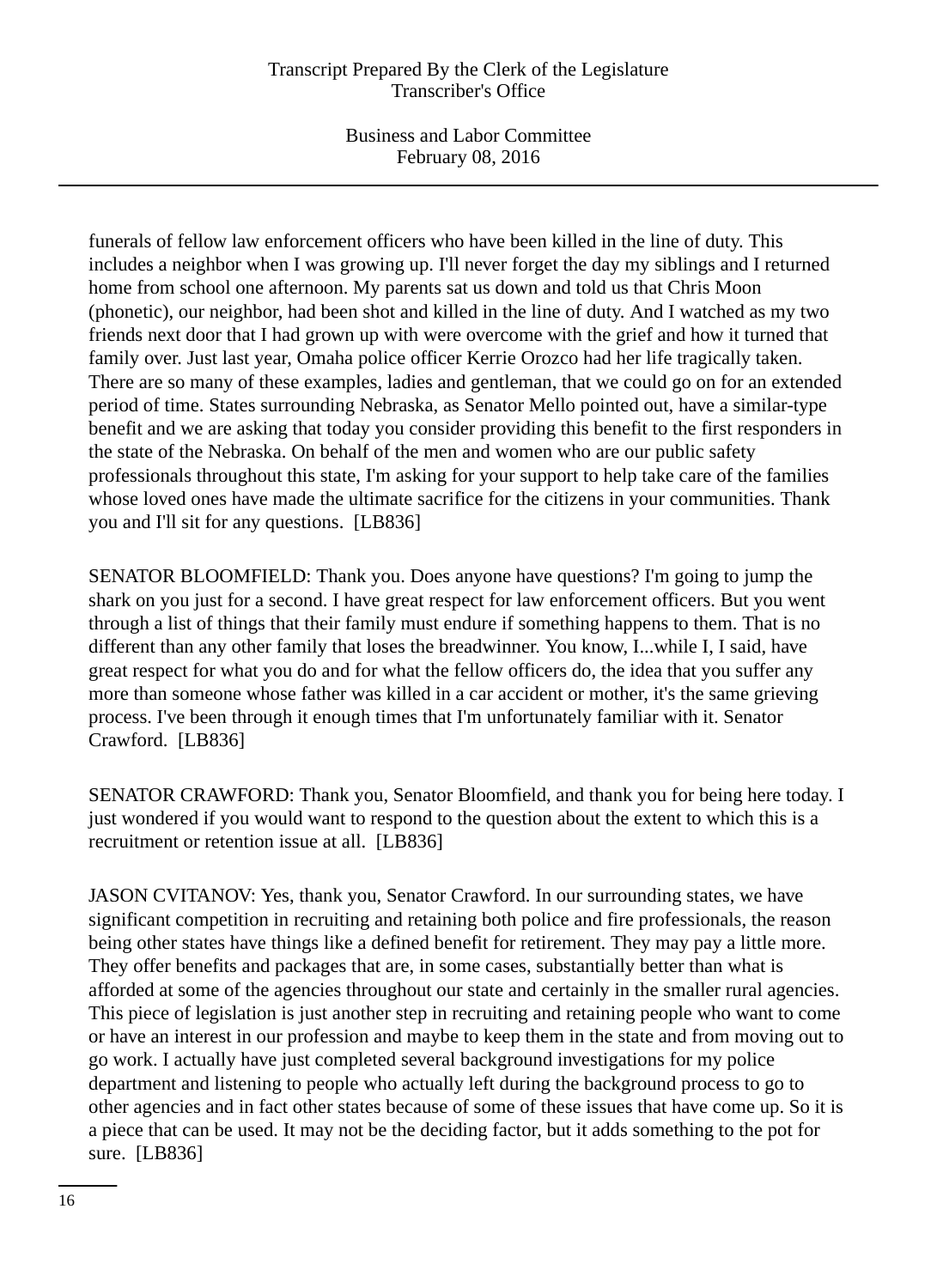funerals of fellow law enforcement officers who have been killed in the line of duty. This includes a neighbor when I was growing up. I'll never forget the day my siblings and I returned home from school one afternoon. My parents sat us down and told us that Chris Moon (phonetic), our neighbor, had been shot and killed in the line of duty. And I watched as my two friends next door that I had grown up with were overcome with the grief and how it turned that family over. Just last year, Omaha police officer Kerrie Orozco had her life tragically taken. There are so many of these examples, ladies and gentleman, that we could go on for an extended period of time. States surrounding Nebraska, as Senator Mello pointed out, have a similar-type benefit and we are asking that today you consider providing this benefit to the first responders in the state of the Nebraska. On behalf of the men and women who are our public safety professionals throughout this state, I'm asking for your support to help take care of the families whose loved ones have made the ultimate sacrifice for the citizens in your communities. Thank you and I'll sit for any questions. [LB836]

SENATOR BLOOMFIELD: Thank you. Does anyone have questions? I'm going to jump the shark on you just for a second. I have great respect for law enforcement officers. But you went through a list of things that their family must endure if something happens to them. That is no different than any other family that loses the breadwinner. You know, I...while I, I said, have great respect for what you do and for what the fellow officers do, the idea that you suffer any more than someone whose father was killed in a car accident or mother, it's the same grieving process. I've been through it enough times that I'm unfortunately familiar with it. Senator Crawford. [LB836]

SENATOR CRAWFORD: Thank you, Senator Bloomfield, and thank you for being here today. I just wondered if you would want to respond to the question about the extent to which this is a recruitment or retention issue at all. [LB836]

JASON CVITANOV: Yes, thank you, Senator Crawford. In our surrounding states, we have significant competition in recruiting and retaining both police and fire professionals, the reason being other states have things like a defined benefit for retirement. They may pay a little more. They offer benefits and packages that are, in some cases, substantially better than what is afforded at some of the agencies throughout our state and certainly in the smaller rural agencies. This piece of legislation is just another step in recruiting and retaining people who want to come or have an interest in our profession and maybe to keep them in the state and from moving out to go work. I actually have just completed several background investigations for my police department and listening to people who actually left during the background process to go to other agencies and in fact other states because of some of these issues that have come up. So it is a piece that can be used. It may not be the deciding factor, but it adds something to the pot for sure. [LB836]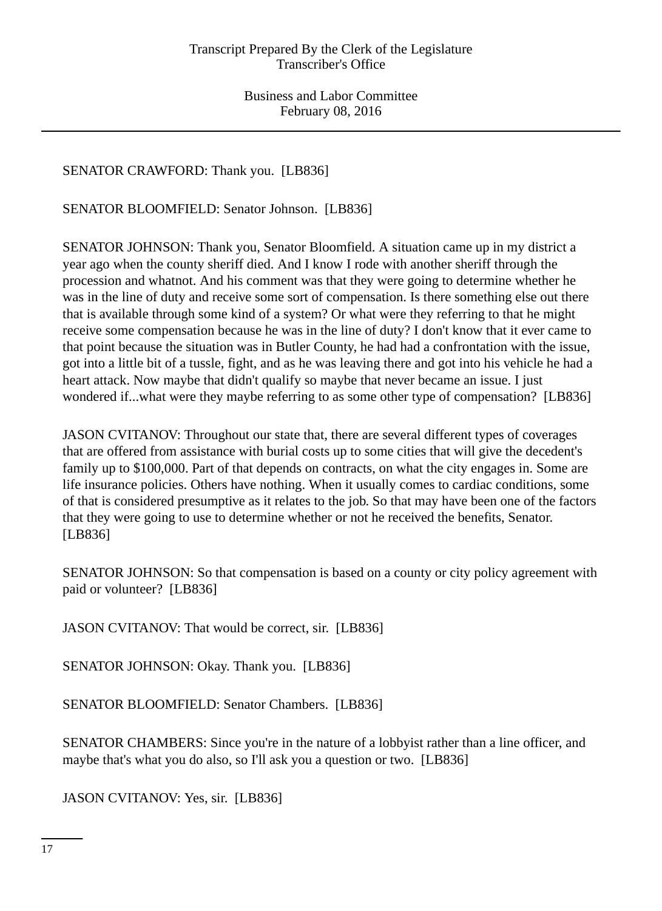SENATOR CRAWFORD: Thank you. [LB836]

SENATOR BLOOMFIELD: Senator Johnson. [LB836]

SENATOR JOHNSON: Thank you, Senator Bloomfield. A situation came up in my district a year ago when the county sheriff died. And I know I rode with another sheriff through the procession and whatnot. And his comment was that they were going to determine whether he was in the line of duty and receive some sort of compensation. Is there something else out there that is available through some kind of a system? Or what were they referring to that he might receive some compensation because he was in the line of duty? I don't know that it ever came to that point because the situation was in Butler County, he had had a confrontation with the issue, got into a little bit of a tussle, fight, and as he was leaving there and got into his vehicle he had a heart attack. Now maybe that didn't qualify so maybe that never became an issue. I just wondered if...what were they maybe referring to as some other type of compensation? [LB836]

JASON CVITANOV: Throughout our state that, there are several different types of coverages that are offered from assistance with burial costs up to some cities that will give the decedent's family up to $100,000. Part of that depends on contracts, on what the city engages in. Some are life insurance policies. Others have nothing. When it usually comes to cardiac conditions, some of that is considered presumptive as it relates to the job. So that may have been one of the factors that they were going to use to determine whether or not he received the benefits, Senator. [LB836]

SENATOR JOHNSON: So that compensation is based on a county or city policy agreement with paid or volunteer? [LB836]

JASON CVITANOV: That would be correct, sir. [LB836]

SENATOR JOHNSON: Okay. Thank you. [LB836]

SENATOR BLOOMFIELD: Senator Chambers. [LB836]

SENATOR CHAMBERS: Since you're in the nature of a lobbyist rather than a line officer, and maybe that's what you do also, so I'll ask you a question or two. [LB836]

JASON CVITANOV: Yes, sir. [LB836]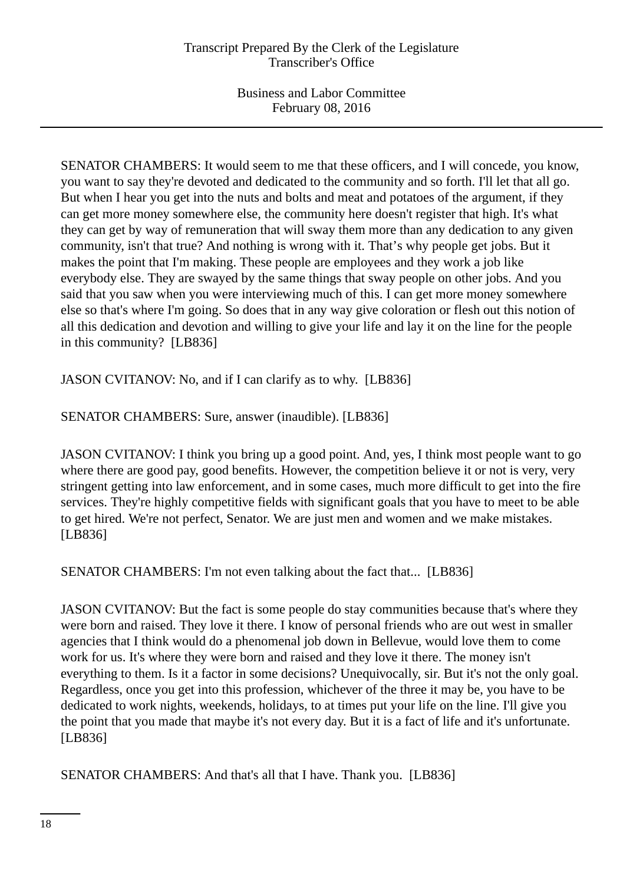SENATOR CHAMBERS: It would seem to me that these officers, and I will concede, you know, you want to say they're devoted and dedicated to the community and so forth. I'll let that all go. But when I hear you get into the nuts and bolts and meat and potatoes of the argument, if they can get more money somewhere else, the community here doesn't register that high. It's what they can get by way of remuneration that will sway them more than any dedication to any given community, isn't that true? And nothing is wrong with it. That’s why people get jobs. But it makes the point that I'm making. These people are employees and they work a job like everybody else. They are swayed by the same things that sway people on other jobs. And you said that you saw when you were interviewing much of this. I can get more money somewhere else so that's where I'm going. So does that in any way give coloration or flesh out this notion of all this dedication and devotion and willing to give your life and lay it on the line for the people in this community? [LB836]

JASON CVITANOV: No, and if I can clarify as to why. [LB836]

SENATOR CHAMBERS: Sure, answer (inaudible). [LB836]

JASON CVITANOV: I think you bring up a good point. And, yes, I think most people want to go where there are good pay, good benefits. However, the competition believe it or not is very, very stringent getting into law enforcement, and in some cases, much more difficult to get into the fire services. They're highly competitive fields with significant goals that you have to meet to be able to get hired. We're not perfect, Senator. We are just men and women and we make mistakes. [LB836]

SENATOR CHAMBERS: I'm not even talking about the fact that... [LB836]

JASON CVITANOV: But the fact is some people do stay communities because that's where they were born and raised. They love it there. I know of personal friends who are out west in smaller agencies that I think would do a phenomenal job down in Bellevue, would love them to come work for us. It's where they were born and raised and they love it there. The money isn't everything to them. Is it a factor in some decisions? Unequivocally, sir. But it's not the only goal. Regardless, once you get into this profession, whichever of the three it may be, you have to be dedicated to work nights, weekends, holidays, to at times put your life on the line. I'll give you the point that you made that maybe it's not every day. But it is a fact of life and it's unfortunate. [LB836]

SENATOR CHAMBERS: And that's all that I have. Thank you. [LB836]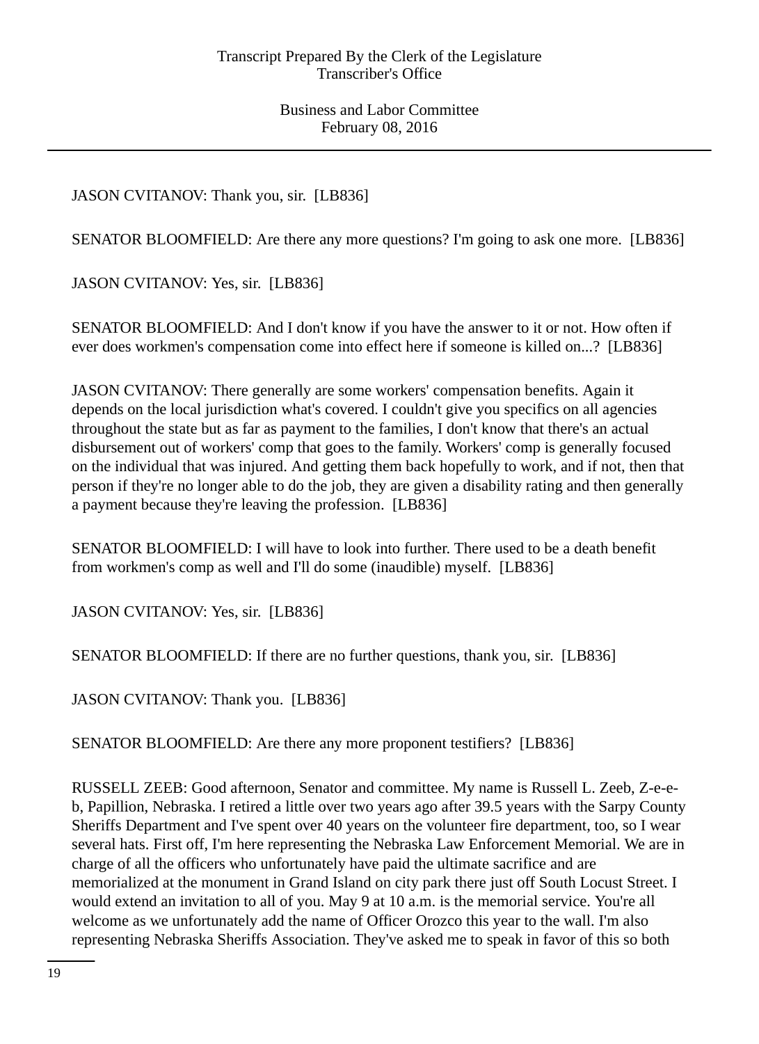JASON CVITANOV: Thank you, sir. [LB836]

SENATOR BLOOMFIELD: Are there any more questions? I'm going to ask one more. [LB836]

JASON CVITANOV: Yes, sir. [LB836]

SENATOR BLOOMFIELD: And I don't know if you have the answer to it or not. How often if ever does workmen's compensation come into effect here if someone is killed on...? [LB836]

JASON CVITANOV: There generally are some workers' compensation benefits. Again it depends on the local jurisdiction what's covered. I couldn't give you specifics on all agencies throughout the state but as far as payment to the families, I don't know that there's an actual disbursement out of workers' comp that goes to the family. Workers' comp is generally focused on the individual that was injured. And getting them back hopefully to work, and if not, then that person if they're no longer able to do the job, they are given a disability rating and then generally a payment because they're leaving the profession. [LB836]

SENATOR BLOOMFIELD: I will have to look into further. There used to be a death benefit from workmen's comp as well and I'll do some (inaudible) myself. [LB836]

JASON CVITANOV: Yes, sir. [LB836]

SENATOR BLOOMFIELD: If there are no further questions, thank you, sir. [LB836]

JASON CVITANOV: Thank you. [LB836]

SENATOR BLOOMFIELD: Are there any more proponent testifiers? [LB836]

RUSSELL ZEEB: Good afternoon, Senator and committee. My name is Russell L. Zeeb, Z-e-e-b, Papillion, Nebraska. I retired a little over two years ago after 39.5 years with the Sarpy County Sheriffs Department and I've spent over 40 years on the volunteer fire department, too, so I wear several hats. First off, I'm here representing the Nebraska Law Enforcement Memorial. We are in charge of all the officers who unfortunately have paid the ultimate sacrifice and are memorialized at the monument in Grand Island on city park there just off South Locust Street. I would extend an invitation to all of you. May 9 at 10 a.m. is the memorial service. You're all welcome as we unfortunately add the name of Officer Orozco this year to the wall. I'm also representing Nebraska Sheriffs Association. They've asked me to speak in favor of this so both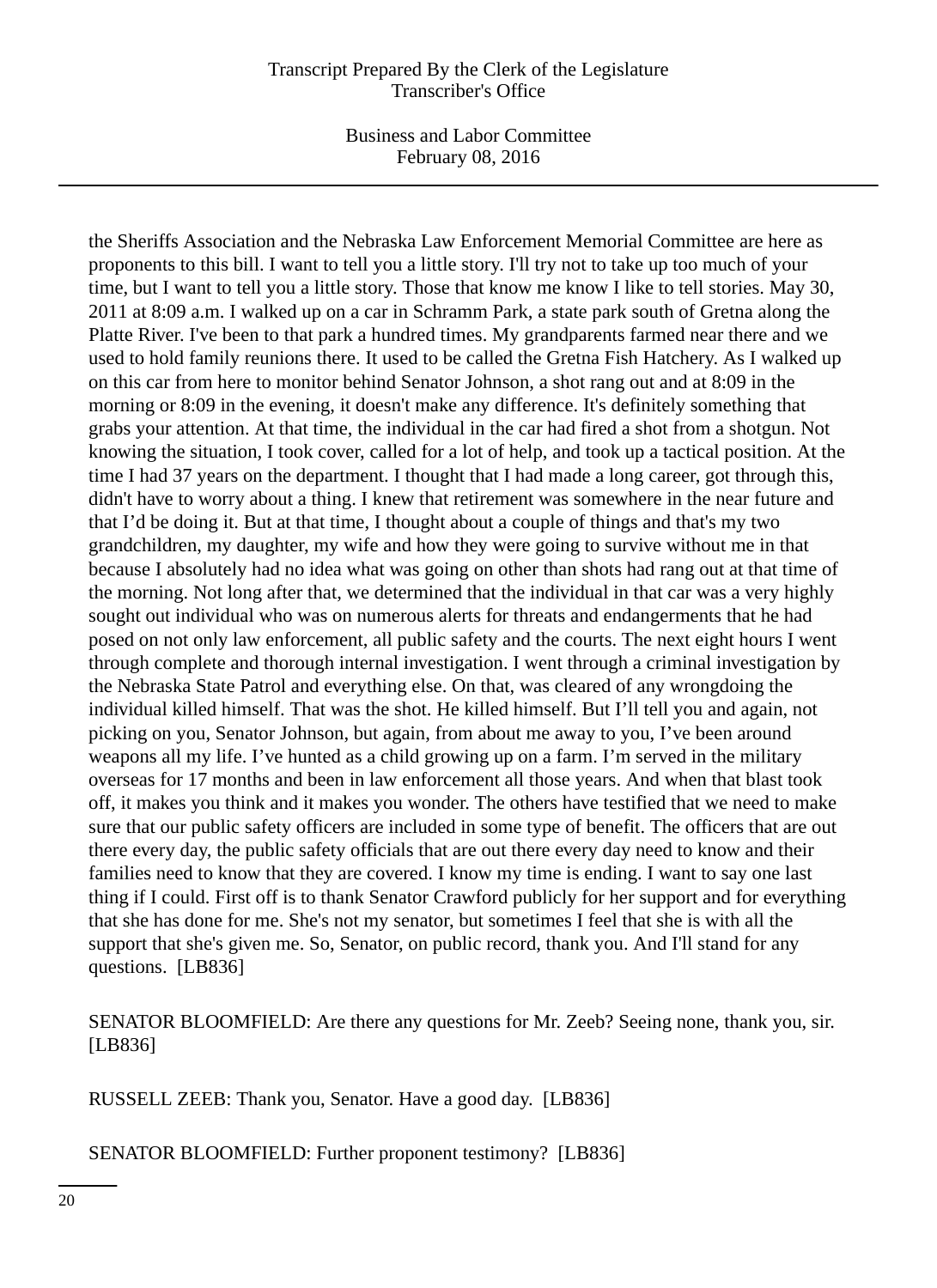the Sheriffs Association and the Nebraska Law Enforcement Memorial Committee are here as proponents to this bill. I want to tell you a little story. I'll try not to take up too much of your time, but I want to tell you a little story. Those that know me know I like to tell stories. May 30, 2011 at 8:09 a.m. I walked up on a car in Schramm Park, a state park south of Gretna along the Platte River. I've been to that park a hundred times. My grandparents farmed near there and we used to hold family reunions there. It used to be called the Gretna Fish Hatchery. As I walked up on this car from here to monitor behind Senator Johnson, a shot rang out and at 8:09 in the morning or 8:09 in the evening, it doesn't make any difference. It's definitely something that grabs your attention. At that time, the individual in the car had fired a shot from a shotgun. Not knowing the situation, I took cover, called for a lot of help, and took up a tactical position. At the time I had 37 years on the department. I thought that I had made a long career, got through this, didn't have to worry about a thing. I knew that retirement was somewhere in the near future and that I'd be doing it. But at that time, I thought about a couple of things and that's my two grandchildren, my daughter, my wife and how they were going to survive without me in that because I absolutely had no idea what was going on other than shots had rang out at that time of the morning. Not long after that, we determined that the individual in that car was a very highly sought out individual who was on numerous alerts for threats and endangerments that he had posed on not only law enforcement, all public safety and the courts. The next eight hours I went through complete and thorough internal investigation. I went through a criminal investigation by the Nebraska State Patrol and everything else. On that, was cleared of any wrongdoing the individual killed himself. That was the shot. He killed himself. But I'll tell you and again, not picking on you, Senator Johnson, but again, from about me away to you, I've been around weapons all my life. I've hunted as a child growing up on a farm. I'm served in the military overseas for 17 months and been in law enforcement all those years. And when that blast took off, it makes you think and it makes you wonder. The others have testified that we need to make sure that our public safety officers are included in some type of benefit. The officers that are out there every day, the public safety officials that are out there every day need to know and their families need to know that they are covered. I know my time is ending. I want to say one last thing if I could. First off is to thank Senator Crawford publicly for her support and for everything that she has done for me. She's not my senator, but sometimes I feel that she is with all the support that she's given me. So, Senator, on public record, thank you. And I'll stand for any questions. [LB836]

SENATOR BLOOMFIELD: Are there any questions for Mr. Zeeb? Seeing none, thank you, sir. [LB836]

RUSSELL ZEEB: Thank you, Senator. Have a good day. [LB836]

SENATOR BLOOMFIELD: Further proponent testimony? [LB836]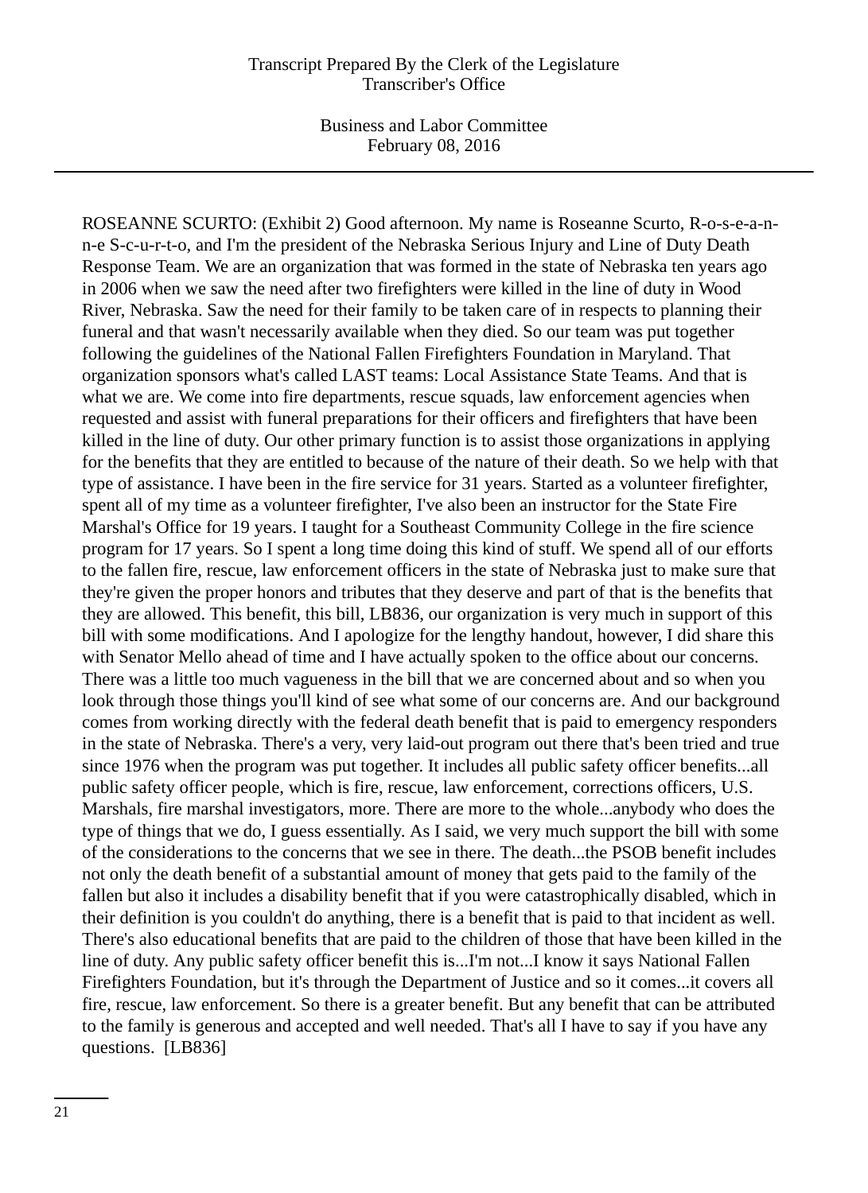ROSEANNE SCURTO: (Exhibit 2) Good afternoon. My name is Roseanne Scurto, R-o-s-e-a-n-n-e S-c-u-r-t-o, and I'm the president of the Nebraska Serious Injury and Line of Duty Death Response Team. We are an organization that was formed in the state of Nebraska ten years ago in 2006 when we saw the need after two firefighters were killed in the line of duty in Wood River, Nebraska. Saw the need for their family to be taken care of in respects to planning their funeral and that wasn't necessarily available when they died. So our team was put together following the guidelines of the National Fallen Firefighters Foundation in Maryland. That organization sponsors what's called LAST teams: Local Assistance State Teams. And that is what we are. We come into fire departments, rescue squads, law enforcement agencies when requested and assist with funeral preparations for their officers and firefighters that have been killed in the line of duty. Our other primary function is to assist those organizations in applying for the benefits that they are entitled to because of the nature of their death. So we help with that type of assistance. I have been in the fire service for 31 years. Started as a volunteer firefighter, spent all of my time as a volunteer firefighter, I've also been an instructor for the State Fire Marshal's Office for 19 years. I taught for a Southeast Community College in the fire science program for 17 years. So I spent a long time doing this kind of stuff. We spend all of our efforts to the fallen fire, rescue, law enforcement officers in the state of Nebraska just to make sure that they're given the proper honors and tributes that they deserve and part of that is the benefits that they are allowed. This benefit, this bill, LB836, our organization is very much in support of this bill with some modifications. And I apologize for the lengthy handout, however, I did share this with Senator Mello ahead of time and I have actually spoken to the office about our concerns. There was a little too much vagueness in the bill that we are concerned about and so when you look through those things you'll kind of see what some of our concerns are. And our background comes from working directly with the federal death benefit that is paid to emergency responders in the state of Nebraska. There's a very, very laid-out program out there that's been tried and true since 1976 when the program was put together. It includes all public safety officer benefits...all public safety officer people, which is fire, rescue, law enforcement, corrections officers, U.S. Marshals, fire marshal investigators, more. There are more to the whole...anybody who does the type of things that we do, I guess essentially. As I said, we very much support the bill with some of the considerations to the concerns that we see in there. The death...the PSOB benefit includes not only the death benefit of a substantial amount of money that gets paid to the family of the fallen but also it includes a disability benefit that if you were catastrophically disabled, which in their definition is you couldn't do anything, there is a benefit that is paid to that incident as well. There's also educational benefits that are paid to the children of those that have been killed in the line of duty. Any public safety officer benefit this is...I'm not...I know it says National Fallen Firefighters Foundation, but it's through the Department of Justice and so it comes...it covers all fire, rescue, law enforcement. So there is a greater benefit. But any benefit that can be attributed to the family is generous and accepted and well needed. That's all I have to say if you have any questions. [LB836]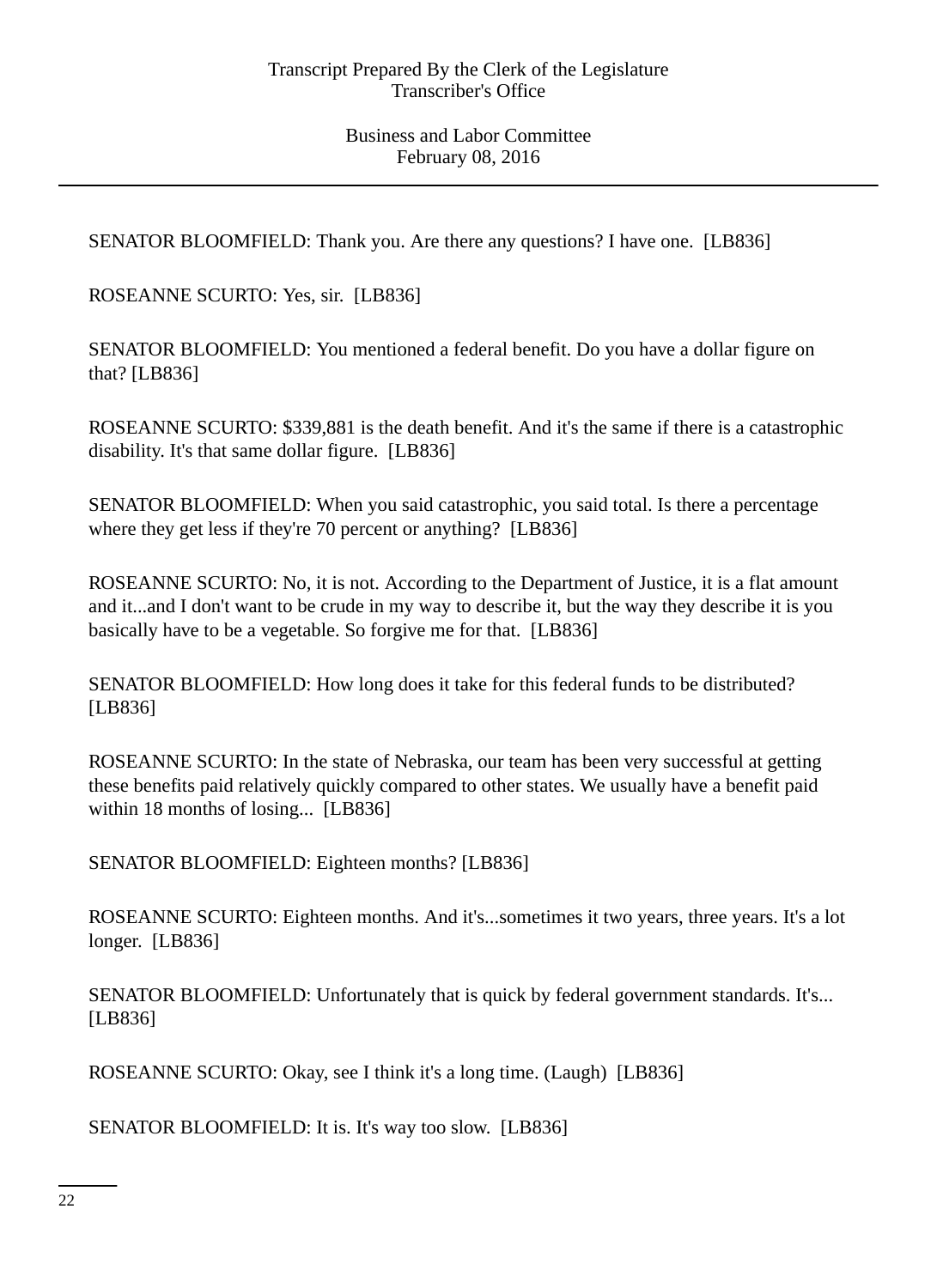SENATOR BLOOMFIELD: Thank you. Are there any questions? I have one. [LB836]

ROSEANNE SCURTO: Yes, sir. [LB836]

SENATOR BLOOMFIELD: You mentioned a federal benefit. Do you have a dollar figure on that? [LB836]

ROSEANNE SCURTO: $339,881 is the death benefit. And it's the same if there is a catastrophic disability. It's that same dollar figure. [LB836]

SENATOR BLOOMFIELD: When you said catastrophic, you said total. Is there a percentage where they get less if they're 70 percent or anything? [LB836]

ROSEANNE SCURTO: No, it is not. According to the Department of Justice, it is a flat amount and it...and I don't want to be crude in my way to describe it, but the way they describe it is you basically have to be a vegetable. So forgive me for that. [LB836]

SENATOR BLOOMFIELD: How long does it take for this federal funds to be distributed? [LB836]

ROSEANNE SCURTO: In the state of Nebraska, our team has been very successful at getting these benefits paid relatively quickly compared to other states. We usually have a benefit paid within 18 months of losing... [LB836]

SENATOR BLOOMFIELD: Eighteen months? [LB836]

ROSEANNE SCURTO: Eighteen months. And it's...sometimes it two years, three years. It's a lot longer. [LB836]

SENATOR BLOOMFIELD: Unfortunately that is quick by federal government standards. It's... [LB836]

ROSEANNE SCURTO: Okay, see I think it's a long time. (Laugh) [LB836]

SENATOR BLOOMFIELD: It is. It's way too slow. [LB836]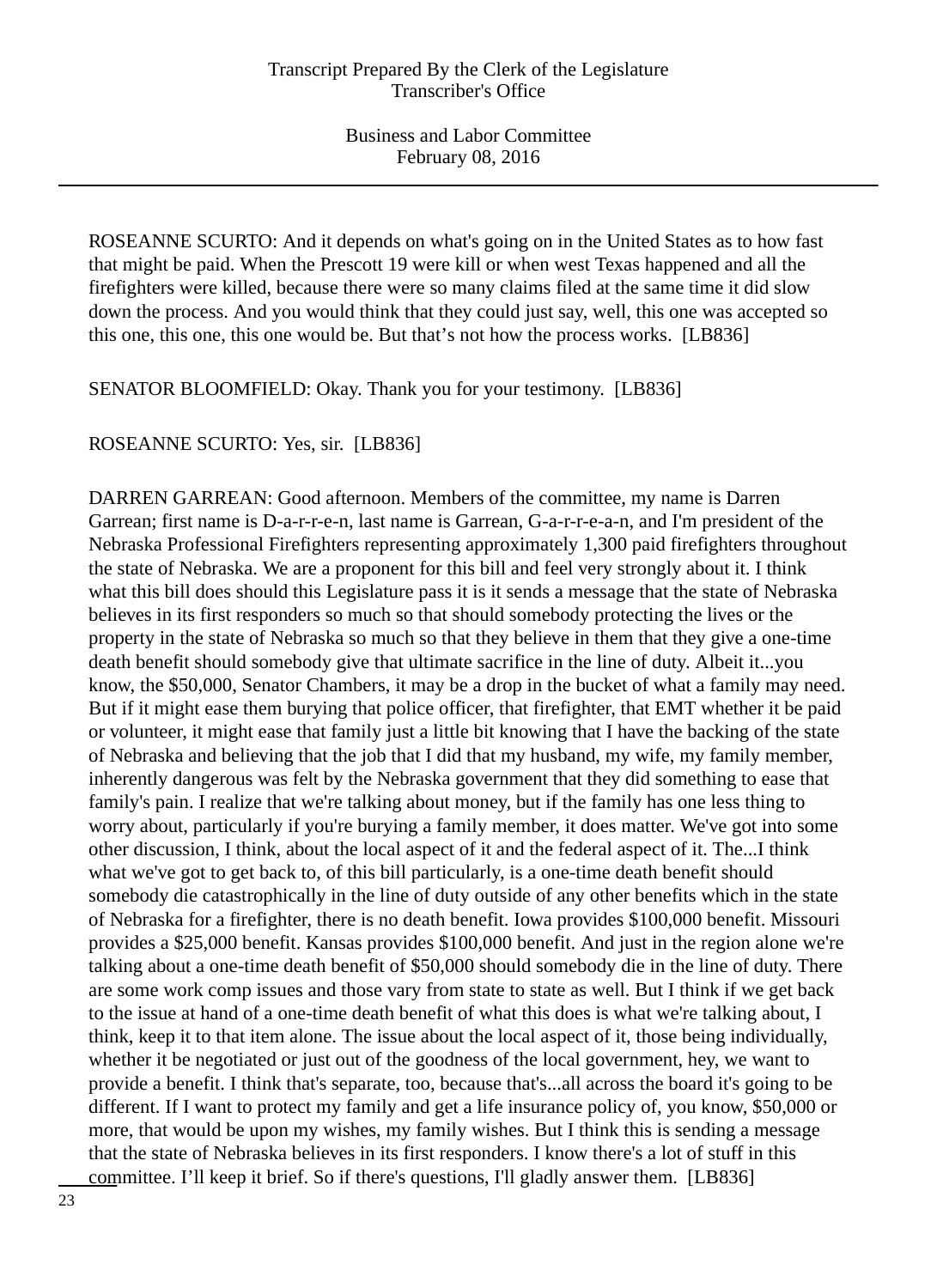ROSEANNE SCURTO: And it depends on what's going on in the United States as to how fast that might be paid. When the Prescott 19 were kill or when west Texas happened and all the firefighters were killed, because there were so many claims filed at the same time it did slow down the process. And you would think that they could just say, well, this one was accepted so this one, this one, this one would be. But that’s not how the process works. [LB836]

SENATOR BLOOMFIELD: Okay. Thank you for your testimony. [LB836]

ROSEANNE SCURTO: Yes, sir. [LB836]

DARREN GARREAN: Good afternoon. Members of the committee, my name is Darren Garrean; first name is D-a-r-r-e-n, last name is Garrean, G-a-r-r-e-a-n, and I'm president of the Nebraska Professional Firefighters representing approximately 1,300 paid firefighters throughout the state of Nebraska. We are a proponent for this bill and feel very strongly about it. I think what this bill does should this Legislature pass it is it sends a message that the state of Nebraska believes in its first responders so much so that should somebody protecting the lives or the property in the state of Nebraska so much so that they believe in them that they give a one-time death benefit should somebody give that ultimate sacrifice in the line of duty. Albeit it...you know, the $50,000, Senator Chambers, it may be a drop in the bucket of what a family may need. But if it might ease them burying that police officer, that firefighter, that EMT whether it be paid or volunteer, it might ease that family just a little bit knowing that I have the backing of the state of Nebraska and believing that the job that I did that my husband, my wife, my family member, inherently dangerous was felt by the Nebraska government that they did something to ease that family's pain. I realize that we're talking about money, but if the family has one less thing to worry about, particularly if you're burying a family member, it does matter. We've got into some other discussion, I think, about the local aspect of it and the federal aspect of it. The...I think what we've got to get back to, of this bill particularly, is a one-time death benefit should somebody die catastrophically in the line of duty outside of any other benefits which in the state of Nebraska for a firefighter, there is no death benefit. Iowa provides $100,000 benefit. Missouri provides a $25,000 benefit. Kansas provides $100,000 benefit. And just in the region alone we're talking about a one-time death benefit of $50,000 should somebody die in the line of duty. There are some work comp issues and those vary from state to state as well. But I think if we get back to the issue at hand of a one-time death benefit of what this does is what we're talking about, I think, keep it to that item alone. The issue about the local aspect of it, those being individually, whether it be negotiated or just out of the goodness of the local government, hey, we want to provide a benefit. I think that's separate, too, because that's...all across the board it's going to be different. If I want to protect my family and get a life insurance policy of, you know, $50,000 or more, that would be upon my wishes, my family wishes. But I think this is sending a message that the state of Nebraska believes in its first responders. I know there's a lot of stuff in this committee. I’ll keep it brief. So if there's questions, I'll gladly answer them. [LB836]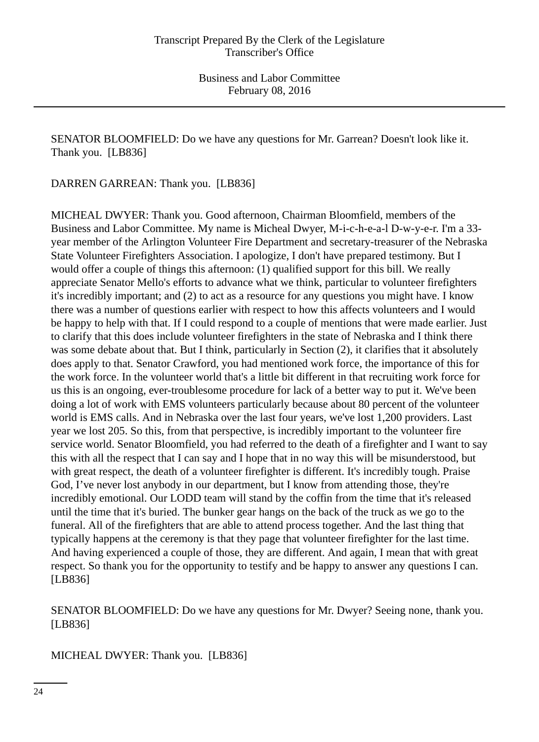SENATOR BLOOMFIELD: Do we have any questions for Mr. Garrean? Doesn't look like it. Thank you. [LB836]

DARREN GARREAN: Thank you. [LB836]

MICHEAL DWYER: Thank you. Good afternoon, Chairman Bloomfield, members of the Business and Labor Committee. My name is Micheal Dwyer, M-i-c-h-e-a-l D-w-y-e-r. I'm a 33-year member of the Arlington Volunteer Fire Department and secretary-treasurer of the Nebraska State Volunteer Firefighters Association. I apologize, I don't have prepared testimony. But I would offer a couple of things this afternoon: (1) qualified support for this bill. We really appreciate Senator Mello's efforts to advance what we think, particular to volunteer firefighters it's incredibly important; and (2) to act as a resource for any questions you might have. I know there was a number of questions earlier with respect to how this affects volunteers and I would be happy to help with that. If I could respond to a couple of mentions that were made earlier. Just to clarify that this does include volunteer firefighters in the state of Nebraska and I think there was some debate about that. But I think, particularly in Section (2), it clarifies that it absolutely does apply to that. Senator Crawford, you had mentioned work force, the importance of this for the work force. In the volunteer world that's a little bit different in that recruiting work force for us this is an ongoing, ever-troublesome procedure for lack of a better way to put it. We've been doing a lot of work with EMS volunteers particularly because about 80 percent of the volunteer world is EMS calls. And in Nebraska over the last four years, we've lost 1,200 providers. Last year we lost 205. So this, from that perspective, is incredibly important to the volunteer fire service world. Senator Bloomfield, you had referred to the death of a firefighter and I want to say this with all the respect that I can say and I hope that in no way this will be misunderstood, but with great respect, the death of a volunteer firefighter is different. It's incredibly tough. Praise God, I've never lost anybody in our department, but I know from attending those, they're incredibly emotional. Our LODD team will stand by the coffin from the time that it's released until the time that it's buried. The bunker gear hangs on the back of the truck as we go to the funeral. All of the firefighters that are able to attend process together. And the last thing that typically happens at the ceremony is that they page that volunteer firefighter for the last time. And having experienced a couple of those, they are different. And again, I mean that with great respect. So thank you for the opportunity to testify and be happy to answer any questions I can. [LB836]

SENATOR BLOOMFIELD: Do we have any questions for Mr. Dwyer? Seeing none, thank you. [LB836]

MICHEAL DWYER: Thank you. [LB836]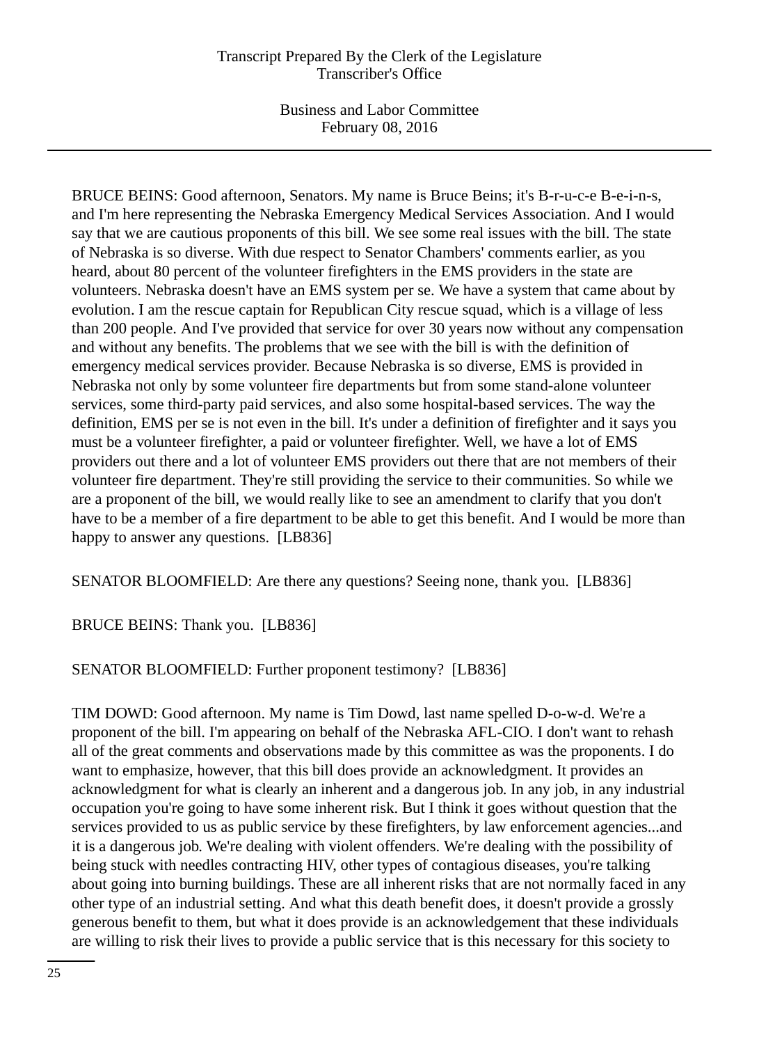BRUCE BEINS: Good afternoon, Senators. My name is Bruce Beins; it's B-r-u-c-e B-e-i-n-s, and I'm here representing the Nebraska Emergency Medical Services Association. And I would say that we are cautious proponents of this bill. We see some real issues with the bill. The state of Nebraska is so diverse. With due respect to Senator Chambers' comments earlier, as you heard, about 80 percent of the volunteer firefighters in the EMS providers in the state are volunteers. Nebraska doesn't have an EMS system per se. We have a system that came about by evolution. I am the rescue captain for Republican City rescue squad, which is a village of less than 200 people. And I've provided that service for over 30 years now without any compensation and without any benefits. The problems that we see with the bill is with the definition of emergency medical services provider. Because Nebraska is so diverse, EMS is provided in Nebraska not only by some volunteer fire departments but from some stand-alone volunteer services, some third-party paid services, and also some hospital-based services. The way the definition, EMS per se is not even in the bill. It's under a definition of firefighter and it says you must be a volunteer firefighter, a paid or volunteer firefighter. Well, we have a lot of EMS providers out there and a lot of volunteer EMS providers out there that are not members of their volunteer fire department. They're still providing the service to their communities. So while we are a proponent of the bill, we would really like to see an amendment to clarify that you don't have to be a member of a fire department to be able to get this benefit. And I would be more than happy to answer any questions. [LB836]

SENATOR BLOOMFIELD: Are there any questions? Seeing none, thank you. [LB836]

BRUCE BEINS: Thank you. [LB836]

SENATOR BLOOMFIELD: Further proponent testimony? [LB836]

TIM DOWD: Good afternoon. My name is Tim Dowd, last name spelled D-o-w-d. We're a proponent of the bill. I'm appearing on behalf of the Nebraska AFL-CIO. I don't want to rehash all of the great comments and observations made by this committee as was the proponents. I do want to emphasize, however, that this bill does provide an acknowledgment. It provides an acknowledgment for what is clearly an inherent and a dangerous job. In any job, in any industrial occupation you're going to have some inherent risk. But I think it goes without question that the services provided to us as public service by these firefighters, by law enforcement agencies...and it is a dangerous job. We're dealing with violent offenders. We're dealing with the possibility of being stuck with needles contracting HIV, other types of contagious diseases, you're talking about going into burning buildings. These are all inherent risks that are not normally faced in any other type of an industrial setting. And what this death benefit does, it doesn't provide a grossly generous benefit to them, but what it does provide is an acknowledgement that these individuals are willing to risk their lives to provide a public service that is this necessary for this society to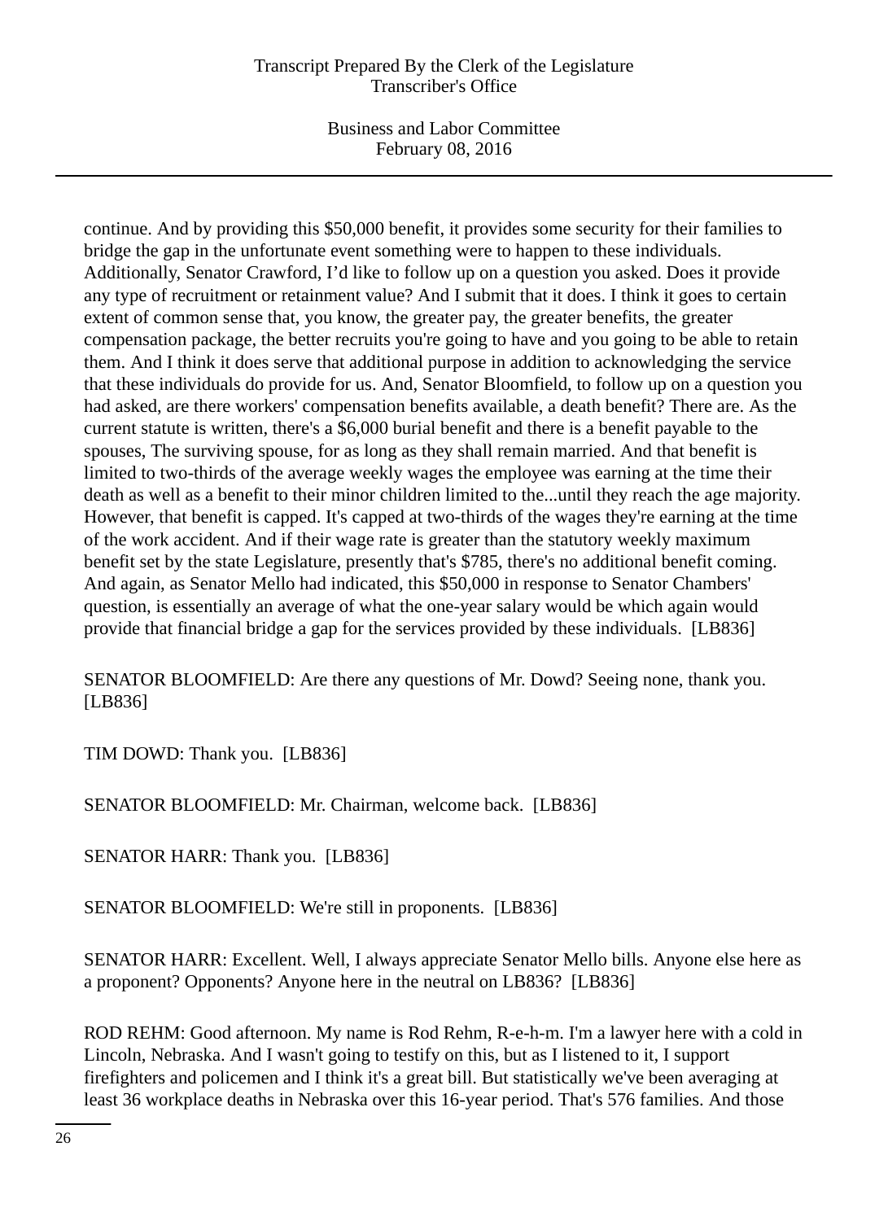continue. And by providing this $50,000 benefit, it provides some security for their families to bridge the gap in the unfortunate event something were to happen to these individuals. Additionally, Senator Crawford, I'd like to follow up on a question you asked. Does it provide any type of recruitment or retainment value? And I submit that it does. I think it goes to certain extent of common sense that, you know, the greater pay, the greater benefits, the greater compensation package, the better recruits you're going to have and you going to be able to retain them. And I think it does serve that additional purpose in addition to acknowledging the service that these individuals do provide for us. And, Senator Bloomfield, to follow up on a question you had asked, are there workers' compensation benefits available, a death benefit? There are. As the current statute is written, there's a $6,000 burial benefit and there is a benefit payable to the spouses, The surviving spouse, for as long as they shall remain married. And that benefit is limited to two-thirds of the average weekly wages the employee was earning at the time their death as well as a benefit to their minor children limited to the...until they reach the age majority. However, that benefit is capped. It's capped at two-thirds of the wages they're earning at the time of the work accident. And if their wage rate is greater than the statutory weekly maximum benefit set by the state Legislature, presently that's $785, there's no additional benefit coming. And again, as Senator Mello had indicated, this $50,000 in response to Senator Chambers' question, is essentially an average of what the one-year salary would be which again would provide that financial bridge a gap for the services provided by these individuals. [LB836]

SENATOR BLOOMFIELD: Are there any questions of Mr. Dowd? Seeing none, thank you. [LB836]

TIM DOWD: Thank you. [LB836]

SENATOR BLOOMFIELD: Mr. Chairman, welcome back. [LB836]

SENATOR HARR: Thank you. [LB836]

SENATOR BLOOMFIELD: We're still in proponents. [LB836]

SENATOR HARR: Excellent. Well, I always appreciate Senator Mello bills. Anyone else here as a proponent? Opponents? Anyone here in the neutral on LB836? [LB836]

ROD REHM: Good afternoon. My name is Rod Rehm, R-e-h-m. I'm a lawyer here with a cold in Lincoln, Nebraska. And I wasn't going to testify on this, but as I listened to it, I support firefighters and policemen and I think it's a great bill. But statistically we've been averaging at least 36 workplace deaths in Nebraska over this 16-year period. That's 576 families. And those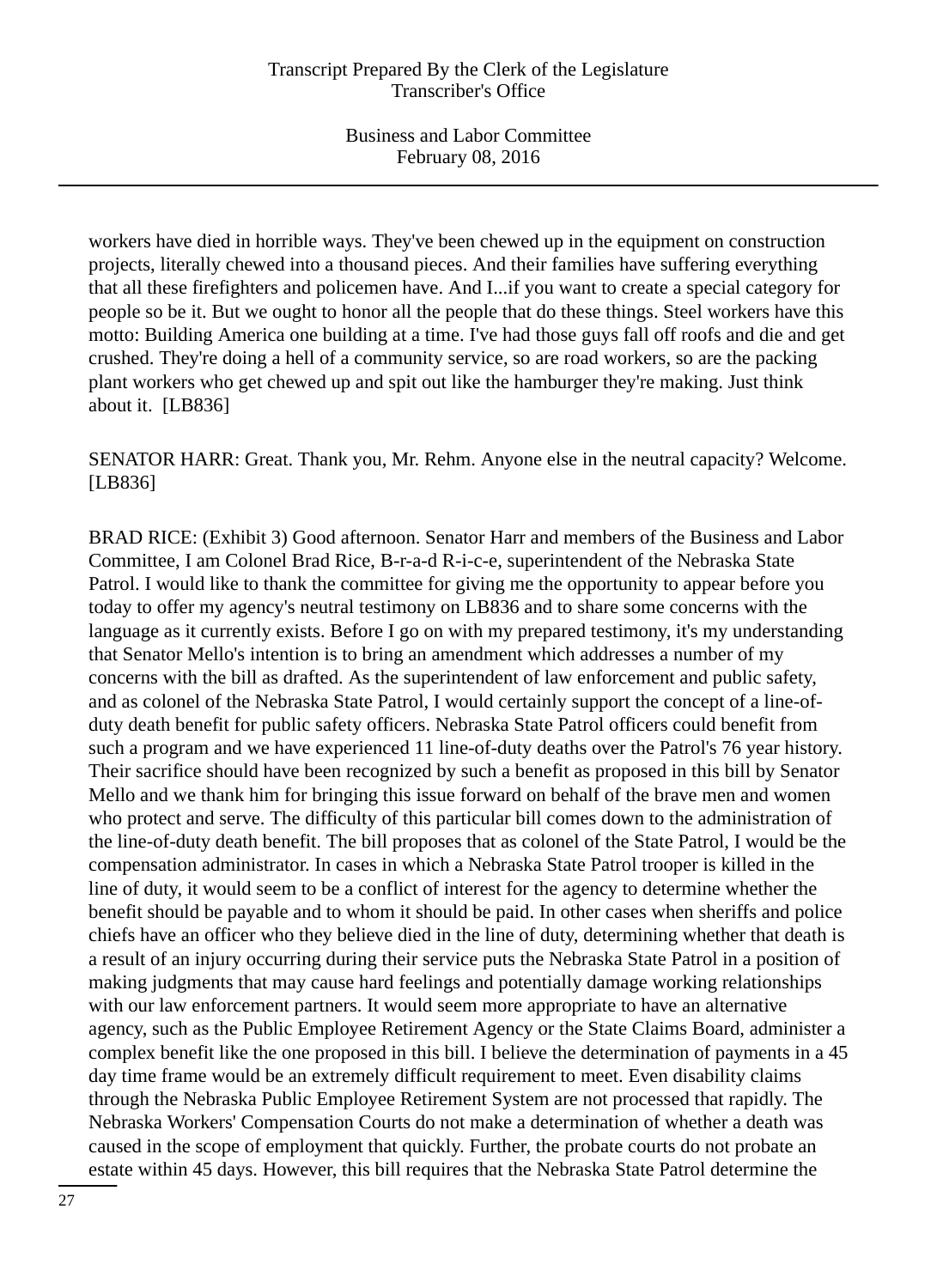workers have died in horrible ways. They've been chewed up in the equipment on construction projects, literally chewed into a thousand pieces. And their families have suffering everything that all these firefighters and policemen have. And I...if you want to create a special category for people so be it. But we ought to honor all the people that do these things. Steel workers have this motto: Building America one building at a time. I've had those guys fall off roofs and die and get crushed. They're doing a hell of a community service, so are road workers, so are the packing plant workers who get chewed up and spit out like the hamburger they're making. Just think about it. [LB836]

SENATOR HARR: Great. Thank you, Mr. Rehm. Anyone else in the neutral capacity? Welcome. [LB836]

BRAD RICE: (Exhibit 3) Good afternoon. Senator Harr and members of the Business and Labor Committee, I am Colonel Brad Rice, B-r-a-d R-i-c-e, superintendent of the Nebraska State Patrol. I would like to thank the committee for giving me the opportunity to appear before you today to offer my agency's neutral testimony on LB836 and to share some concerns with the language as it currently exists. Before I go on with my prepared testimony, it's my understanding that Senator Mello's intention is to bring an amendment which addresses a number of my concerns with the bill as drafted. As the superintendent of law enforcement and public safety, and as colonel of the Nebraska State Patrol, I would certainly support the concept of a line-of-duty death benefit for public safety officers. Nebraska State Patrol officers could benefit from such a program and we have experienced 11 line-of-duty deaths over the Patrol's 76 year history. Their sacrifice should have been recognized by such a benefit as proposed in this bill by Senator Mello and we thank him for bringing this issue forward on behalf of the brave men and women who protect and serve. The difficulty of this particular bill comes down to the administration of the line-of-duty death benefit. The bill proposes that as colonel of the State Patrol, I would be the compensation administrator. In cases in which a Nebraska State Patrol trooper is killed in the line of duty, it would seem to be a conflict of interest for the agency to determine whether the benefit should be payable and to whom it should be paid. In other cases when sheriffs and police chiefs have an officer who they believe died in the line of duty, determining whether that death is a result of an injury occurring during their service puts the Nebraska State Patrol in a position of making judgments that may cause hard feelings and potentially damage working relationships with our law enforcement partners. It would seem more appropriate to have an alternative agency, such as the Public Employee Retirement Agency or the State Claims Board, administer a complex benefit like the one proposed in this bill. I believe the determination of payments in a 45 day time frame would be an extremely difficult requirement to meet. Even disability claims through the Nebraska Public Employee Retirement System are not processed that rapidly. The Nebraska Workers' Compensation Courts do not make a determination of whether a death was caused in the scope of employment that quickly. Further, the probate courts do not probate an estate within 45 days. However, this bill requires that the Nebraska State Patrol determine the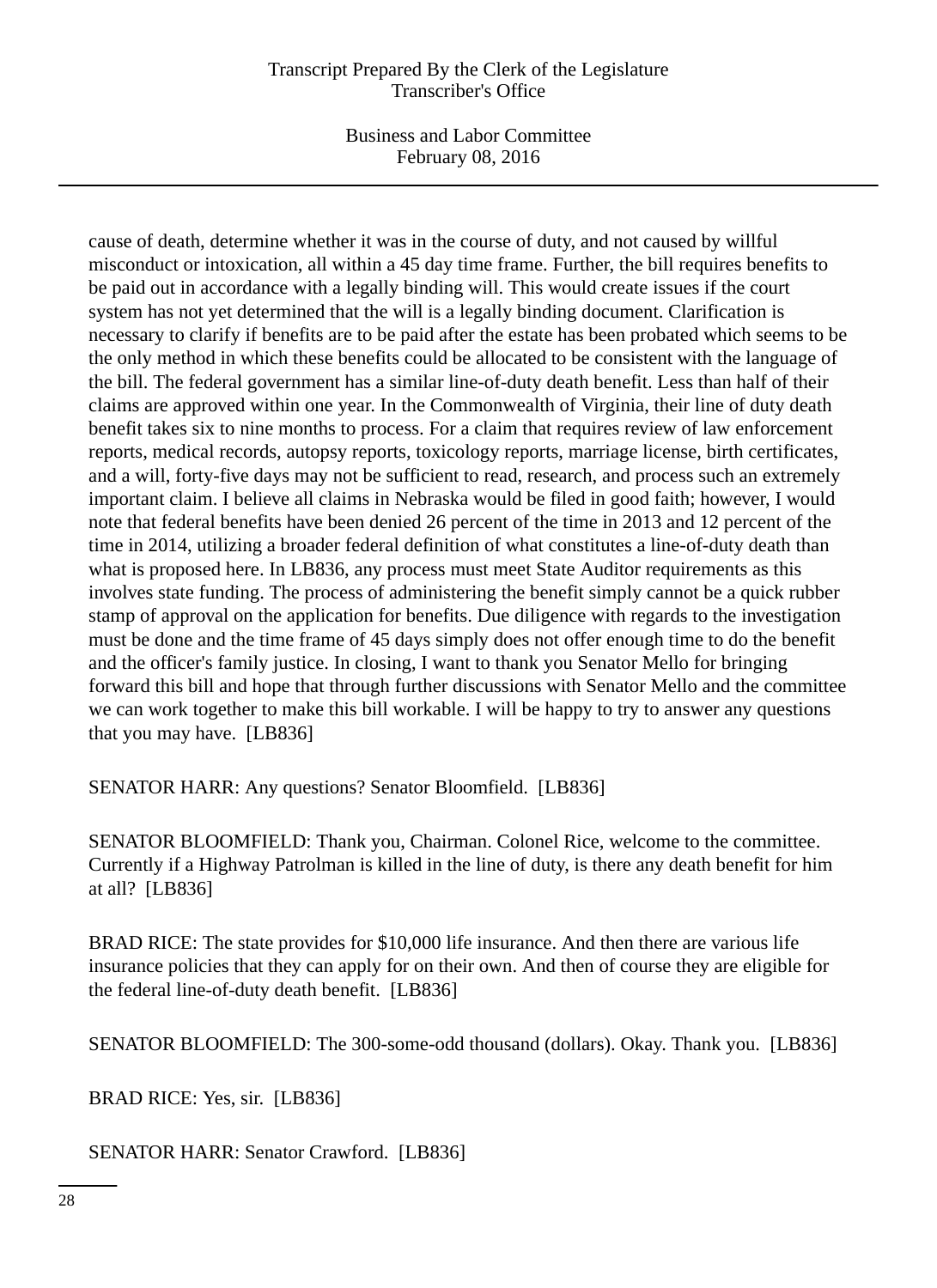cause of death, determine whether it was in the course of duty, and not caused by willful misconduct or intoxication, all within a 45 day time frame. Further, the bill requires benefits to be paid out in accordance with a legally binding will. This would create issues if the court system has not yet determined that the will is a legally binding document. Clarification is necessary to clarify if benefits are to be paid after the estate has been probated which seems to be the only method in which these benefits could be allocated to be consistent with the language of the bill. The federal government has a similar line-of-duty death benefit. Less than half of their claims are approved within one year. In the Commonwealth of Virginia, their line of duty death benefit takes six to nine months to process. For a claim that requires review of law enforcement reports, medical records, autopsy reports, toxicology reports, marriage license, birth certificates, and a will, forty-five days may not be sufficient to read, research, and process such an extremely important claim. I believe all claims in Nebraska would be filed in good faith; however, I would note that federal benefits have been denied 26 percent of the time in 2013 and 12 percent of the time in 2014, utilizing a broader federal definition of what constitutes a line-of-duty death than what is proposed here. In LB836, any process must meet State Auditor requirements as this involves state funding. The process of administering the benefit simply cannot be a quick rubber stamp of approval on the application for benefits. Due diligence with regards to the investigation must be done and the time frame of 45 days simply does not offer enough time to do the benefit and the officer's family justice. In closing, I want to thank you Senator Mello for bringing forward this bill and hope that through further discussions with Senator Mello and the committee we can work together to make this bill workable. I will be happy to try to answer any questions that you may have. [LB836]

SENATOR HARR: Any questions? Senator Bloomfield. [LB836]

SENATOR BLOOMFIELD: Thank you, Chairman. Colonel Rice, welcome to the committee. Currently if a Highway Patrolman is killed in the line of duty, is there any death benefit for him at all? [LB836]

BRAD RICE: The state provides for $10,000 life insurance. And then there are various life insurance policies that they can apply for on their own. And then of course they are eligible for the federal line-of-duty death benefit. [LB836]

SENATOR BLOOMFIELD: The 300-some-odd thousand (dollars). Okay. Thank you. [LB836]

BRAD RICE: Yes, sir. [LB836]

SENATOR HARR: Senator Crawford. [LB836]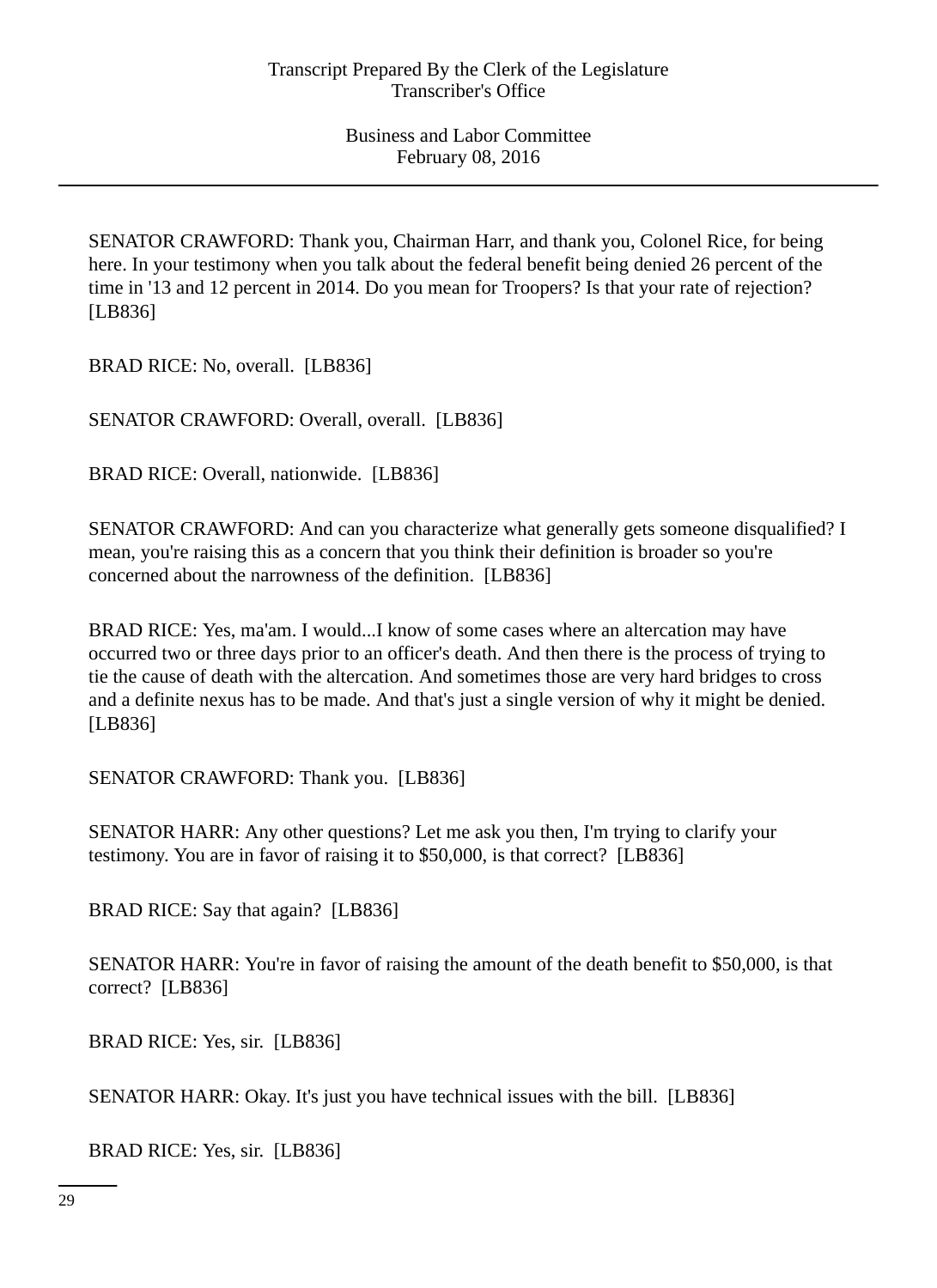SENATOR CRAWFORD: Thank you, Chairman Harr, and thank you, Colonel Rice, for being here. In your testimony when you talk about the federal benefit being denied 26 percent of the time in '13 and 12 percent in 2014. Do you mean for Troopers? Is that your rate of rejection? [LB836]

BRAD RICE: No, overall. [LB836]

SENATOR CRAWFORD: Overall, overall. [LB836]

BRAD RICE: Overall, nationwide. [LB836]

SENATOR CRAWFORD: And can you characterize what generally gets someone disqualified? I mean, you're raising this as a concern that you think their definition is broader so you're concerned about the narrowness of the definition. [LB836]

BRAD RICE: Yes, ma'am. I would...I know of some cases where an altercation may have occurred two or three days prior to an officer's death. And then there is the process of trying to tie the cause of death with the altercation. And sometimes those are very hard bridges to cross and a definite nexus has to be made. And that's just a single version of why it might be denied. [LB836]

SENATOR CRAWFORD: Thank you. [LB836]

SENATOR HARR: Any other questions? Let me ask you then, I'm trying to clarify your testimony. You are in favor of raising it to $50,000, is that correct? [LB836]

BRAD RICE: Say that again? [LB836]

SENATOR HARR: You're in favor of raising the amount of the death benefit to $50,000, is that correct? [LB836]

BRAD RICE: Yes, sir. [LB836]

SENATOR HARR: Okay. It's just you have technical issues with the bill. [LB836]

BRAD RICE: Yes, sir. [LB836]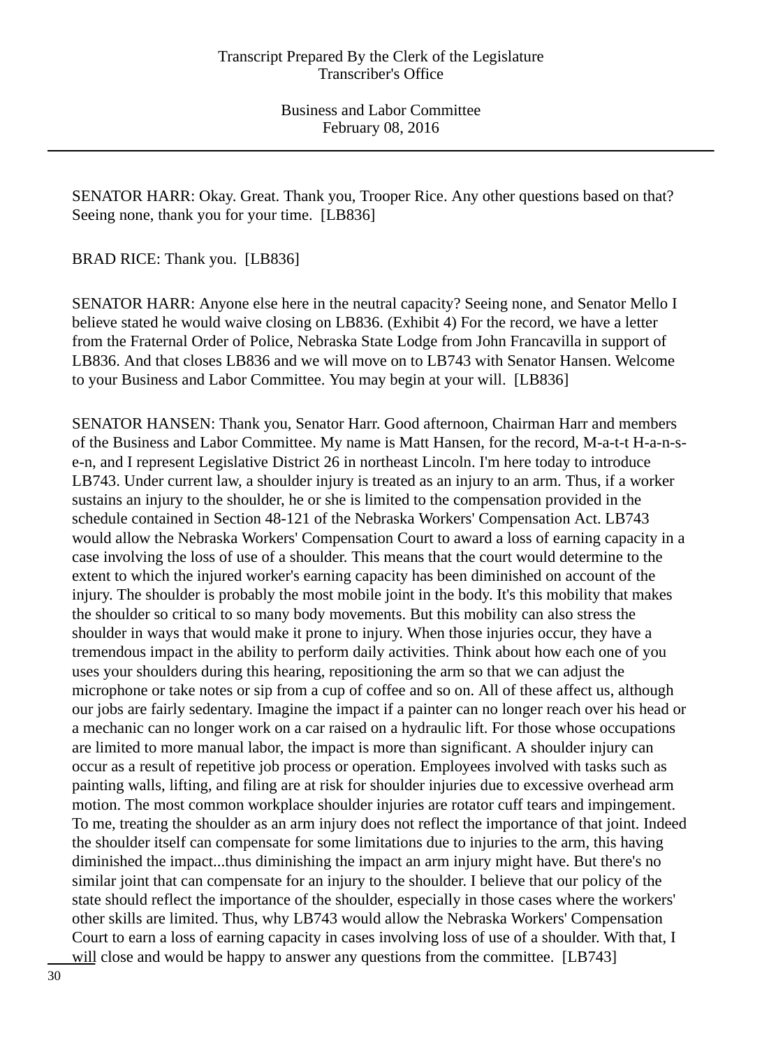SENATOR HARR: Okay. Great. Thank you, Trooper Rice. Any other questions based on that? Seeing none, thank you for your time. [LB836]

BRAD RICE: Thank you. [LB836]

SENATOR HARR: Anyone else here in the neutral capacity? Seeing none, and Senator Mello I believe stated he would waive closing on LB836. (Exhibit 4) For the record, we have a letter from the Fraternal Order of Police, Nebraska State Lodge from John Francavilla in support of LB836. And that closes LB836 and we will move on to LB743 with Senator Hansen. Welcome to your Business and Labor Committee. You may begin at your will. [LB836]

SENATOR HANSEN: Thank you, Senator Harr. Good afternoon, Chairman Harr and members of the Business and Labor Committee. My name is Matt Hansen, for the record, M-a-t-t H-a-n-s-e-n, and I represent Legislative District 26 in northeast Lincoln. I'm here today to introduce LB743. Under current law, a shoulder injury is treated as an injury to an arm. Thus, if a worker sustains an injury to the shoulder, he or she is limited to the compensation provided in the schedule contained in Section 48-121 of the Nebraska Workers' Compensation Act. LB743 would allow the Nebraska Workers' Compensation Court to award a loss of earning capacity in a case involving the loss of use of a shoulder. This means that the court would determine to the extent to which the injured worker's earning capacity has been diminished on account of the injury. The shoulder is probably the most mobile joint in the body. It's this mobility that makes the shoulder so critical to so many body movements. But this mobility can also stress the shoulder in ways that would make it prone to injury. When those injuries occur, they have a tremendous impact in the ability to perform daily activities. Think about how each one of you uses your shoulders during this hearing, repositioning the arm so that we can adjust the microphone or take notes or sip from a cup of coffee and so on. All of these affect us, although our jobs are fairly sedentary. Imagine the impact if a painter can no longer reach over his head or a mechanic can no longer work on a car raised on a hydraulic lift. For those whose occupations are limited to more manual labor, the impact is more than significant. A shoulder injury can occur as a result of repetitive job process or operation. Employees involved with tasks such as painting walls, lifting, and filing are at risk for shoulder injuries due to excessive overhead arm motion. The most common workplace shoulder injuries are rotator cuff tears and impingement. To me, treating the shoulder as an arm injury does not reflect the importance of that joint. Indeed the shoulder itself can compensate for some limitations due to injuries to the arm, this having diminished the impact...thus diminishing the impact an arm injury might have. But there's no similar joint that can compensate for an injury to the shoulder. I believe that our policy of the state should reflect the importance of the shoulder, especially in those cases where the workers' other skills are limited. Thus, why LB743 would allow the Nebraska Workers' Compensation Court to earn a loss of earning capacity in cases involving loss of use of a shoulder. With that, I will close and would be happy to answer any questions from the committee. [LB743]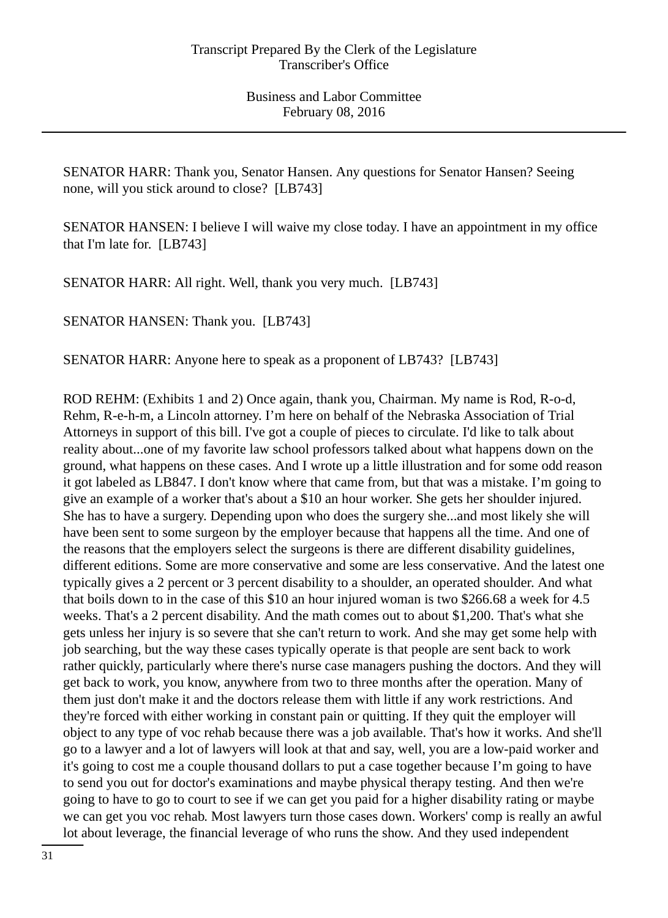SENATOR HARR: Thank you, Senator Hansen. Any questions for Senator Hansen? Seeing none, will you stick around to close? [LB743]

SENATOR HANSEN: I believe I will waive my close today. I have an appointment in my office that I'm late for. [LB743]

SENATOR HARR: All right. Well, thank you very much. [LB743]

SENATOR HANSEN: Thank you. [LB743]

SENATOR HARR: Anyone here to speak as a proponent of LB743? [LB743]

ROD REHM: (Exhibits 1 and 2) Once again, thank you, Chairman. My name is Rod, R-o-d, Rehm, R-e-h-m, a Lincoln attorney. I'm here on behalf of the Nebraska Association of Trial Attorneys in support of this bill. I've got a couple of pieces to circulate. I'd like to talk about reality about...one of my favorite law school professors talked about what happens down on the ground, what happens on these cases. And I wrote up a little illustration and for some odd reason it got labeled as LB847. I don't know where that came from, but that was a mistake. I'm going to give an example of a worker that's about a $10 an hour worker. She gets her shoulder injured. She has to have a surgery. Depending upon who does the surgery she...and most likely she will have been sent to some surgeon by the employer because that happens all the time. And one of the reasons that the employers select the surgeons is there are different disability guidelines, different editions. Some are more conservative and some are less conservative. And the latest one typically gives a 2 percent or 3 percent disability to a shoulder, an operated shoulder. And what that boils down to in the case of this $10 an hour injured woman is two $266.68 a week for 4.5 weeks. That's a 2 percent disability. And the math comes out to about $1,200. That's what she gets unless her injury is so severe that she can't return to work. And she may get some help with job searching, but the way these cases typically operate is that people are sent back to work rather quickly, particularly where there's nurse case managers pushing the doctors. And they will get back to work, you know, anywhere from two to three months after the operation. Many of them just don't make it and the doctors release them with little if any work restrictions. And they're forced with either working in constant pain or quitting. If they quit the employer will object to any type of voc rehab because there was a job available. That's how it works. And she'll go to a lawyer and a lot of lawyers will look at that and say, well, you are a low-paid worker and it's going to cost me a couple thousand dollars to put a case together because I'm going to have to send you out for doctor's examinations and maybe physical therapy testing. And then we're going to have to go to court to see if we can get you paid for a higher disability rating or maybe we can get you voc rehab. Most lawyers turn those cases down. Workers' comp is really an awful lot about leverage, the financial leverage of who runs the show. And they used independent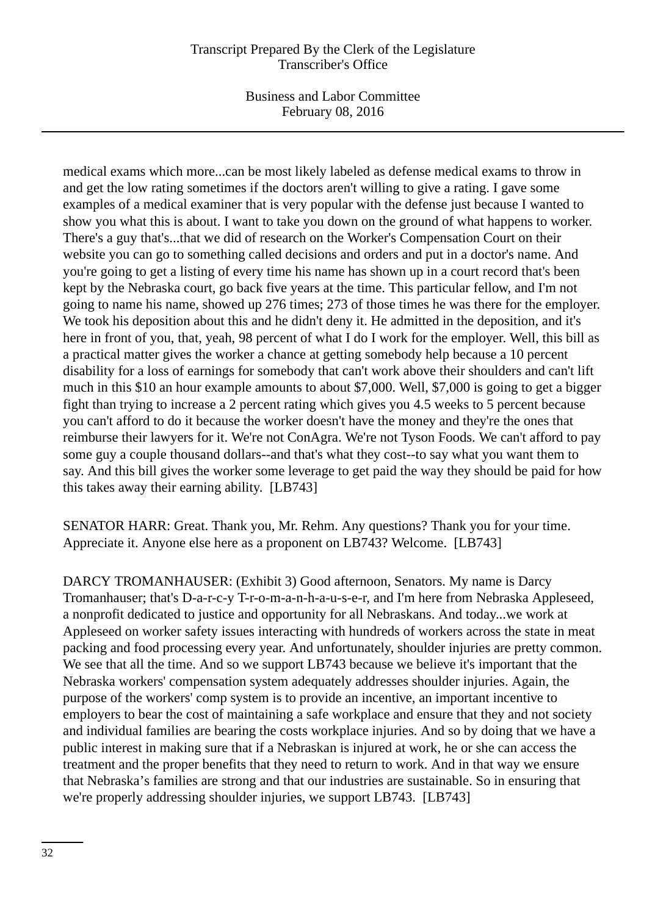medical exams which more...can be most likely labeled as defense medical exams to throw in and get the low rating sometimes if the doctors aren't willing to give a rating. I gave some examples of a medical examiner that is very popular with the defense just because I wanted to show you what this is about. I want to take you down on the ground of what happens to worker. There's a guy that's...that we did of research on the Worker's Compensation Court on their website you can go to something called decisions and orders and put in a doctor's name. And you're going to get a listing of every time his name has shown up in a court record that's been kept by the Nebraska court, go back five years at the time. This particular fellow, and I'm not going to name his name, showed up 276 times; 273 of those times he was there for the employer. We took his deposition about this and he didn't deny it. He admitted in the deposition, and it's here in front of you, that, yeah, 98 percent of what I do I work for the employer. Well, this bill as a practical matter gives the worker a chance at getting somebody help because a 10 percent disability for a loss of earnings for somebody that can't work above their shoulders and can't lift much in this $10 an hour example amounts to about $7,000. Well, $7,000 is going to get a bigger fight than trying to increase a 2 percent rating which gives you 4.5 weeks to 5 percent because you can't afford to do it because the worker doesn't have the money and they're the ones that reimburse their lawyers for it. We're not ConAgra. We're not Tyson Foods. We can't afford to pay some guy a couple thousand dollars--and that's what they cost--to say what you want them to say. And this bill gives the worker some leverage to get paid the way they should be paid for how this takes away their earning ability. [LB743]

SENATOR HARR: Great. Thank you, Mr. Rehm. Any questions? Thank you for your time. Appreciate it. Anyone else here as a proponent on LB743? Welcome. [LB743]

DARCY TROMANHAUSER: (Exhibit 3) Good afternoon, Senators. My name is Darcy Tromanhauser; that's D-a-r-c-y T-r-o-m-a-n-h-a-u-s-e-r, and I'm here from Nebraska Appleseed, a nonprofit dedicated to justice and opportunity for all Nebraskans. And today...we work at Appleseed on worker safety issues interacting with hundreds of workers across the state in meat packing and food processing every year. And unfortunately, shoulder injuries are pretty common. We see that all the time. And so we support LB743 because we believe it's important that the Nebraska workers' compensation system adequately addresses shoulder injuries. Again, the purpose of the workers' comp system is to provide an incentive, an important incentive to employers to bear the cost of maintaining a safe workplace and ensure that they and not society and individual families are bearing the costs workplace injuries. And so by doing that we have a public interest in making sure that if a Nebraskan is injured at work, he or she can access the treatment and the proper benefits that they need to return to work. And in that way we ensure that Nebraska's families are strong and that our industries are sustainable. So in ensuring that we're properly addressing shoulder injuries, we support LB743. [LB743]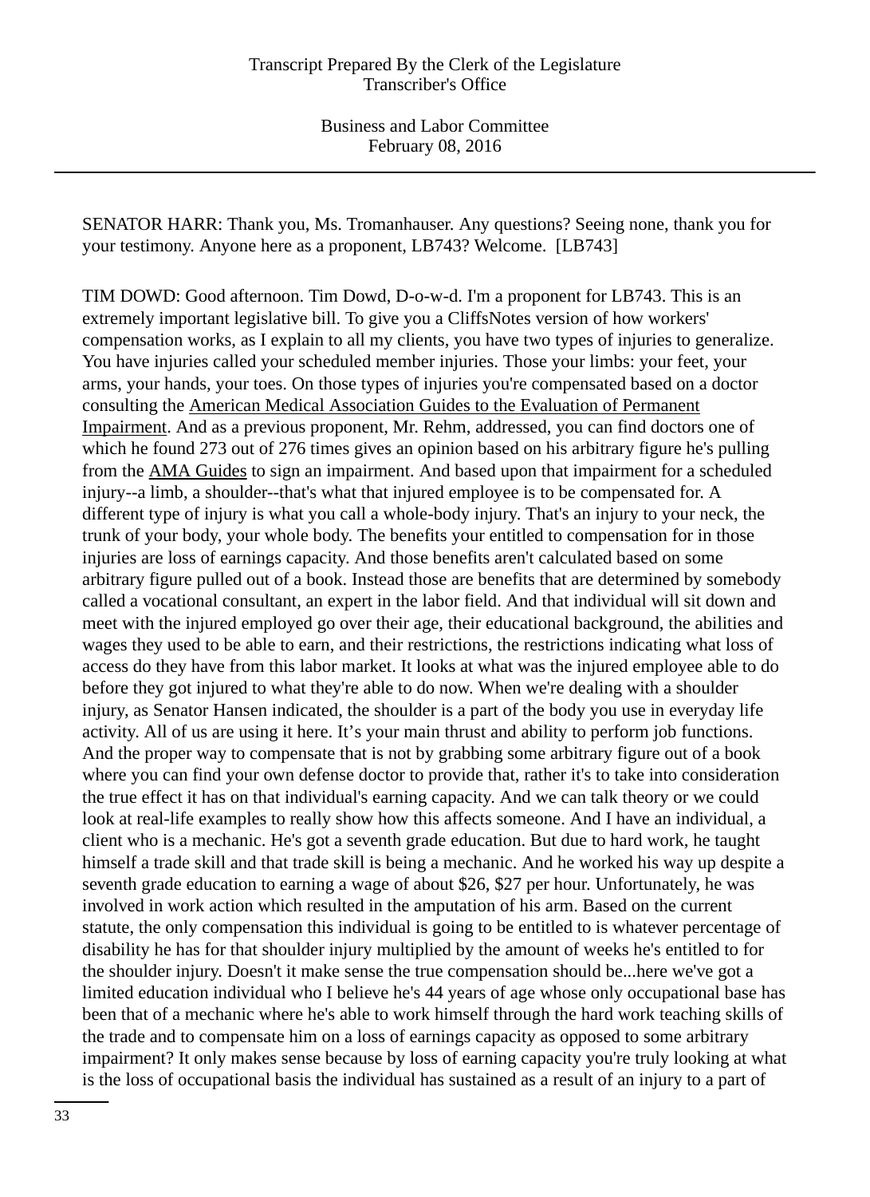SENATOR HARR: Thank you, Ms. Tromanhauser. Any questions? Seeing none, thank you for your testimony. Anyone here as a proponent, LB743? Welcome. [LB743]

TIM DOWD: Good afternoon. Tim Dowd, D-o-w-d. I'm a proponent for LB743. This is an extremely important legislative bill. To give you a CliffsNotes version of how workers' compensation works, as I explain to all my clients, you have two types of injuries to generalize. You have injuries called your scheduled member injuries. Those your limbs: your feet, your arms, your hands, your toes. On those types of injuries you're compensated based on a doctor consulting the American Medical Association Guides to the Evaluation of Permanent Impairment. And as a previous proponent, Mr. Rehm, addressed, you can find doctors one of which he found 273 out of 276 times gives an opinion based on his arbitrary figure he's pulling from the AMA Guides to sign an impairment. And based upon that impairment for a scheduled injury--a limb, a shoulder--that's what that injured employee is to be compensated for. A different type of injury is what you call a whole-body injury. That's an injury to your neck, the trunk of your body, your whole body. The benefits your entitled to compensation for in those injuries are loss of earnings capacity. And those benefits aren't calculated based on some arbitrary figure pulled out of a book. Instead those are benefits that are determined by somebody called a vocational consultant, an expert in the labor field. And that individual will sit down and meet with the injured employed go over their age, their educational background, the abilities and wages they used to be able to earn, and their restrictions, the restrictions indicating what loss of access do they have from this labor market. It looks at what was the injured employee able to do before they got injured to what they're able to do now. When we're dealing with a shoulder injury, as Senator Hansen indicated, the shoulder is a part of the body you use in everyday life activity. All of us are using it here. It's your main thrust and ability to perform job functions. And the proper way to compensate that is not by grabbing some arbitrary figure out of a book where you can find your own defense doctor to provide that, rather it's to take into consideration the true effect it has on that individual's earning capacity. And we can talk theory or we could look at real-life examples to really show how this affects someone. And I have an individual, a client who is a mechanic. He's got a seventh grade education. But due to hard work, he taught himself a trade skill and that trade skill is being a mechanic. And he worked his way up despite a seventh grade education to earning a wage of about $26, $27 per hour. Unfortunately, he was involved in work action which resulted in the amputation of his arm. Based on the current statute, the only compensation this individual is going to be entitled to is whatever percentage of disability he has for that shoulder injury multiplied by the amount of weeks he's entitled to for the shoulder injury. Doesn't it make sense the true compensation should be...here we've got a limited education individual who I believe he's 44 years of age whose only occupational base has been that of a mechanic where he's able to work himself through the hard work teaching skills of the trade and to compensate him on a loss of earnings capacity as opposed to some arbitrary impairment? It only makes sense because by loss of earning capacity you're truly looking at what is the loss of occupational basis the individual has sustained as a result of an injury to a part of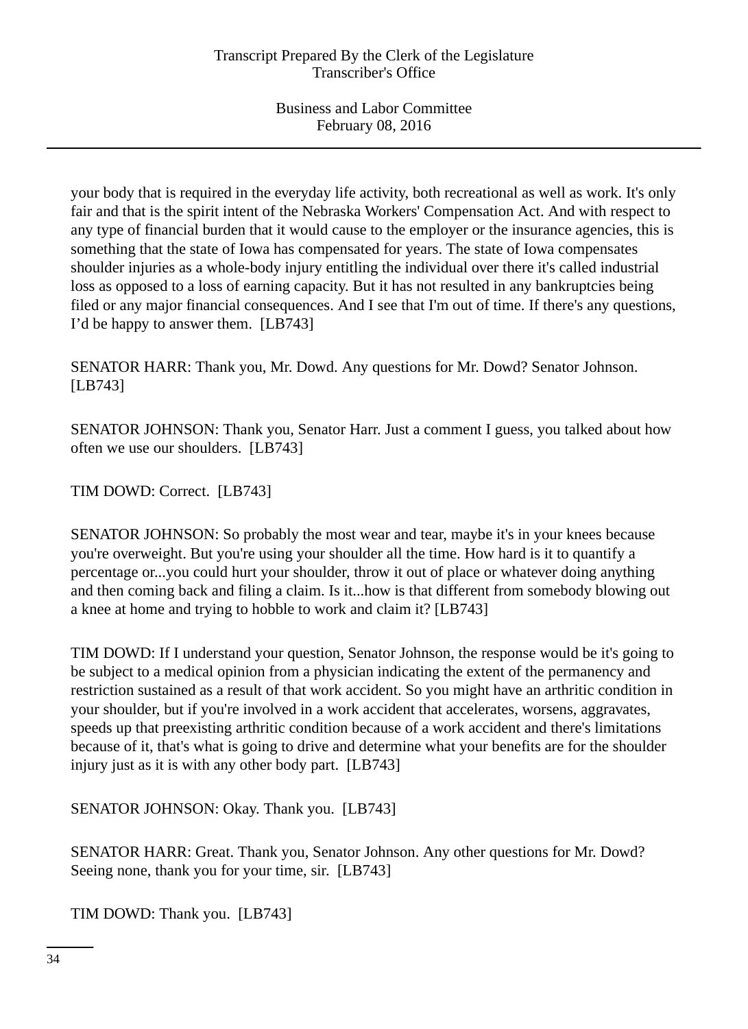your body that is required in the everyday life activity, both recreational as well as work. It's only fair and that is the spirit intent of the Nebraska Workers' Compensation Act. And with respect to any type of financial burden that it would cause to the employer or the insurance agencies, this is something that the state of Iowa has compensated for years. The state of Iowa compensates shoulder injuries as a whole-body injury entitling the individual over there it's called industrial loss as opposed to a loss of earning capacity. But it has not resulted in any bankruptcies being filed or any major financial consequences. And I see that I'm out of time. If there's any questions, I'd be happy to answer them. [LB743]

SENATOR HARR: Thank you, Mr. Dowd. Any questions for Mr. Dowd? Senator Johnson. [LB743]

SENATOR JOHNSON: Thank you, Senator Harr. Just a comment I guess, you talked about how often we use our shoulders. [LB743]

TIM DOWD: Correct. [LB743]

SENATOR JOHNSON: So probably the most wear and tear, maybe it's in your knees because you're overweight. But you're using your shoulder all the time. How hard is it to quantify a percentage or...you could hurt your shoulder, throw it out of place or whatever doing anything and then coming back and filing a claim. Is it...how is that different from somebody blowing out a knee at home and trying to hobble to work and claim it? [LB743]

TIM DOWD: If I understand your question, Senator Johnson, the response would be it's going to be subject to a medical opinion from a physician indicating the extent of the permanency and restriction sustained as a result of that work accident. So you might have an arthritic condition in your shoulder, but if you're involved in a work accident that accelerates, worsens, aggravates, speeds up that preexisting arthritic condition because of a work accident and there's limitations because of it, that's what is going to drive and determine what your benefits are for the shoulder injury just as it is with any other body part. [LB743]

SENATOR JOHNSON: Okay. Thank you. [LB743]

SENATOR HARR: Great. Thank you, Senator Johnson. Any other questions for Mr. Dowd? Seeing none, thank you for your time, sir. [LB743]

TIM DOWD: Thank you. [LB743]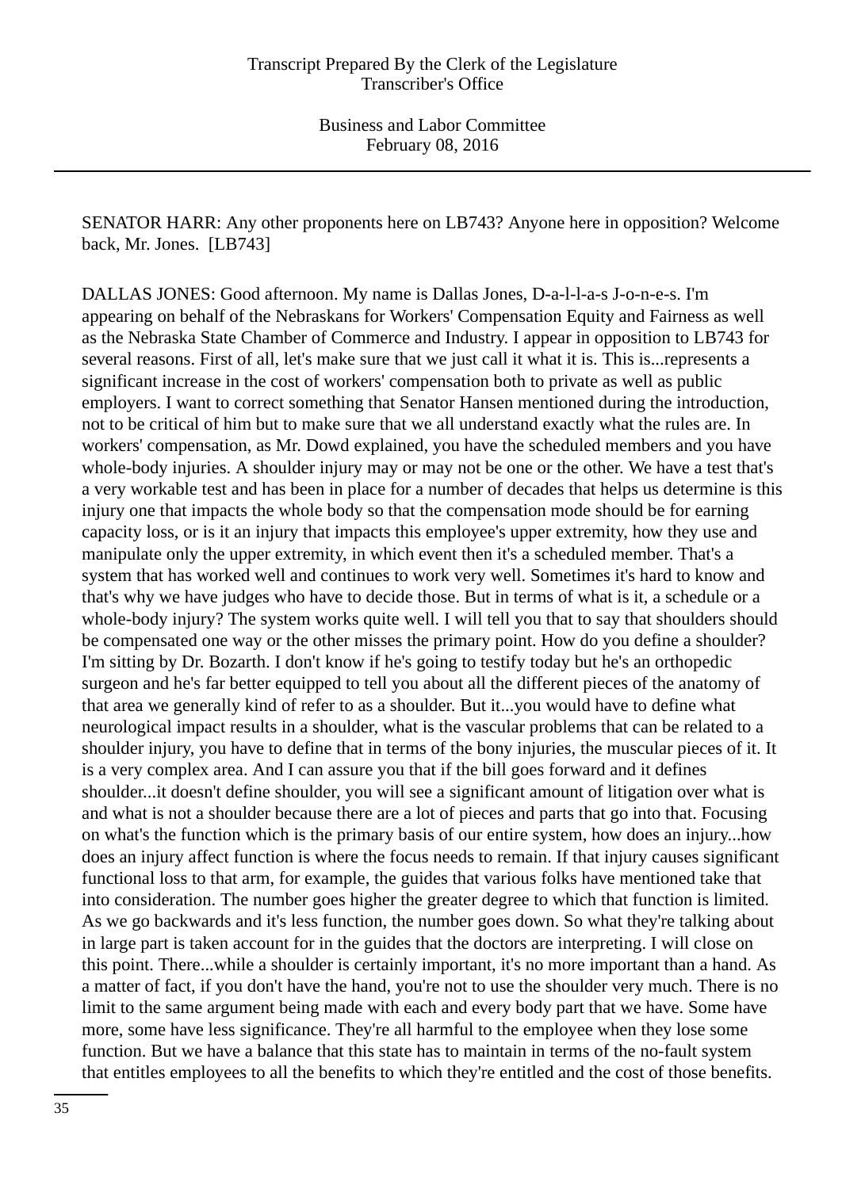SENATOR HARR: Any other proponents here on LB743? Anyone here in opposition? Welcome back, Mr. Jones. [LB743]

DALLAS JONES: Good afternoon. My name is Dallas Jones, D-a-l-l-a-s J-o-n-e-s. I'm appearing on behalf of the Nebraskans for Workers' Compensation Equity and Fairness as well as the Nebraska State Chamber of Commerce and Industry. I appear in opposition to LB743 for several reasons. First of all, let's make sure that we just call it what it is. This is...represents a significant increase in the cost of workers' compensation both to private as well as public employers. I want to correct something that Senator Hansen mentioned during the introduction, not to be critical of him but to make sure that we all understand exactly what the rules are. In workers' compensation, as Mr. Dowd explained, you have the scheduled members and you have whole-body injuries. A shoulder injury may or may not be one or the other. We have a test that's a very workable test and has been in place for a number of decades that helps us determine is this injury one that impacts the whole body so that the compensation mode should be for earning capacity loss, or is it an injury that impacts this employee's upper extremity, how they use and manipulate only the upper extremity, in which event then it's a scheduled member. That's a system that has worked well and continues to work very well. Sometimes it's hard to know and that's why we have judges who have to decide those. But in terms of what is it, a schedule or a whole-body injury? The system works quite well. I will tell you that to say that shoulders should be compensated one way or the other misses the primary point. How do you define a shoulder? I'm sitting by Dr. Bozarth. I don't know if he's going to testify today but he's an orthopedic surgeon and he's far better equipped to tell you about all the different pieces of the anatomy of that area we generally kind of refer to as a shoulder. But it...you would have to define what neurological impact results in a shoulder, what is the vascular problems that can be related to a shoulder injury, you have to define that in terms of the bony injuries, the muscular pieces of it. It is a very complex area. And I can assure you that if the bill goes forward and it defines shoulder...it doesn't define shoulder, you will see a significant amount of litigation over what is and what is not a shoulder because there are a lot of pieces and parts that go into that. Focusing on what's the function which is the primary basis of our entire system, how does an injury...how does an injury affect function is where the focus needs to remain. If that injury causes significant functional loss to that arm, for example, the guides that various folks have mentioned take that into consideration. The number goes higher the greater degree to which that function is limited. As we go backwards and it's less function, the number goes down. So what they're talking about in large part is taken account for in the guides that the doctors are interpreting. I will close on this point. There...while a shoulder is certainly important, it's no more important than a hand. As a matter of fact, if you don't have the hand, you're not to use the shoulder very much. There is no limit to the same argument being made with each and every body part that we have. Some have more, some have less significance. They're all harmful to the employee when they lose some function. But we have a balance that this state has to maintain in terms of the no-fault system that entitles employees to all the benefits to which they're entitled and the cost of those benefits.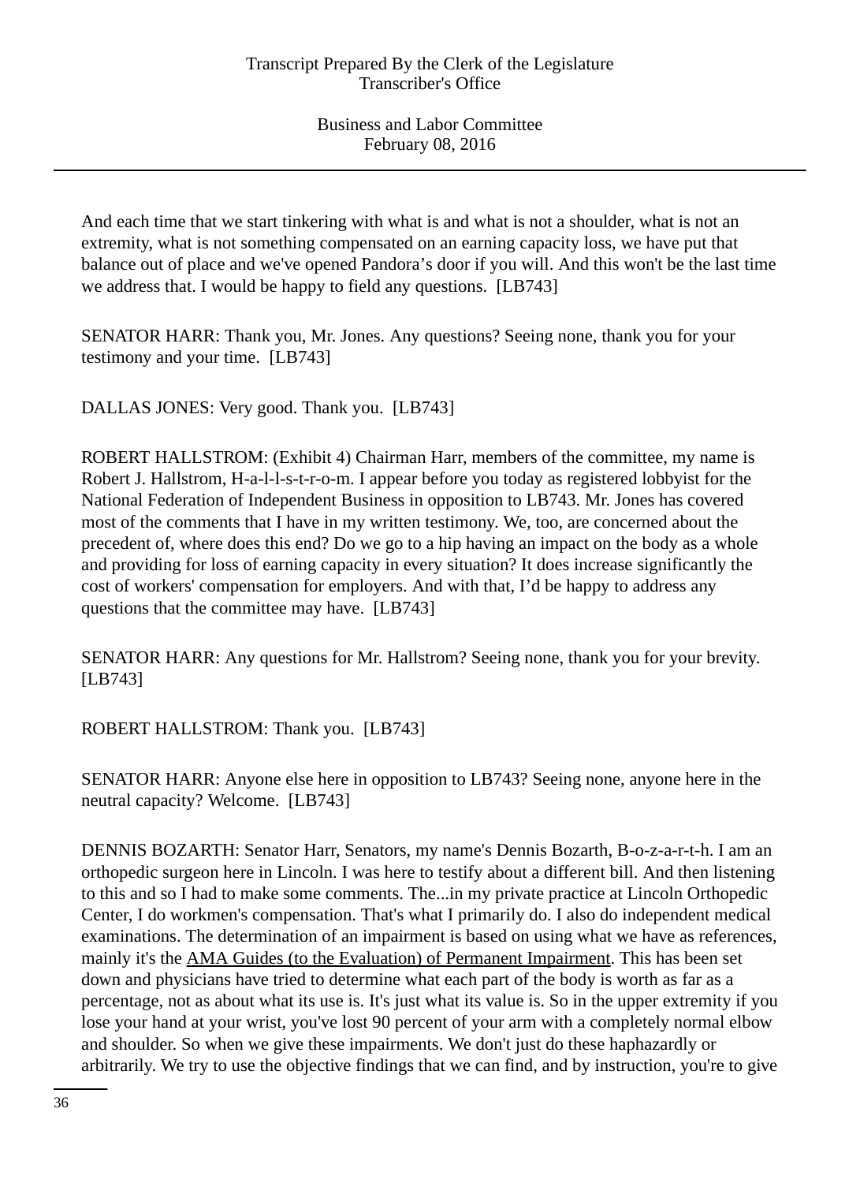And each time that we start tinkering with what is and what is not a shoulder, what is not an extremity, what is not something compensated on an earning capacity loss, we have put that balance out of place and we've opened Pandora's door if you will. And this won't be the last time we address that. I would be happy to field any questions.  [LB743]

SENATOR HARR: Thank you, Mr. Jones. Any questions? Seeing none, thank you for your testimony and your time.  [LB743]

DALLAS JONES: Very good. Thank you.  [LB743]

ROBERT HALLSTROM: (Exhibit 4) Chairman Harr, members of the committee, my name is Robert J. Hallstrom, H-a-l-l-s-t-r-o-m. I appear before you today as registered lobbyist for the National Federation of Independent Business in opposition to LB743. Mr. Jones has covered most of the comments that I have in my written testimony. We, too, are concerned about the precedent of, where does this end? Do we go to a hip having an impact on the body as a whole and providing for loss of earning capacity in every situation? It does increase significantly the cost of workers' compensation for employers. And with that, I'd be happy to address any questions that the committee may have.  [LB743]

SENATOR HARR: Any questions for Mr. Hallstrom? Seeing none, thank you for your brevity.  [LB743]

ROBERT HALLSTROM: Thank you.  [LB743]

SENATOR HARR: Anyone else here in opposition to LB743? Seeing none, anyone here in the neutral capacity? Welcome.  [LB743]

DENNIS BOZARTH: Senator Harr, Senators, my name's Dennis Bozarth, B-o-z-a-r-t-h. I am an orthopedic surgeon here in Lincoln. I was here to testify about a different bill. And then listening to this and so I had to make some comments. The...in my private practice at Lincoln Orthopedic Center, I do workmen's compensation. That's what I primarily do. I also do independent medical examinations. The determination of an impairment is based on using what we have as references, mainly it's the AMA Guides (to the Evaluation) of Permanent Impairment. This has been set down and physicians have tried to determine what each part of the body is worth as far as a percentage, not as about what its use is. It's just what its value is. So in the upper extremity if you lose your hand at your wrist, you've lost 90 percent of your arm with a completely normal elbow and shoulder. So when we give these impairments. We don't just do these haphazardly or arbitrarily. We try to use the objective findings that we can find, and by instruction, you're to give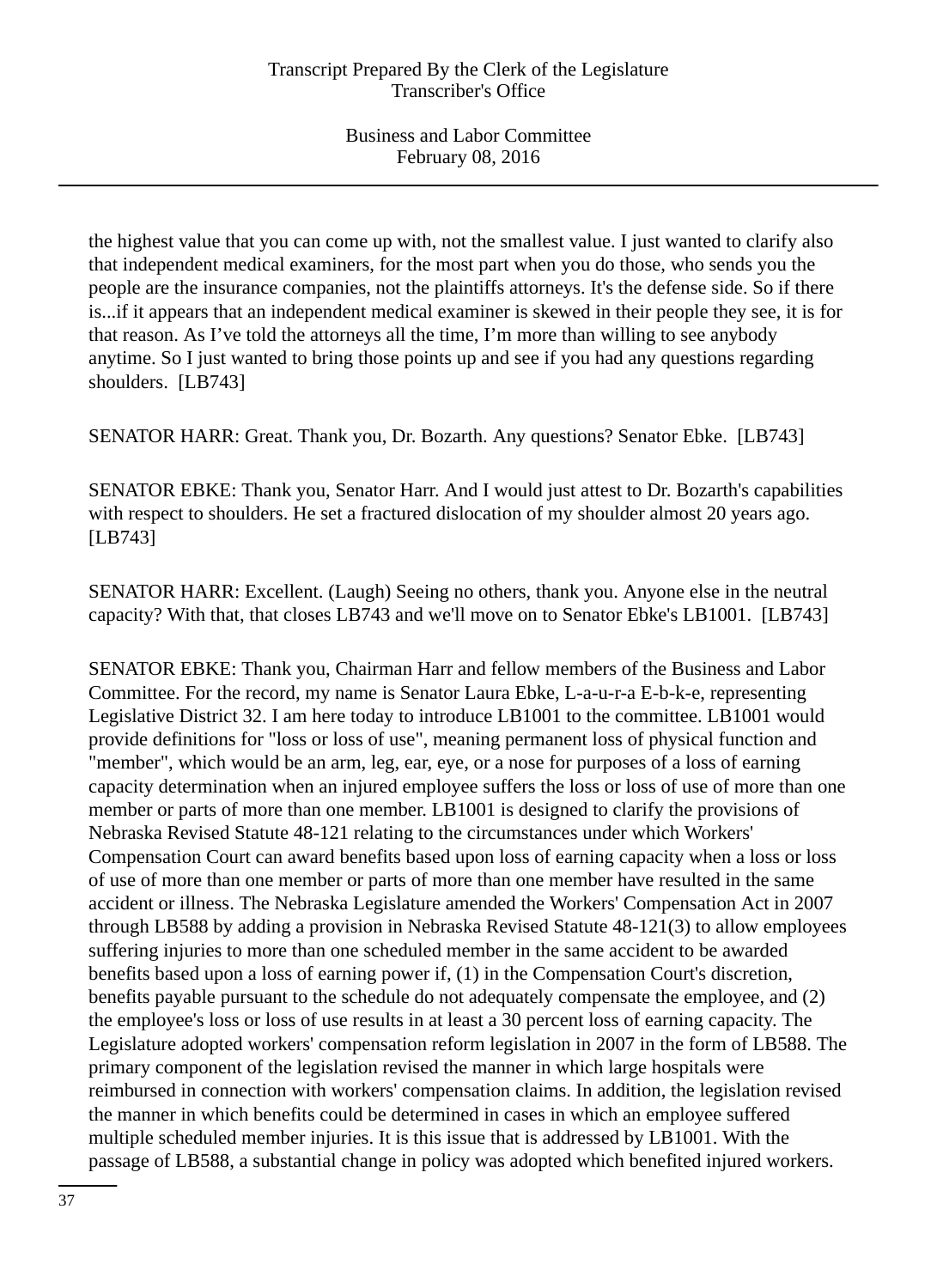the highest value that you can come up with, not the smallest value. I just wanted to clarify also that independent medical examiners, for the most part when you do those, who sends you the people are the insurance companies, not the plaintiffs attorneys. It's the defense side. So if there is...if it appears that an independent medical examiner is skewed in their people they see, it is for that reason. As I've told the attorneys all the time, I'm more than willing to see anybody anytime. So I just wanted to bring those points up and see if you had any questions regarding shoulders. [LB743]

SENATOR HARR: Great. Thank you, Dr. Bozarth. Any questions? Senator Ebke. [LB743]

SENATOR EBKE: Thank you, Senator Harr. And I would just attest to Dr. Bozarth's capabilities with respect to shoulders. He set a fractured dislocation of my shoulder almost 20 years ago. [LB743]

SENATOR HARR: Excellent. (Laugh) Seeing no others, thank you. Anyone else in the neutral capacity? With that, that closes LB743 and we'll move on to Senator Ebke's LB1001. [LB743]

SENATOR EBKE: Thank you, Chairman Harr and fellow members of the Business and Labor Committee. For the record, my name is Senator Laura Ebke, L-a-u-r-a E-b-k-e, representing Legislative District 32. I am here today to introduce LB1001 to the committee. LB1001 would provide definitions for "loss or loss of use", meaning permanent loss of physical function and "member", which would be an arm, leg, ear, eye, or a nose for purposes of a loss of earning capacity determination when an injured employee suffers the loss or loss of use of more than one member or parts of more than one member. LB1001 is designed to clarify the provisions of Nebraska Revised Statute 48-121 relating to the circumstances under which Workers' Compensation Court can award benefits based upon loss of earning capacity when a loss or loss of use of more than one member or parts of more than one member have resulted in the same accident or illness. The Nebraska Legislature amended the Workers' Compensation Act in 2007 through LB588 by adding a provision in Nebraska Revised Statute 48-121(3) to allow employees suffering injuries to more than one scheduled member in the same accident to be awarded benefits based upon a loss of earning power if, (1) in the Compensation Court's discretion, benefits payable pursuant to the schedule do not adequately compensate the employee, and (2) the employee's loss or loss of use results in at least a 30 percent loss of earning capacity. The Legislature adopted workers' compensation reform legislation in 2007 in the form of LB588. The primary component of the legislation revised the manner in which large hospitals were reimbursed in connection with workers' compensation claims. In addition, the legislation revised the manner in which benefits could be determined in cases in which an employee suffered multiple scheduled member injuries. It is this issue that is addressed by LB1001. With the passage of LB588, a substantial change in policy was adopted which benefited injured workers.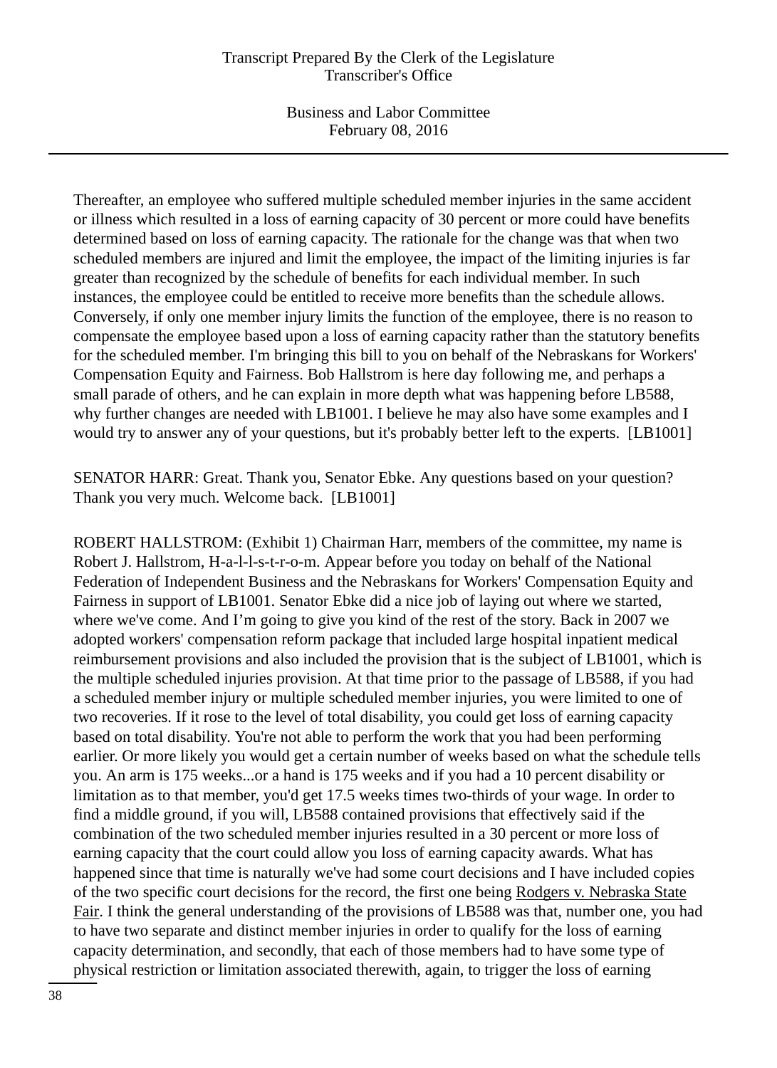Thereafter, an employee who suffered multiple scheduled member injuries in the same accident or illness which resulted in a loss of earning capacity of 30 percent or more could have benefits determined based on loss of earning capacity. The rationale for the change was that when two scheduled members are injured and limit the employee, the impact of the limiting injuries is far greater than recognized by the schedule of benefits for each individual member. In such instances, the employee could be entitled to receive more benefits than the schedule allows. Conversely, if only one member injury limits the function of the employee, there is no reason to compensate the employee based upon a loss of earning capacity rather than the statutory benefits for the scheduled member. I'm bringing this bill to you on behalf of the Nebraskans for Workers' Compensation Equity and Fairness. Bob Hallstrom is here day following me, and perhaps a small parade of others, and he can explain in more depth what was happening before LB588, why further changes are needed with LB1001. I believe he may also have some examples and I would try to answer any of your questions, but it's probably better left to the experts. [LB1001]

SENATOR HARR: Great. Thank you, Senator Ebke. Any questions based on your question? Thank you very much. Welcome back. [LB1001]

ROBERT HALLSTROM: (Exhibit 1) Chairman Harr, members of the committee, my name is Robert J. Hallstrom, H-a-l-l-s-t-r-o-m. Appear before you today on behalf of the National Federation of Independent Business and the Nebraskans for Workers' Compensation Equity and Fairness in support of LB1001. Senator Ebke did a nice job of laying out where we started, where we've come. And I'm going to give you kind of the rest of the story. Back in 2007 we adopted workers' compensation reform package that included large hospital inpatient medical reimbursement provisions and also included the provision that is the subject of LB1001, which is the multiple scheduled injuries provision. At that time prior to the passage of LB588, if you had a scheduled member injury or multiple scheduled member injuries, you were limited to one of two recoveries. If it rose to the level of total disability, you could get loss of earning capacity based on total disability. You're not able to perform the work that you had been performing earlier. Or more likely you would get a certain number of weeks based on what the schedule tells you. An arm is 175 weeks...or a hand is 175 weeks and if you had a 10 percent disability or limitation as to that member, you'd get 17.5 weeks times two-thirds of your wage. In order to find a middle ground, if you will, LB588 contained provisions that effectively said if the combination of the two scheduled member injuries resulted in a 30 percent or more loss of earning capacity that the court could allow you loss of earning capacity awards. What has happened since that time is naturally we've had some court decisions and I have included copies of the two specific court decisions for the record, the first one being Rodgers v. Nebraska State Fair. I think the general understanding of the provisions of LB588 was that, number one, you had to have two separate and distinct member injuries in order to qualify for the loss of earning capacity determination, and secondly, that each of those members had to have some type of physical restriction or limitation associated therewith, again, to trigger the loss of earning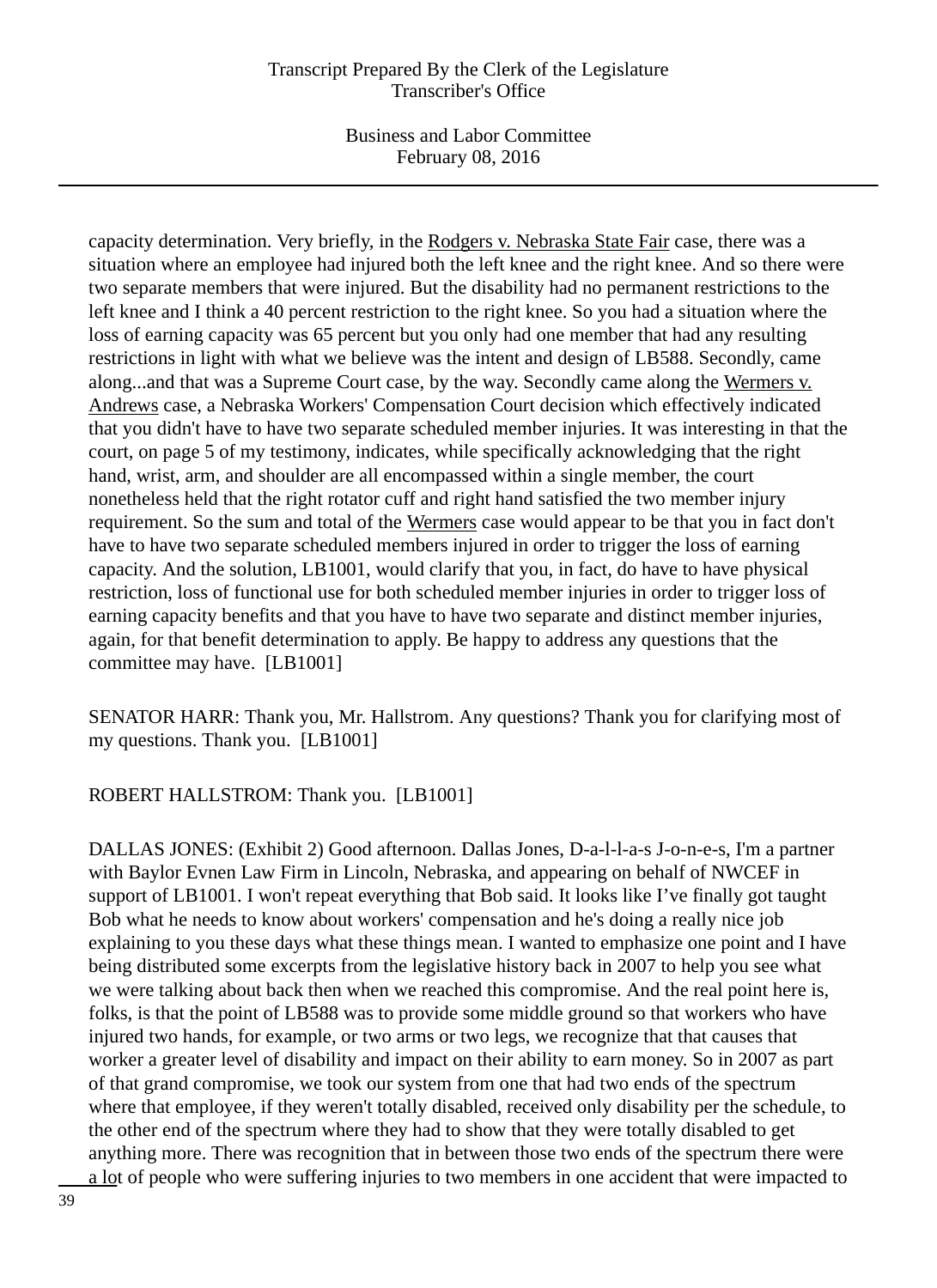capacity determination. Very briefly, in the Rodgers v. Nebraska State Fair case, there was a situation where an employee had injured both the left knee and the right knee. And so there were two separate members that were injured. But the disability had no permanent restrictions to the left knee and I think a 40 percent restriction to the right knee. So you had a situation where the loss of earning capacity was 65 percent but you only had one member that had any resulting restrictions in light with what we believe was the intent and design of LB588. Secondly, came along...and that was a Supreme Court case, by the way. Secondly came along the Wermers v. Andrews case, a Nebraska Workers' Compensation Court decision which effectively indicated that you didn't have to have two separate scheduled member injuries. It was interesting in that the court, on page 5 of my testimony, indicates, while specifically acknowledging that the right hand, wrist, arm, and shoulder are all encompassed within a single member, the court nonetheless held that the right rotator cuff and right hand satisfied the two member injury requirement. So the sum and total of the Wermers case would appear to be that you in fact don't have to have two separate scheduled members injured in order to trigger the loss of earning capacity. And the solution, LB1001, would clarify that you, in fact, do have to have physical restriction, loss of functional use for both scheduled member injuries in order to trigger loss of earning capacity benefits and that you have to have two separate and distinct member injuries, again, for that benefit determination to apply. Be happy to address any questions that the committee may have. [LB1001]

SENATOR HARR: Thank you, Mr. Hallstrom. Any questions? Thank you for clarifying most of my questions. Thank you. [LB1001]

ROBERT HALLSTROM: Thank you. [LB1001]

DALLAS JONES: (Exhibit 2) Good afternoon. Dallas Jones, D-a-l-l-a-s J-o-n-e-s, I'm a partner with Baylor Evnen Law Firm in Lincoln, Nebraska, and appearing on behalf of NWCEF in support of LB1001. I won't repeat everything that Bob said. It looks like I've finally got taught Bob what he needs to know about workers' compensation and he's doing a really nice job explaining to you these days what these things mean. I wanted to emphasize one point and I have being distributed some excerpts from the legislative history back in 2007 to help you see what we were talking about back then when we reached this compromise. And the real point here is, folks, is that the point of LB588 was to provide some middle ground so that workers who have injured two hands, for example, or two arms or two legs, we recognize that that causes that worker a greater level of disability and impact on their ability to earn money. So in 2007 as part of that grand compromise, we took our system from one that had two ends of the spectrum where that employee, if they weren't totally disabled, received only disability per the schedule, to the other end of the spectrum where they had to show that they were totally disabled to get anything more. There was recognition that in between those two ends of the spectrum there were a lot of people who were suffering injuries to two members in one accident that were impacted to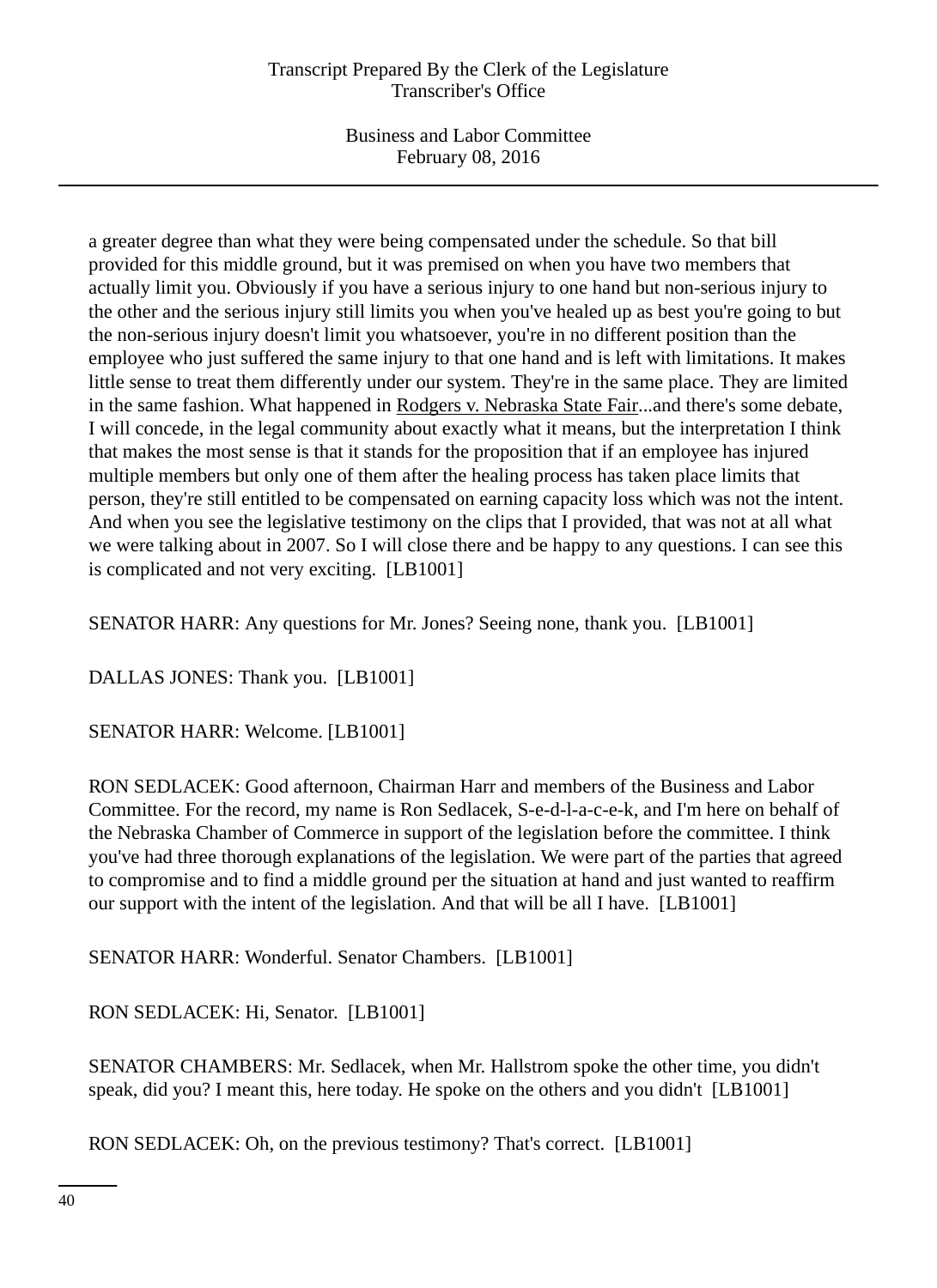a greater degree than what they were being compensated under the schedule. So that bill provided for this middle ground, but it was premised on when you have two members that actually limit you. Obviously if you have a serious injury to one hand but non-serious injury to the other and the serious injury still limits you when you've healed up as best you're going to but the non-serious injury doesn't limit you whatsoever, you're in no different position than the employee who just suffered the same injury to that one hand and is left with limitations. It makes little sense to treat them differently under our system. They're in the same place. They are limited in the same fashion. What happened in Rodgers v. Nebraska State Fair...and there's some debate, I will concede, in the legal community about exactly what it means, but the interpretation I think that makes the most sense is that it stands for the proposition that if an employee has injured multiple members but only one of them after the healing process has taken place limits that person, they're still entitled to be compensated on earning capacity loss which was not the intent. And when you see the legislative testimony on the clips that I provided, that was not at all what we were talking about in 2007. So I will close there and be happy to any questions. I can see this is complicated and not very exciting. [LB1001]

SENATOR HARR: Any questions for Mr. Jones? Seeing none, thank you. [LB1001]

DALLAS JONES: Thank you. [LB1001]

SENATOR HARR: Welcome. [LB1001]

RON SEDLACEK: Good afternoon, Chairman Harr and members of the Business and Labor Committee. For the record, my name is Ron Sedlacek, S-e-d-l-a-c-e-k, and I'm here on behalf of the Nebraska Chamber of Commerce in support of the legislation before the committee. I think you've had three thorough explanations of the legislation. We were part of the parties that agreed to compromise and to find a middle ground per the situation at hand and just wanted to reaffirm our support with the intent of the legislation. And that will be all I have. [LB1001]

SENATOR HARR: Wonderful. Senator Chambers. [LB1001]

RON SEDLACEK: Hi, Senator. [LB1001]

SENATOR CHAMBERS: Mr. Sedlacek, when Mr. Hallstrom spoke the other time, you didn't speak, did you? I meant this, here today. He spoke on the others and you didn't [LB1001]

RON SEDLACEK: Oh, on the previous testimony? That's correct. [LB1001]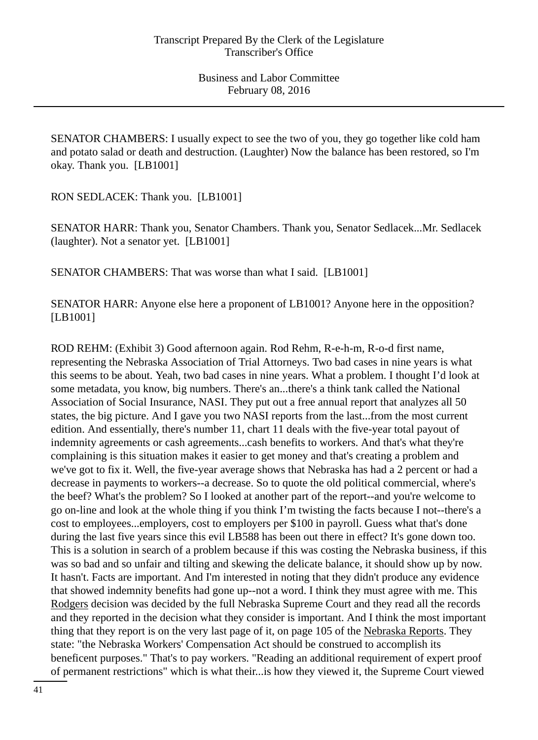SENATOR CHAMBERS: I usually expect to see the two of you, they go together like cold ham and potato salad or death and destruction. (Laughter) Now the balance has been restored, so I'm okay. Thank you. [LB1001]

RON SEDLACEK: Thank you. [LB1001]

SENATOR HARR: Thank you, Senator Chambers. Thank you, Senator Sedlacek...Mr. Sedlacek (laughter). Not a senator yet. [LB1001]

SENATOR CHAMBERS: That was worse than what I said. [LB1001]

SENATOR HARR: Anyone else here a proponent of LB1001? Anyone here in the opposition? [LB1001]

ROD REHM: (Exhibit 3) Good afternoon again. Rod Rehm, R-e-h-m, R-o-d first name, representing the Nebraska Association of Trial Attorneys. Two bad cases in nine years is what this seems to be about. Yeah, two bad cases in nine years. What a problem. I thought I'd look at some metadata, you know, big numbers. There's an...there's a think tank called the National Association of Social Insurance, NASI. They put out a free annual report that analyzes all 50 states, the big picture. And I gave you two NASI reports from the last...from the most current edition. And essentially, there's number 11, chart 11 deals with the five-year total payout of indemnity agreements or cash agreements...cash benefits to workers. And that's what they're complaining is this situation makes it easier to get money and that's creating a problem and we've got to fix it. Well, the five-year average shows that Nebraska has had a 2 percent or had a decrease in payments to workers--a decrease. So to quote the old political commercial, where's the beef? What's the problem? So I looked at another part of the report--and you're welcome to go on-line and look at the whole thing if you think I'm twisting the facts because I not--there's a cost to employees...employers, cost to employers per $100 in payroll. Guess what that's done during the last five years since this evil LB588 has been out there in effect? It's gone down too. This is a solution in search of a problem because if this was costing the Nebraska business, if this was so bad and so unfair and tilting and skewing the delicate balance, it should show up by now. It hasn't. Facts are important. And I'm interested in noting that they didn't produce any evidence that showed indemnity benefits had gone up--not a word. I think they must agree with me. This Rodgers decision was decided by the full Nebraska Supreme Court and they read all the records and they reported in the decision what they consider is important. And I think the most important thing that they report is on the very last page of it, on page 105 of the Nebraska Reports. They state: "the Nebraska Workers' Compensation Act should be construed to accomplish its beneficent purposes." That's to pay workers. "Reading an additional requirement of expert proof of permanent restrictions" which is what their...is how they viewed it, the Supreme Court viewed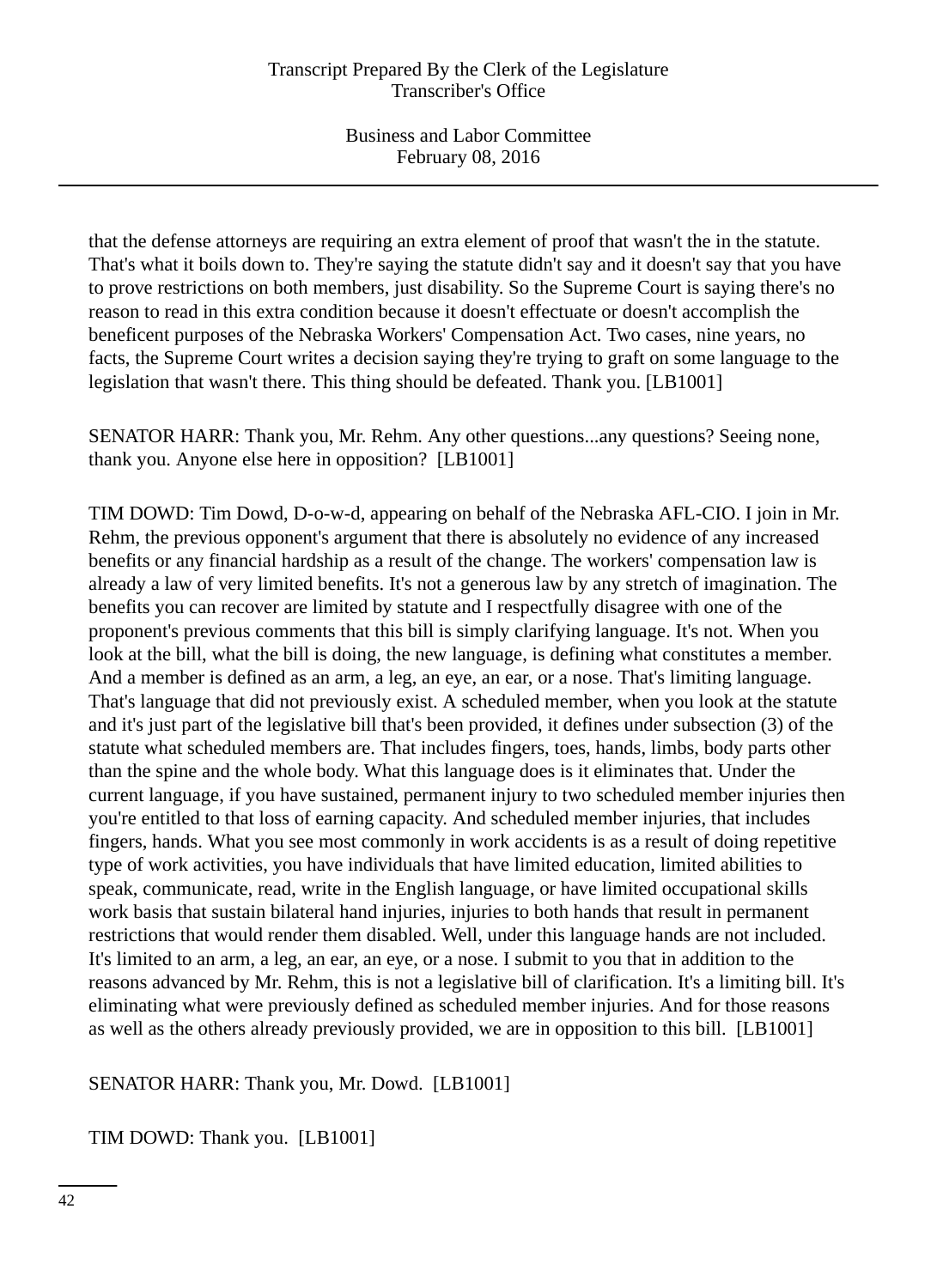that the defense attorneys are requiring an extra element of proof that wasn't the in the statute. That's what it boils down to. They're saying the statute didn't say and it doesn't say that you have to prove restrictions on both members, just disability. So the Supreme Court is saying there's no reason to read in this extra condition because it doesn't effectuate or doesn't accomplish the beneficent purposes of the Nebraska Workers' Compensation Act. Two cases, nine years, no facts, the Supreme Court writes a decision saying they're trying to graft on some language to the legislation that wasn't there. This thing should be defeated. Thank you. [LB1001]

SENATOR HARR: Thank you, Mr. Rehm. Any other questions...any questions? Seeing none, thank you. Anyone else here in opposition? [LB1001]

TIM DOWD: Tim Dowd, D-o-w-d, appearing on behalf of the Nebraska AFL-CIO. I join in Mr. Rehm, the previous opponent's argument that there is absolutely no evidence of any increased benefits or any financial hardship as a result of the change. The workers' compensation law is already a law of very limited benefits. It's not a generous law by any stretch of imagination. The benefits you can recover are limited by statute and I respectfully disagree with one of the proponent's previous comments that this bill is simply clarifying language. It's not. When you look at the bill, what the bill is doing, the new language, is defining what constitutes a member. And a member is defined as an arm, a leg, an eye, an ear, or a nose. That's limiting language. That's language that did not previously exist. A scheduled member, when you look at the statute and it's just part of the legislative bill that's been provided, it defines under subsection (3) of the statute what scheduled members are. That includes fingers, toes, hands, limbs, body parts other than the spine and the whole body. What this language does is it eliminates that. Under the current language, if you have sustained, permanent injury to two scheduled member injuries then you're entitled to that loss of earning capacity. And scheduled member injuries, that includes fingers, hands. What you see most commonly in work accidents is as a result of doing repetitive type of work activities, you have individuals that have limited education, limited abilities to speak, communicate, read, write in the English language, or have limited occupational skills work basis that sustain bilateral hand injuries, injuries to both hands that result in permanent restrictions that would render them disabled. Well, under this language hands are not included. It's limited to an arm, a leg, an ear, an eye, or a nose. I submit to you that in addition to the reasons advanced by Mr. Rehm, this is not a legislative bill of clarification. It's a limiting bill. It's eliminating what were previously defined as scheduled member injuries. And for those reasons as well as the others already previously provided, we are in opposition to this bill. [LB1001]

SENATOR HARR: Thank you, Mr. Dowd. [LB1001]

TIM DOWD: Thank you. [LB1001]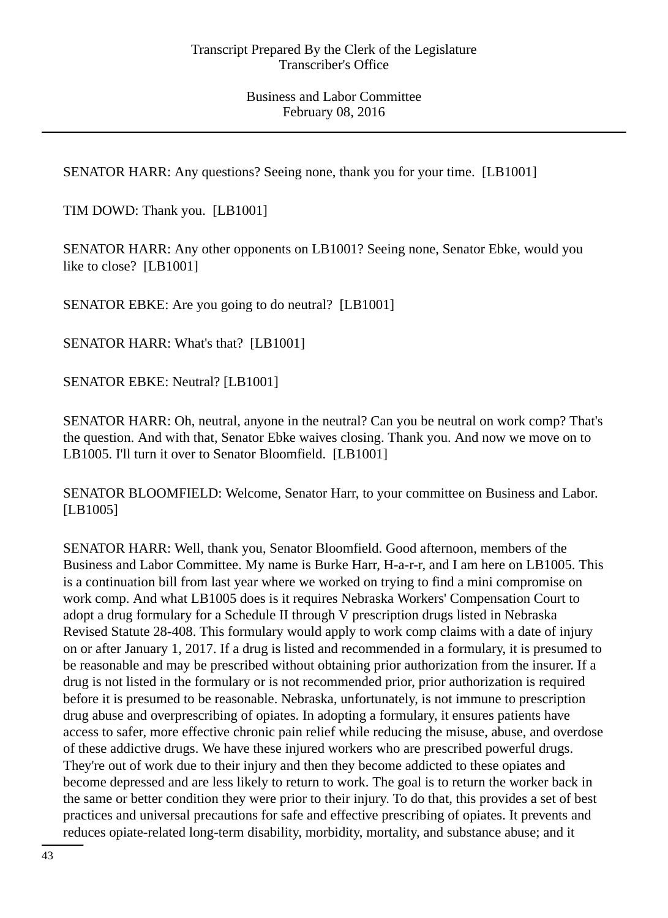SENATOR HARR: Any questions? Seeing none, thank you for your time. [LB1001]

TIM DOWD: Thank you. [LB1001]

SENATOR HARR: Any other opponents on LB1001? Seeing none, Senator Ebke, would you like to close? [LB1001]

SENATOR EBKE: Are you going to do neutral? [LB1001]

SENATOR HARR: What's that? [LB1001]

SENATOR EBKE: Neutral? [LB1001]

SENATOR HARR: Oh, neutral, anyone in the neutral? Can you be neutral on work comp? That's the question. And with that, Senator Ebke waives closing. Thank you. And now we move on to LB1005. I'll turn it over to Senator Bloomfield. [LB1001]

SENATOR BLOOMFIELD: Welcome, Senator Harr, to your committee on Business and Labor. [LB1005]

SENATOR HARR: Well, thank you, Senator Bloomfield. Good afternoon, members of the Business and Labor Committee. My name is Burke Harr, H-a-r-r, and I am here on LB1005. This is a continuation bill from last year where we worked on trying to find a mini compromise on work comp. And what LB1005 does is it requires Nebraska Workers' Compensation Court to adopt a drug formulary for a Schedule II through V prescription drugs listed in Nebraska Revised Statute 28-408. This formulary would apply to work comp claims with a date of injury on or after January 1, 2017. If a drug is listed and recommended in a formulary, it is presumed to be reasonable and may be prescribed without obtaining prior authorization from the insurer. If a drug is not listed in the formulary or is not recommended prior, prior authorization is required before it is presumed to be reasonable. Nebraska, unfortunately, is not immune to prescription drug abuse and overprescribing of opiates. In adopting a formulary, it ensures patients have access to safer, more effective chronic pain relief while reducing the misuse, abuse, and overdose of these addictive drugs. We have these injured workers who are prescribed powerful drugs. They're out of work due to their injury and then they become addicted to these opiates and become depressed and are less likely to return to work. The goal is to return the worker back in the same or better condition they were prior to their injury. To do that, this provides a set of best practices and universal precautions for safe and effective prescribing of opiates. It prevents and reduces opiate-related long-term disability, morbidity, mortality, and substance abuse; and it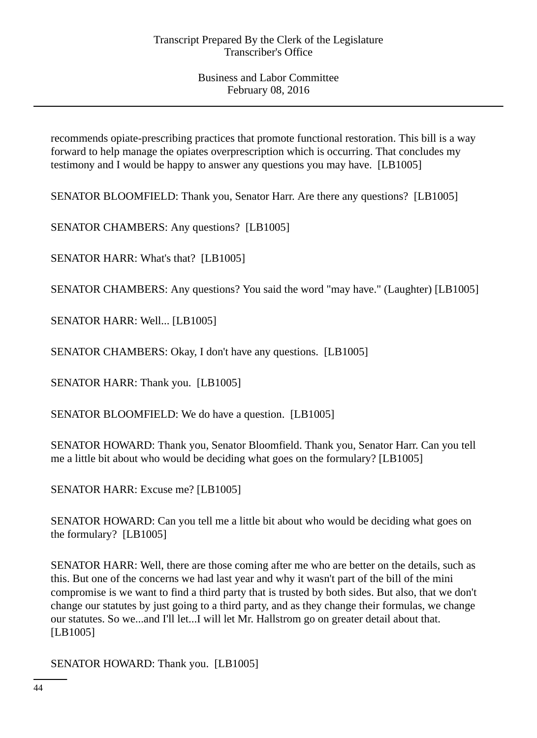recommends opiate-prescribing practices that promote functional restoration. This bill is a way forward to help manage the opiates overprescription which is occurring. That concludes my testimony and I would be happy to answer any questions you may have. [LB1005]

SENATOR BLOOMFIELD: Thank you, Senator Harr. Are there any questions? [LB1005]

SENATOR CHAMBERS: Any questions? [LB1005]

SENATOR HARR: What's that? [LB1005]

SENATOR CHAMBERS: Any questions? You said the word "may have." (Laughter) [LB1005]

SENATOR HARR: Well... [LB1005]

SENATOR CHAMBERS: Okay, I don't have any questions. [LB1005]

SENATOR HARR: Thank you. [LB1005]

SENATOR BLOOMFIELD: We do have a question. [LB1005]

SENATOR HOWARD: Thank you, Senator Bloomfield. Thank you, Senator Harr. Can you tell me a little bit about who would be deciding what goes on the formulary? [LB1005]

SENATOR HARR: Excuse me? [LB1005]

SENATOR HOWARD: Can you tell me a little bit about who would be deciding what goes on the formulary? [LB1005]

SENATOR HARR: Well, there are those coming after me who are better on the details, such as this. But one of the concerns we had last year and why it wasn't part of the bill of the mini compromise is we want to find a third party that is trusted by both sides. But also, that we don't change our statutes by just going to a third party, and as they change their formulas, we change our statutes. So we...and I'll let...I will let Mr. Hallstrom go on greater detail about that. [LB1005]

SENATOR HOWARD: Thank you. [LB1005]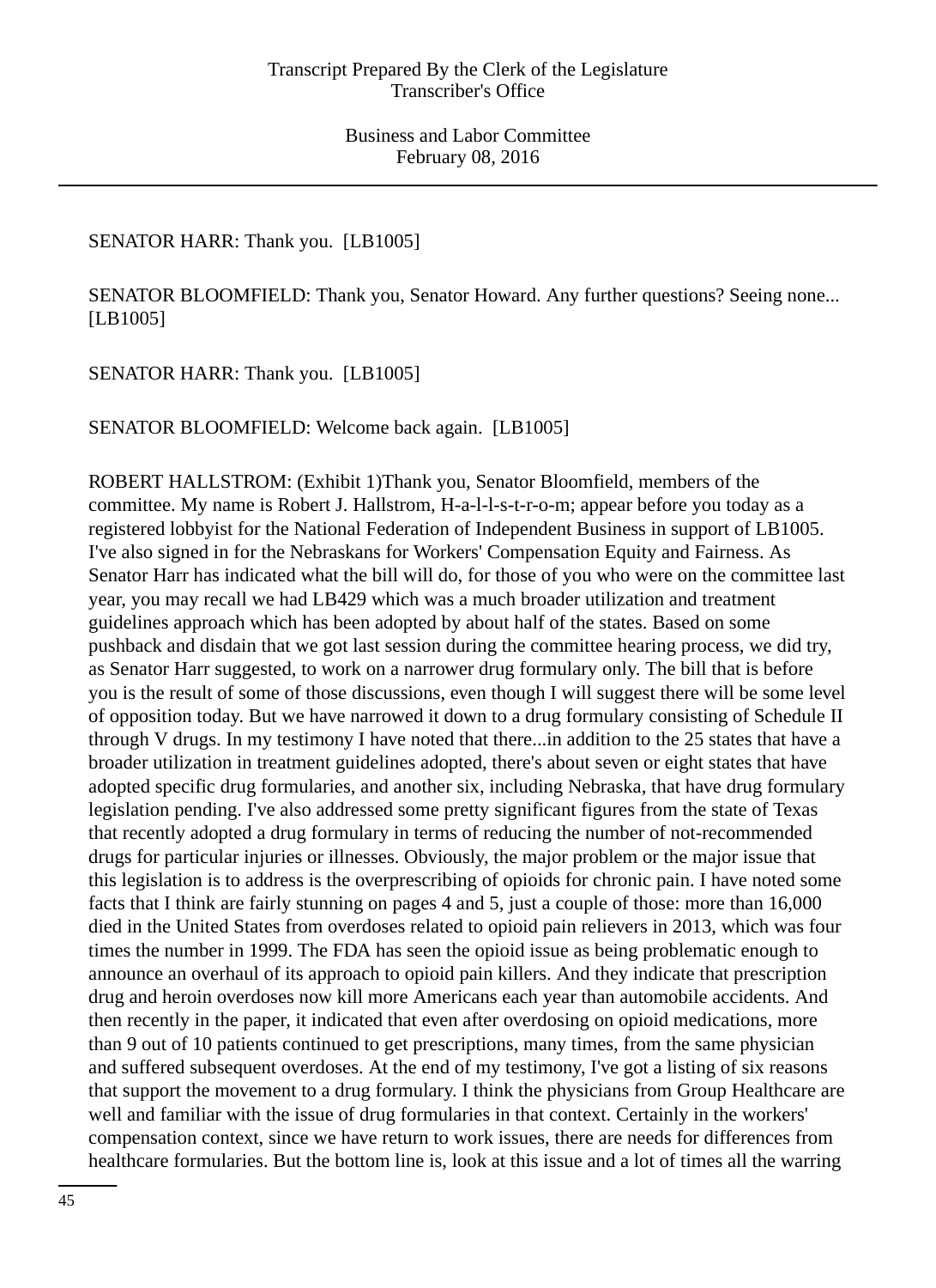SENATOR HARR: Thank you. [LB1005]

SENATOR BLOOMFIELD: Thank you, Senator Howard. Any further questions? Seeing none... [LB1005]

SENATOR HARR: Thank you. [LB1005]

SENATOR BLOOMFIELD: Welcome back again. [LB1005]

ROBERT HALLSTROM: (Exhibit 1)Thank you, Senator Bloomfield, members of the committee. My name is Robert J. Hallstrom, H-a-l-l-s-t-r-o-m; appear before you today as a registered lobbyist for the National Federation of Independent Business in support of LB1005. I've also signed in for the Nebraskans for Workers' Compensation Equity and Fairness. As Senator Harr has indicated what the bill will do, for those of you who were on the committee last year, you may recall we had LB429 which was a much broader utilization and treatment guidelines approach which has been adopted by about half of the states. Based on some pushback and disdain that we got last session during the committee hearing process, we did try, as Senator Harr suggested, to work on a narrower drug formulary only. The bill that is before you is the result of some of those discussions, even though I will suggest there will be some level of opposition today. But we have narrowed it down to a drug formulary consisting of Schedule II through V drugs. In my testimony I have noted that there...in addition to the 25 states that have a broader utilization in treatment guidelines adopted, there's about seven or eight states that have adopted specific drug formularies, and another six, including Nebraska, that have drug formulary legislation pending. I've also addressed some pretty significant figures from the state of Texas that recently adopted a drug formulary in terms of reducing the number of not-recommended drugs for particular injuries or illnesses. Obviously, the major problem or the major issue that this legislation is to address is the overprescribing of opioids for chronic pain. I have noted some facts that I think are fairly stunning on pages 4 and 5, just a couple of those: more than 16,000 died in the United States from overdoses related to opioid pain relievers in 2013, which was four times the number in 1999. The FDA has seen the opioid issue as being problematic enough to announce an overhaul of its approach to opioid pain killers. And they indicate that prescription drug and heroin overdoses now kill more Americans each year than automobile accidents. And then recently in the paper, it indicated that even after overdosing on opioid medications, more than 9 out of 10 patients continued to get prescriptions, many times, from the same physician and suffered subsequent overdoses. At the end of my testimony, I've got a listing of six reasons that support the movement to a drug formulary. I think the physicians from Group Healthcare are well and familiar with the issue of drug formularies in that context. Certainly in the workers' compensation context, since we have return to work issues, there are needs for differences from healthcare formularies. But the bottom line is, look at this issue and a lot of times all the warring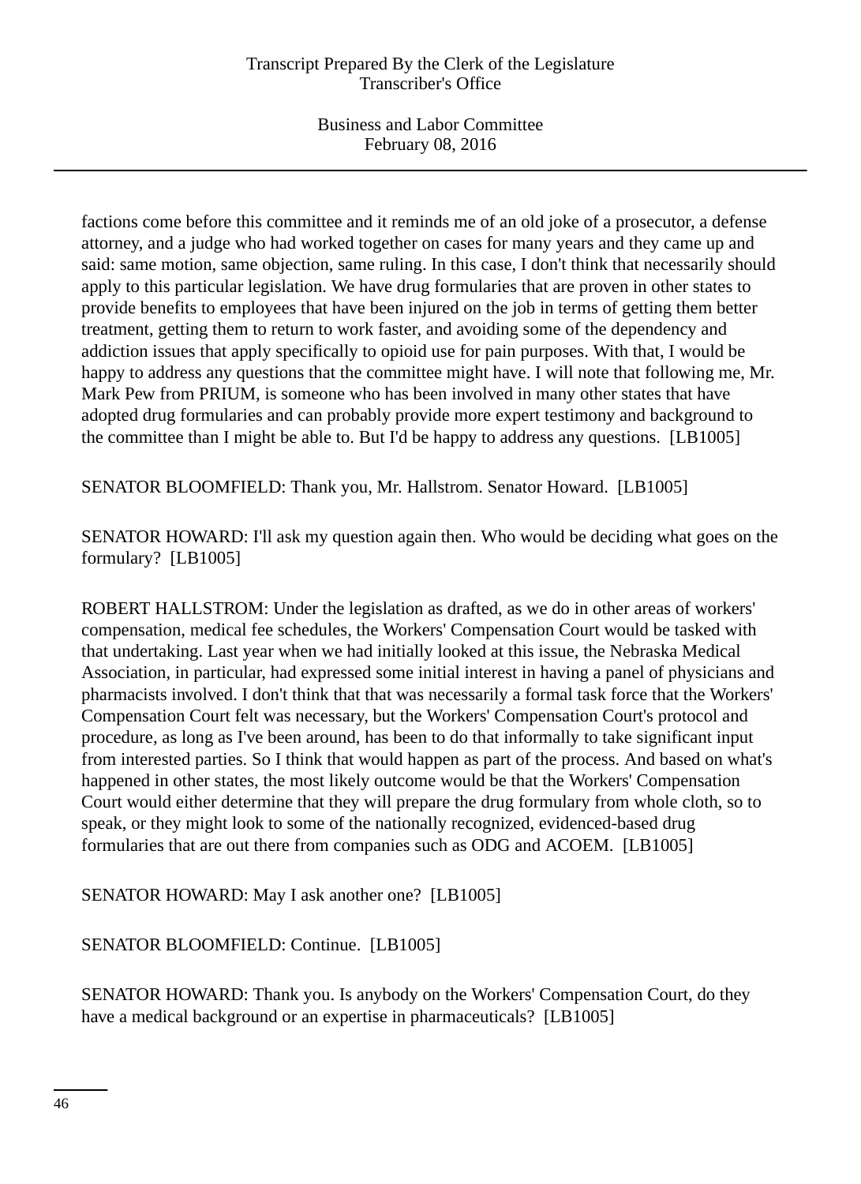factions come before this committee and it reminds me of an old joke of a prosecutor, a defense attorney, and a judge who had worked together on cases for many years and they came up and said: same motion, same objection, same ruling. In this case, I don't think that necessarily should apply to this particular legislation. We have drug formularies that are proven in other states to provide benefits to employees that have been injured on the job in terms of getting them better treatment, getting them to return to work faster, and avoiding some of the dependency and addiction issues that apply specifically to opioid use for pain purposes. With that, I would be happy to address any questions that the committee might have. I will note that following me, Mr. Mark Pew from PRIUM, is someone who has been involved in many other states that have adopted drug formularies and can probably provide more expert testimony and background to the committee than I might be able to. But I'd be happy to address any questions. [LB1005]

SENATOR BLOOMFIELD: Thank you, Mr. Hallstrom. Senator Howard. [LB1005]

SENATOR HOWARD: I'll ask my question again then. Who would be deciding what goes on the formulary? [LB1005]

ROBERT HALLSTROM: Under the legislation as drafted, as we do in other areas of workers' compensation, medical fee schedules, the Workers' Compensation Court would be tasked with that undertaking. Last year when we had initially looked at this issue, the Nebraska Medical Association, in particular, had expressed some initial interest in having a panel of physicians and pharmacists involved. I don't think that that was necessarily a formal task force that the Workers' Compensation Court felt was necessary, but the Workers' Compensation Court's protocol and procedure, as long as I've been around, has been to do that informally to take significant input from interested parties. So I think that would happen as part of the process. And based on what's happened in other states, the most likely outcome would be that the Workers' Compensation Court would either determine that they will prepare the drug formulary from whole cloth, so to speak, or they might look to some of the nationally recognized, evidenced-based drug formularies that are out there from companies such as ODG and ACOEM. [LB1005]

SENATOR HOWARD: May I ask another one? [LB1005]

SENATOR BLOOMFIELD: Continue. [LB1005]

SENATOR HOWARD: Thank you. Is anybody on the Workers' Compensation Court, do they have a medical background or an expertise in pharmaceuticals? [LB1005]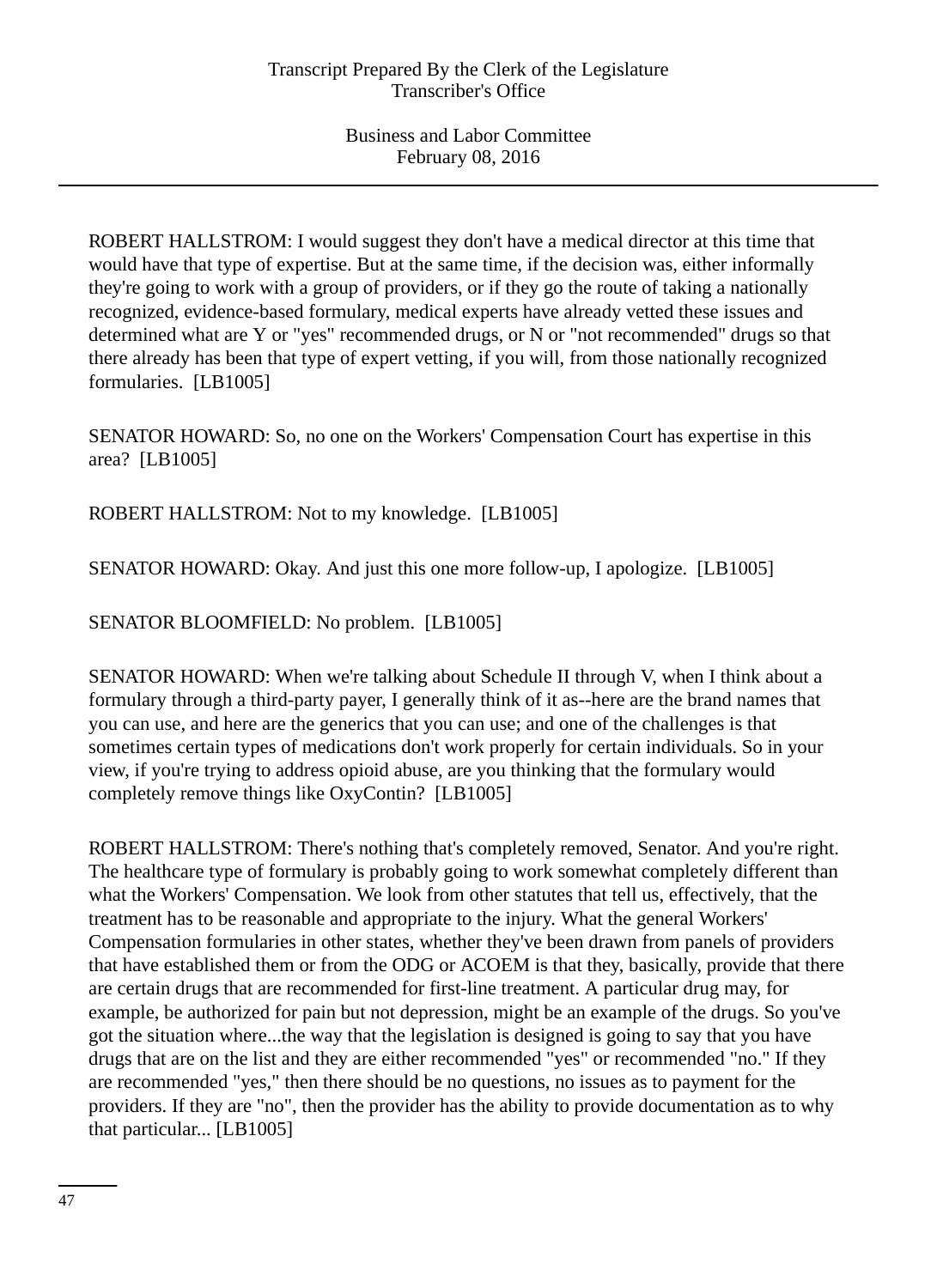ROBERT HALLSTROM: I would suggest they don't have a medical director at this time that would have that type of expertise. But at the same time, if the decision was, either informally they're going to work with a group of providers, or if they go the route of taking a nationally recognized, evidence-based formulary, medical experts have already vetted these issues and determined what are Y or "yes" recommended drugs, or N or "not recommended" drugs so that there already has been that type of expert vetting, if you will, from those nationally recognized formularies. [LB1005]

SENATOR HOWARD: So, no one on the Workers' Compensation Court has expertise in this area? [LB1005]

ROBERT HALLSTROM: Not to my knowledge. [LB1005]

SENATOR HOWARD: Okay. And just this one more follow-up, I apologize. [LB1005]

SENATOR BLOOMFIELD: No problem. [LB1005]

SENATOR HOWARD: When we're talking about Schedule II through V, when I think about a formulary through a third-party payer, I generally think of it as--here are the brand names that you can use, and here are the generics that you can use; and one of the challenges is that sometimes certain types of medications don't work properly for certain individuals. So in your view, if you're trying to address opioid abuse, are you thinking that the formulary would completely remove things like OxyContin? [LB1005]

ROBERT HALLSTROM: There's nothing that's completely removed, Senator. And you're right. The healthcare type of formulary is probably going to work somewhat completely different than what the Workers' Compensation. We look from other statutes that tell us, effectively, that the treatment has to be reasonable and appropriate to the injury. What the general Workers' Compensation formularies in other states, whether they've been drawn from panels of providers that have established them or from the ODG or ACOEM is that they, basically, provide that there are certain drugs that are recommended for first-line treatment. A particular drug may, for example, be authorized for pain but not depression, might be an example of the drugs. So you've got the situation where...the way that the legislation is designed is going to say that you have drugs that are on the list and they are either recommended "yes" or recommended "no." If they are recommended "yes," then there should be no questions, no issues as to payment for the providers. If they are "no", then the provider has the ability to provide documentation as to why that particular... [LB1005]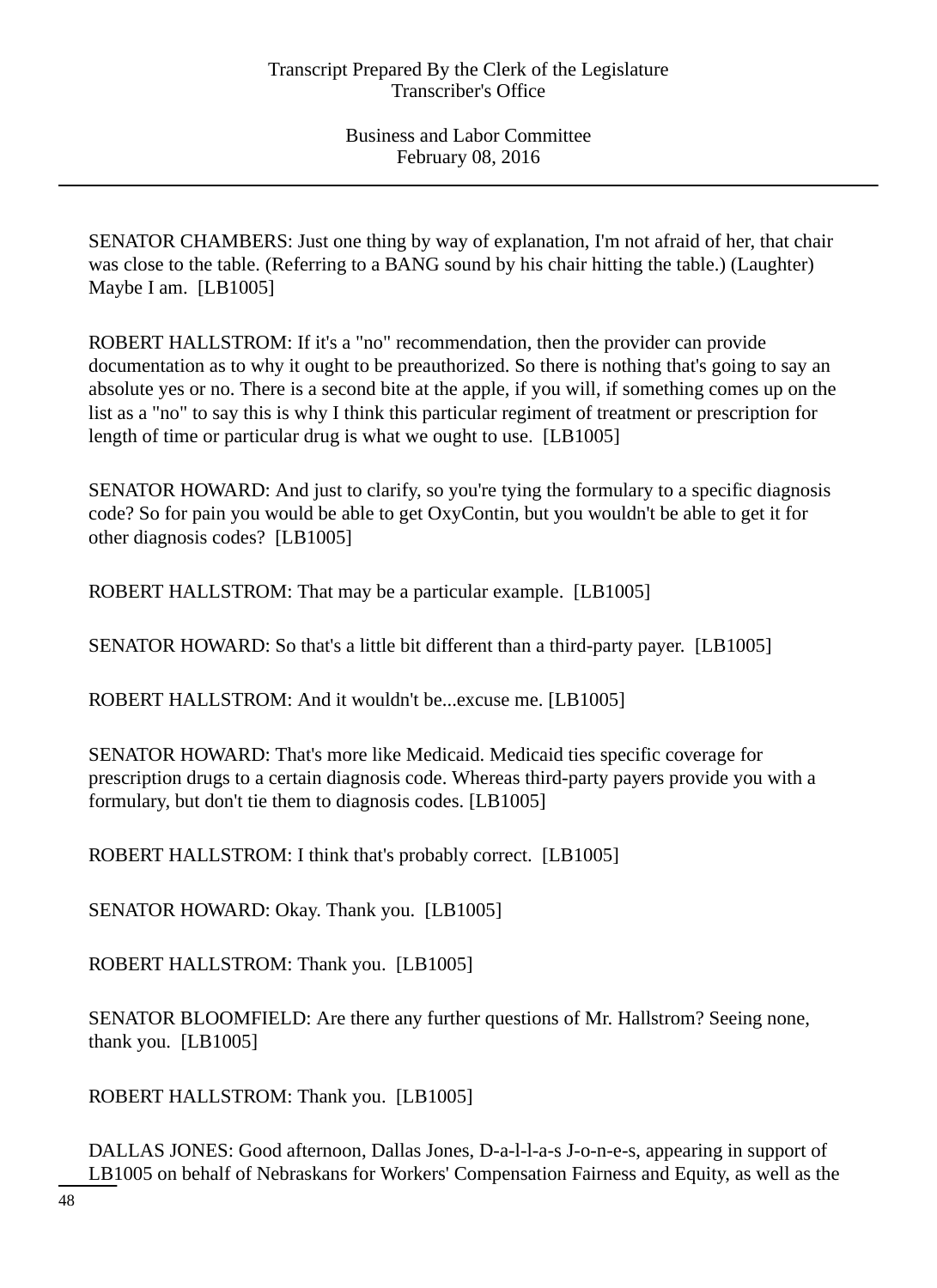SENATOR CHAMBERS: Just one thing by way of explanation, I'm not afraid of her, that chair was close to the table. (Referring to a BANG sound by his chair hitting the table.) (Laughter) Maybe I am. [LB1005]

ROBERT HALLSTROM: If it's a "no" recommendation, then the provider can provide documentation as to why it ought to be preauthorized. So there is nothing that's going to say an absolute yes or no. There is a second bite at the apple, if you will, if something comes up on the list as a "no" to say this is why I think this particular regiment of treatment or prescription for length of time or particular drug is what we ought to use. [LB1005]

SENATOR HOWARD: And just to clarify, so you're tying the formulary to a specific diagnosis code? So for pain you would be able to get OxyContin, but you wouldn't be able to get it for other diagnosis codes? [LB1005]

ROBERT HALLSTROM: That may be a particular example. [LB1005]

SENATOR HOWARD: So that's a little bit different than a third-party payer. [LB1005]

ROBERT HALLSTROM: And it wouldn't be...excuse me. [LB1005]

SENATOR HOWARD: That's more like Medicaid. Medicaid ties specific coverage for prescription drugs to a certain diagnosis code. Whereas third-party payers provide you with a formulary, but don't tie them to diagnosis codes. [LB1005]

ROBERT HALLSTROM: I think that's probably correct. [LB1005]

SENATOR HOWARD: Okay. Thank you. [LB1005]

ROBERT HALLSTROM: Thank you. [LB1005]

SENATOR BLOOMFIELD: Are there any further questions of Mr. Hallstrom? Seeing none, thank you. [LB1005]

ROBERT HALLSTROM: Thank you. [LB1005]

DALLAS JONES: Good afternoon, Dallas Jones, D-a-l-l-a-s J-o-n-e-s, appearing in support of LB1005 on behalf of Nebraskans for Workers' Compensation Fairness and Equity, as well as the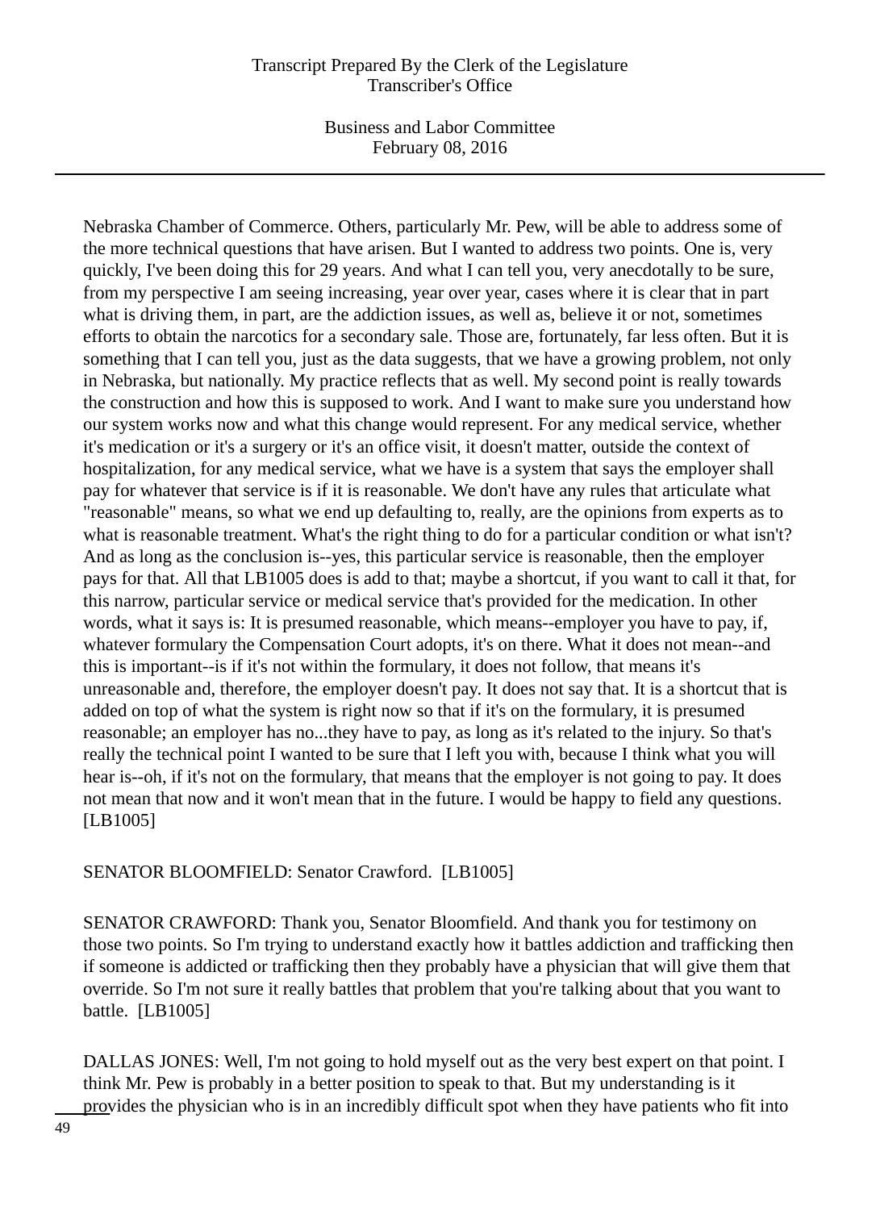Nebraska Chamber of Commerce. Others, particularly Mr. Pew, will be able to address some of the more technical questions that have arisen. But I wanted to address two points. One is, very quickly, I've been doing this for 29 years. And what I can tell you, very anecdotally to be sure, from my perspective I am seeing increasing, year over year, cases where it is clear that in part what is driving them, in part, are the addiction issues, as well as, believe it or not, sometimes efforts to obtain the narcotics for a secondary sale. Those are, fortunately, far less often. But it is something that I can tell you, just as the data suggests, that we have a growing problem, not only in Nebraska, but nationally. My practice reflects that as well. My second point is really towards the construction and how this is supposed to work. And I want to make sure you understand how our system works now and what this change would represent. For any medical service, whether it's medication or it's a surgery or it's an office visit, it doesn't matter, outside the context of hospitalization, for any medical service, what we have is a system that says the employer shall pay for whatever that service is if it is reasonable. We don't have any rules that articulate what "reasonable" means, so what we end up defaulting to, really, are the opinions from experts as to what is reasonable treatment. What's the right thing to do for a particular condition or what isn't? And as long as the conclusion is--yes, this particular service is reasonable, then the employer pays for that. All that LB1005 does is add to that; maybe a shortcut, if you want to call it that, for this narrow, particular service or medical service that's provided for the medication. In other words, what it says is: It is presumed reasonable, which means--employer you have to pay, if, whatever formulary the Compensation Court adopts, it's on there. What it does not mean--and this is important--is if it's not within the formulary, it does not follow, that means it's unreasonable and, therefore, the employer doesn't pay. It does not say that. It is a shortcut that is added on top of what the system is right now so that if it's on the formulary, it is presumed reasonable; an employer has no...they have to pay, as long as it's related to the injury. So that's really the technical point I wanted to be sure that I left you with, because I think what you will hear is--oh, if it's not on the formulary, that means that the employer is not going to pay. It does not mean that now and it won't mean that in the future. I would be happy to field any questions. [LB1005]

SENATOR BLOOMFIELD: Senator Crawford. [LB1005]

SENATOR CRAWFORD: Thank you, Senator Bloomfield. And thank you for testimony on those two points. So I'm trying to understand exactly how it battles addiction and trafficking then if someone is addicted or trafficking then they probably have a physician that will give them that override. So I'm not sure it really battles that problem that you're talking about that you want to battle. [LB1005]

DALLAS JONES: Well, I'm not going to hold myself out as the very best expert on that point. I think Mr. Pew is probably in a better position to speak to that. But my understanding is it provides the physician who is in an incredibly difficult spot when they have patients who fit into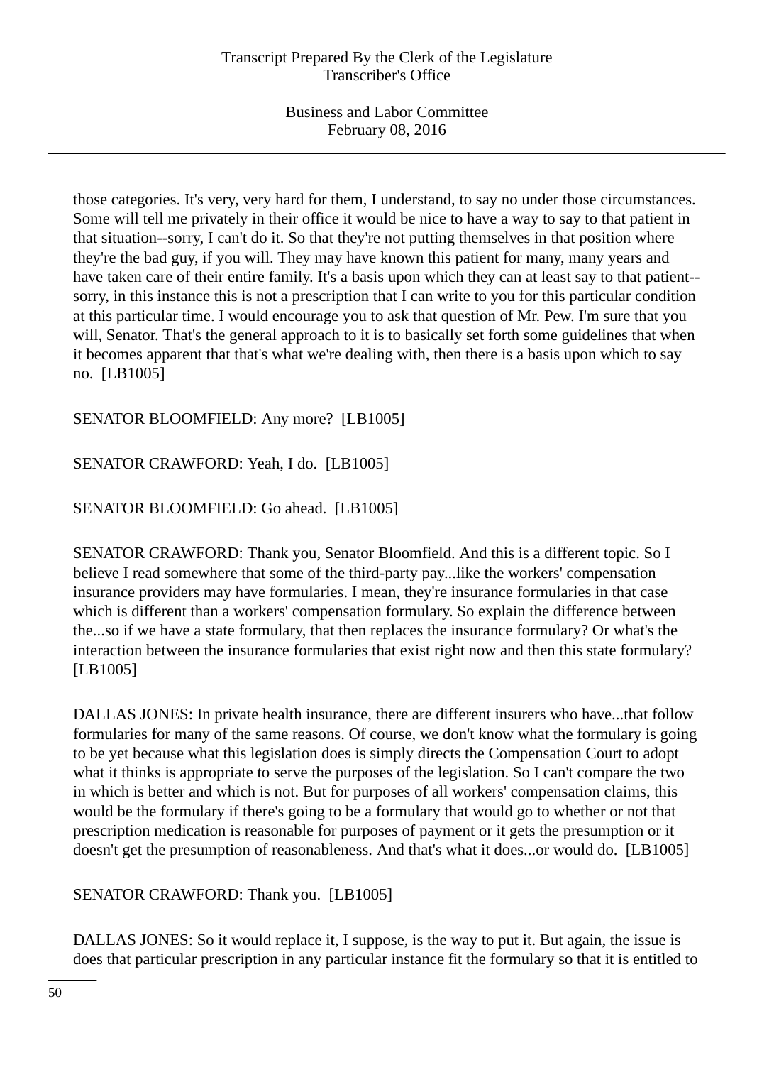those categories. It's very, very hard for them, I understand, to say no under those circumstances. Some will tell me privately in their office it would be nice to have a way to say to that patient in that situation--sorry, I can't do it. So that they're not putting themselves in that position where they're the bad guy, if you will. They may have known this patient for many, many years and have taken care of their entire family. It's a basis upon which they can at least say to that patient--sorry, in this instance this is not a prescription that I can write to you for this particular condition at this particular time. I would encourage you to ask that question of Mr. Pew. I'm sure that you will, Senator. That's the general approach to it is to basically set forth some guidelines that when it becomes apparent that that's what we're dealing with, then there is a basis upon which to say no. [LB1005]

SENATOR BLOOMFIELD: Any more? [LB1005]

SENATOR CRAWFORD: Yeah, I do. [LB1005]

SENATOR BLOOMFIELD: Go ahead. [LB1005]

SENATOR CRAWFORD: Thank you, Senator Bloomfield. And this is a different topic. So I believe I read somewhere that some of the third-party pay...like the workers' compensation insurance providers may have formularies. I mean, they're insurance formularies in that case which is different than a workers' compensation formulary. So explain the difference between the...so if we have a state formulary, that then replaces the insurance formulary? Or what's the interaction between the insurance formularies that exist right now and then this state formulary? [LB1005]

DALLAS JONES: In private health insurance, there are different insurers who have...that follow formularies for many of the same reasons. Of course, we don't know what the formulary is going to be yet because what this legislation does is simply directs the Compensation Court to adopt what it thinks is appropriate to serve the purposes of the legislation. So I can't compare the two in which is better and which is not. But for purposes of all workers' compensation claims, this would be the formulary if there's going to be a formulary that would go to whether or not that prescription medication is reasonable for purposes of payment or it gets the presumption or it doesn't get the presumption of reasonableness. And that's what it does...or would do. [LB1005]

SENATOR CRAWFORD: Thank you. [LB1005]

DALLAS JONES: So it would replace it, I suppose, is the way to put it. But again, the issue is does that particular prescription in any particular instance fit the formulary so that it is entitled to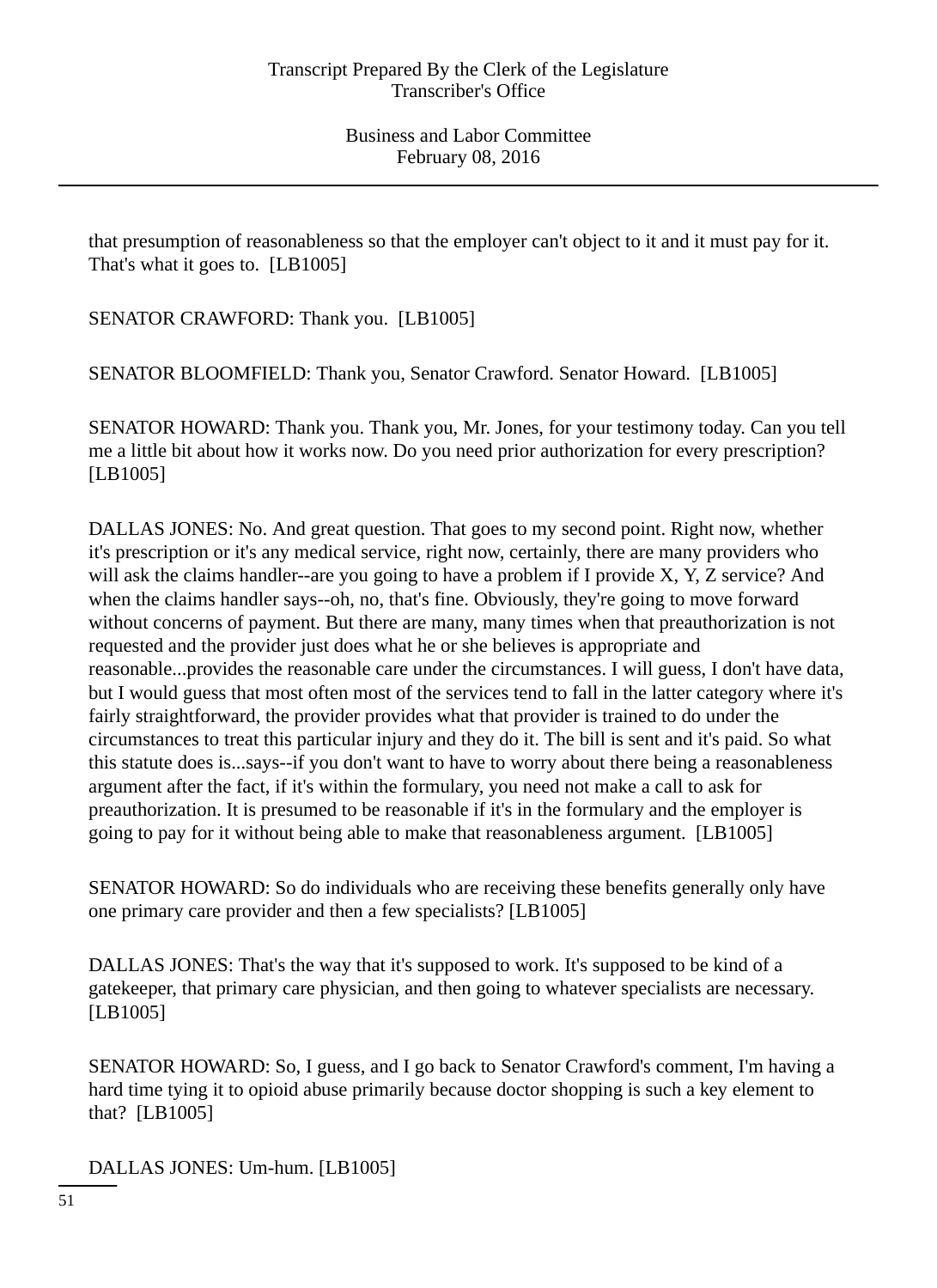that presumption of reasonableness so that the employer can't object to it and it must pay for it. That's what it goes to. [LB1005]

SENATOR CRAWFORD: Thank you. [LB1005]

SENATOR BLOOMFIELD: Thank you, Senator Crawford. Senator Howard. [LB1005]

SENATOR HOWARD: Thank you. Thank you, Mr. Jones, for your testimony today. Can you tell me a little bit about how it works now. Do you need prior authorization for every prescription? [LB1005]

DALLAS JONES: No. And great question. That goes to my second point. Right now, whether it's prescription or it's any medical service, right now, certainly, there are many providers who will ask the claims handler--are you going to have a problem if I provide X, Y, Z service? And when the claims handler says--oh, no, that's fine. Obviously, they're going to move forward without concerns of payment. But there are many, many times when that preauthorization is not requested and the provider just does what he or she believes is appropriate and reasonable...provides the reasonable care under the circumstances. I will guess, I don't have data, but I would guess that most often most of the services tend to fall in the latter category where it's fairly straightforward, the provider provides what that provider is trained to do under the circumstances to treat this particular injury and they do it. The bill is sent and it's paid. So what this statute does is...says--if you don't want to have to worry about there being a reasonableness argument after the fact, if it's within the formulary, you need not make a call to ask for preauthorization. It is presumed to be reasonable if it's in the formulary and the employer is going to pay for it without being able to make that reasonableness argument. [LB1005]

SENATOR HOWARD: So do individuals who are receiving these benefits generally only have one primary care provider and then a few specialists? [LB1005]

DALLAS JONES: That's the way that it's supposed to work. It's supposed to be kind of a gatekeeper, that primary care physician, and then going to whatever specialists are necessary. [LB1005]

SENATOR HOWARD: So, I guess, and I go back to Senator Crawford's comment, I'm having a hard time tying it to opioid abuse primarily because doctor shopping is such a key element to that? [LB1005]

DALLAS JONES: Um-hum. [LB1005]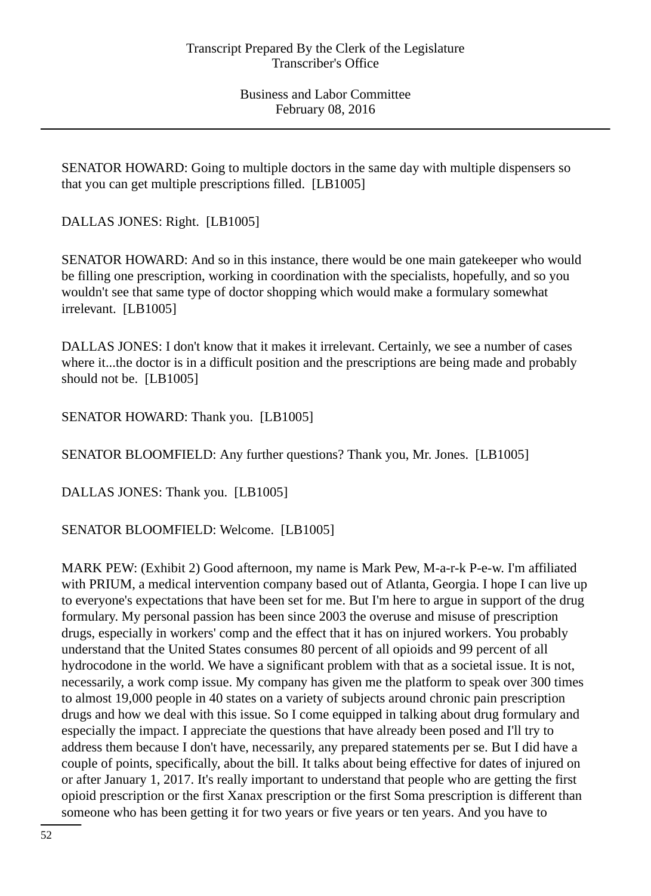SENATOR HOWARD: Going to multiple doctors in the same day with multiple dispensers so that you can get multiple prescriptions filled. [LB1005]

DALLAS JONES: Right. [LB1005]

SENATOR HOWARD: And so in this instance, there would be one main gatekeeper who would be filling one prescription, working in coordination with the specialists, hopefully, and so you wouldn't see that same type of doctor shopping which would make a formulary somewhat irrelevant. [LB1005]

DALLAS JONES: I don't know that it makes it irrelevant. Certainly, we see a number of cases where it...the doctor is in a difficult position and the prescriptions are being made and probably should not be. [LB1005]

SENATOR HOWARD: Thank you. [LB1005]

SENATOR BLOOMFIELD: Any further questions? Thank you, Mr. Jones. [LB1005]

DALLAS JONES: Thank you. [LB1005]

SENATOR BLOOMFIELD: Welcome. [LB1005]

MARK PEW: (Exhibit 2) Good afternoon, my name is Mark Pew, M-a-r-k P-e-w. I'm affiliated with PRIUM, a medical intervention company based out of Atlanta, Georgia. I hope I can live up to everyone's expectations that have been set for me. But I'm here to argue in support of the drug formulary. My personal passion has been since 2003 the overuse and misuse of prescription drugs, especially in workers' comp and the effect that it has on injured workers. You probably understand that the United States consumes 80 percent of all opioids and 99 percent of all hydrocodone in the world. We have a significant problem with that as a societal issue. It is not, necessarily, a work comp issue. My company has given me the platform to speak over 300 times to almost 19,000 people in 40 states on a variety of subjects around chronic pain prescription drugs and how we deal with this issue. So I come equipped in talking about drug formulary and especially the impact. I appreciate the questions that have already been posed and I'll try to address them because I don't have, necessarily, any prepared statements per se. But I did have a couple of points, specifically, about the bill. It talks about being effective for dates of injured on or after January 1, 2017. It's really important to understand that people who are getting the first opioid prescription or the first Xanax prescription or the first Soma prescription is different than someone who has been getting it for two years or five years or ten years. And you have to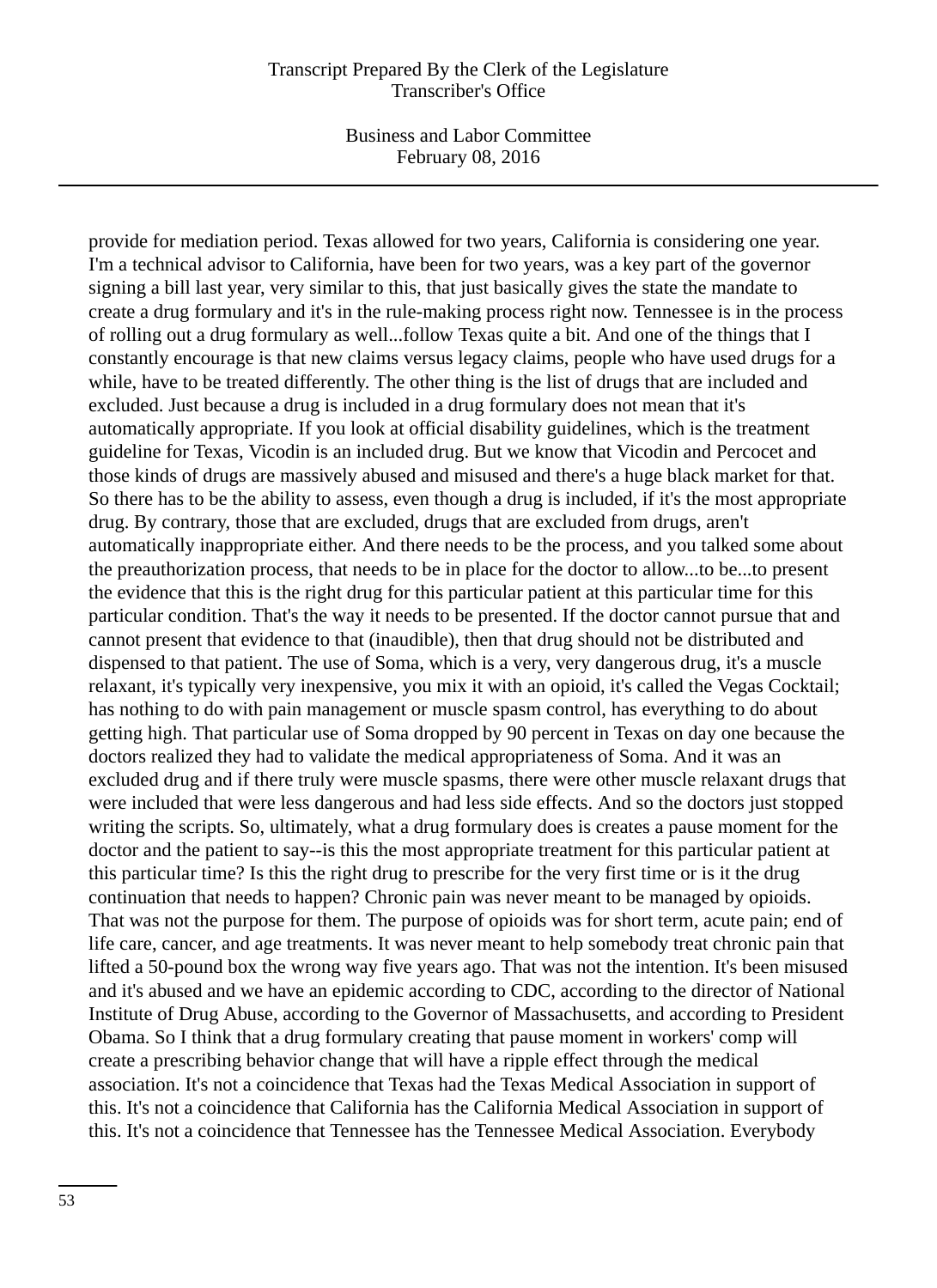provide for mediation period. Texas allowed for two years, California is considering one year. I'm a technical advisor to California, have been for two years, was a key part of the governor signing a bill last year, very similar to this, that just basically gives the state the mandate to create a drug formulary and it's in the rule-making process right now. Tennessee is in the process of rolling out a drug formulary as well...follow Texas quite a bit. And one of the things that I constantly encourage is that new claims versus legacy claims, people who have used drugs for a while, have to be treated differently. The other thing is the list of drugs that are included and excluded. Just because a drug is included in a drug formulary does not mean that it's automatically appropriate. If you look at official disability guidelines, which is the treatment guideline for Texas, Vicodin is an included drug. But we know that Vicodin and Percocet and those kinds of drugs are massively abused and misused and there's a huge black market for that. So there has to be the ability to assess, even though a drug is included, if it's the most appropriate drug. By contrary, those that are excluded, drugs that are excluded from drugs, aren't automatically inappropriate either. And there needs to be the process, and you talked some about the preauthorization process, that needs to be in place for the doctor to allow...to be...to present the evidence that this is the right drug for this particular patient at this particular time for this particular condition. That's the way it needs to be presented. If the doctor cannot pursue that and cannot present that evidence to that (inaudible), then that drug should not be distributed and dispensed to that patient. The use of Soma, which is a very, very dangerous drug, it's a muscle relaxant, it's typically very inexpensive, you mix it with an opioid, it's called the Vegas Cocktail; has nothing to do with pain management or muscle spasm control, has everything to do about getting high. That particular use of Soma dropped by 90 percent in Texas on day one because the doctors realized they had to validate the medical appropriateness of Soma. And it was an excluded drug and if there truly were muscle spasms, there were other muscle relaxant drugs that were included that were less dangerous and had less side effects. And so the doctors just stopped writing the scripts. So, ultimately, what a drug formulary does is creates a pause moment for the doctor and the patient to say--is this the most appropriate treatment for this particular patient at this particular time? Is this the right drug to prescribe for the very first time or is it the drug continuation that needs to happen? Chronic pain was never meant to be managed by opioids. That was not the purpose for them. The purpose of opioids was for short term, acute pain; end of life care, cancer, and age treatments. It was never meant to help somebody treat chronic pain that lifted a 50-pound box the wrong way five years ago. That was not the intention. It's been misused and it's abused and we have an epidemic according to CDC, according to the director of National Institute of Drug Abuse, according to the Governor of Massachusetts, and according to President Obama. So I think that a drug formulary creating that pause moment in workers' comp will create a prescribing behavior change that will have a ripple effect through the medical association. It's not a coincidence that Texas had the Texas Medical Association in support of this. It's not a coincidence that California has the California Medical Association in support of this. It's not a coincidence that Tennessee has the Tennessee Medical Association. Everybody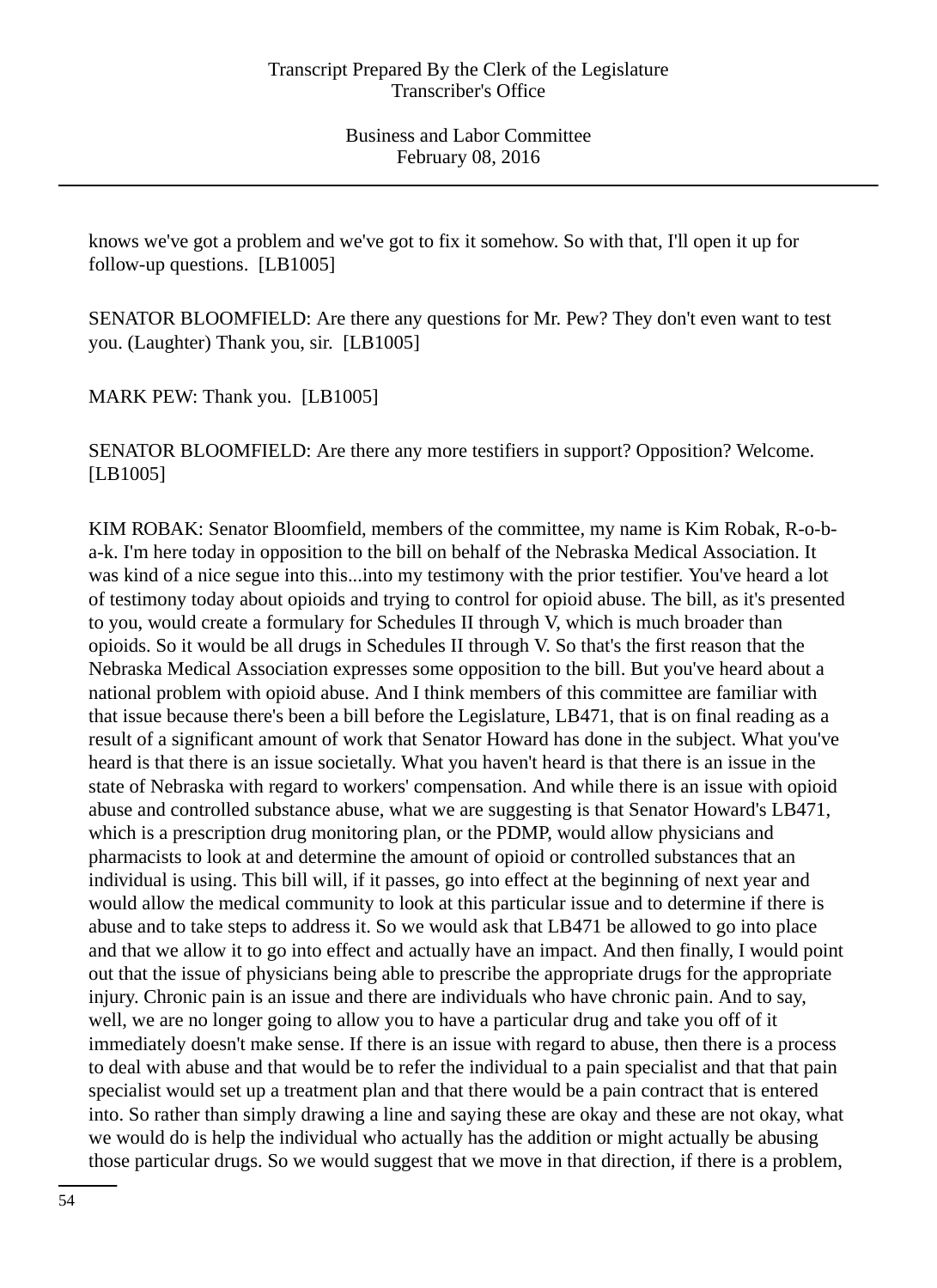knows we've got a problem and we've got to fix it somehow. So with that, I'll open it up for follow-up questions. [LB1005]

SENATOR BLOOMFIELD: Are there any questions for Mr. Pew? They don't even want to test you. (Laughter) Thank you, sir. [LB1005]

MARK PEW: Thank you. [LB1005]

SENATOR BLOOMFIELD: Are there any more testifiers in support? Opposition? Welcome. [LB1005]

KIM ROBAK: Senator Bloomfield, members of the committee, my name is Kim Robak, R-o-b-a-k. I'm here today in opposition to the bill on behalf of the Nebraska Medical Association. It was kind of a nice segue into this...into my testimony with the prior testifier. You've heard a lot of testimony today about opioids and trying to control for opioid abuse. The bill, as it's presented to you, would create a formulary for Schedules II through V, which is much broader than opioids. So it would be all drugs in Schedules II through V. So that's the first reason that the Nebraska Medical Association expresses some opposition to the bill. But you've heard about a national problem with opioid abuse. And I think members of this committee are familiar with that issue because there's been a bill before the Legislature, LB471, that is on final reading as a result of a significant amount of work that Senator Howard has done in the subject. What you've heard is that there is an issue societally. What you haven't heard is that there is an issue in the state of Nebraska with regard to workers' compensation. And while there is an issue with opioid abuse and controlled substance abuse, what we are suggesting is that Senator Howard's LB471, which is a prescription drug monitoring plan, or the PDMP, would allow physicians and pharmacists to look at and determine the amount of opioid or controlled substances that an individual is using. This bill will, if it passes, go into effect at the beginning of next year and would allow the medical community to look at this particular issue and to determine if there is abuse and to take steps to address it. So we would ask that LB471 be allowed to go into place and that we allow it to go into effect and actually have an impact. And then finally, I would point out that the issue of physicians being able to prescribe the appropriate drugs for the appropriate injury. Chronic pain is an issue and there are individuals who have chronic pain. And to say, well, we are no longer going to allow you to have a particular drug and take you off of it immediately doesn't make sense. If there is an issue with regard to abuse, then there is a process to deal with abuse and that would be to refer the individual to a pain specialist and that that pain specialist would set up a treatment plan and that there would be a pain contract that is entered into. So rather than simply drawing a line and saying these are okay and these are not okay, what we would do is help the individual who actually has the addition or might actually be abusing those particular drugs. So we would suggest that we move in that direction, if there is a problem,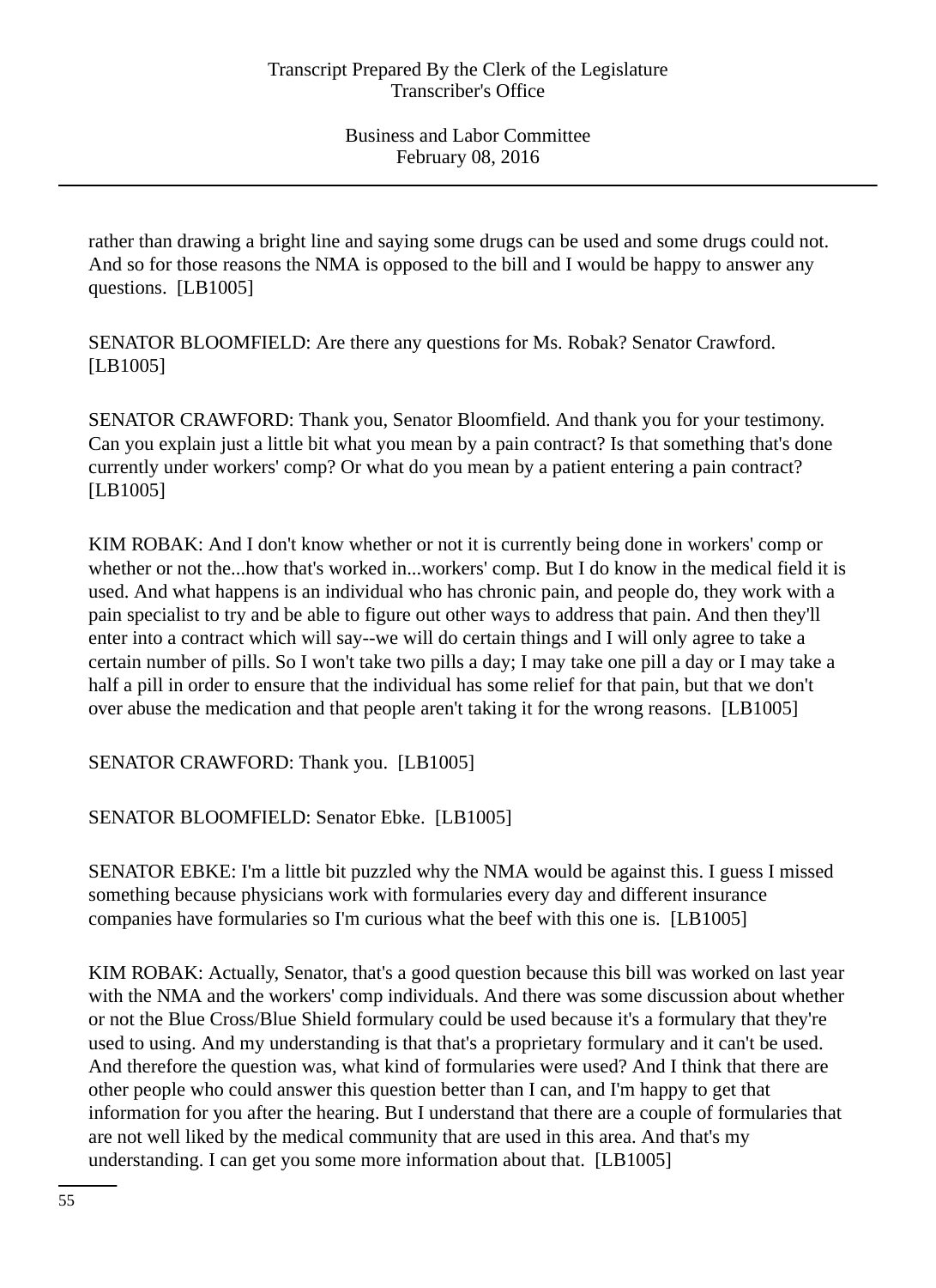rather than drawing a bright line and saying some drugs can be used and some drugs could not. And so for those reasons the NMA is opposed to the bill and I would be happy to answer any questions. [LB1005]

SENATOR BLOOMFIELD: Are there any questions for Ms. Robak? Senator Crawford. [LB1005]

SENATOR CRAWFORD: Thank you, Senator Bloomfield. And thank you for your testimony. Can you explain just a little bit what you mean by a pain contract? Is that something that's done currently under workers' comp? Or what do you mean by a patient entering a pain contract? [LB1005]

KIM ROBAK: And I don't know whether or not it is currently being done in workers' comp or whether or not the...how that's worked in...workers' comp. But I do know in the medical field it is used. And what happens is an individual who has chronic pain, and people do, they work with a pain specialist to try and be able to figure out other ways to address that pain. And then they'll enter into a contract which will say--we will do certain things and I will only agree to take a certain number of pills. So I won't take two pills a day; I may take one pill a day or I may take a half a pill in order to ensure that the individual has some relief for that pain, but that we don't over abuse the medication and that people aren't taking it for the wrong reasons. [LB1005]

SENATOR CRAWFORD: Thank you. [LB1005]

SENATOR BLOOMFIELD: Senator Ebke. [LB1005]

SENATOR EBKE: I'm a little bit puzzled why the NMA would be against this. I guess I missed something because physicians work with formularies every day and different insurance companies have formularies so I'm curious what the beef with this one is. [LB1005]

KIM ROBAK: Actually, Senator, that's a good question because this bill was worked on last year with the NMA and the workers' comp individuals. And there was some discussion about whether or not the Blue Cross/Blue Shield formulary could be used because it's a formulary that they're used to using. And my understanding is that that's a proprietary formulary and it can't be used. And therefore the question was, what kind of formularies were used? And I think that there are other people who could answer this question better than I can, and I'm happy to get that information for you after the hearing. But I understand that there are a couple of formularies that are not well liked by the medical community that are used in this area. And that's my understanding. I can get you some more information about that. [LB1005]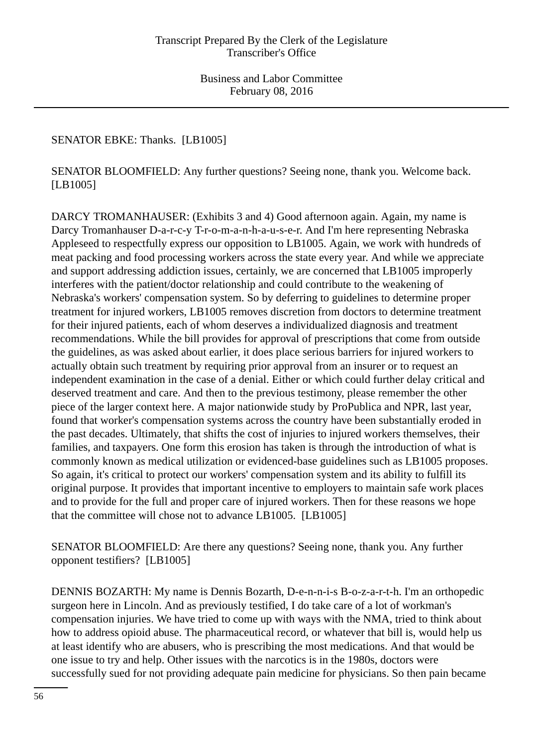SENATOR EBKE: Thanks. [LB1005]

SENATOR BLOOMFIELD: Any further questions? Seeing none, thank you. Welcome back. [LB1005]

DARCY TROMANHAUSER: (Exhibits 3 and 4) Good afternoon again. Again, my name is Darcy Tromanhauser D-a-r-c-y T-r-o-m-a-n-h-a-u-s-e-r. And I'm here representing Nebraska Appleseed to respectfully express our opposition to LB1005. Again, we work with hundreds of meat packing and food processing workers across the state every year. And while we appreciate and support addressing addiction issues, certainly, we are concerned that LB1005 improperly interferes with the patient/doctor relationship and could contribute to the weakening of Nebraska's workers' compensation system. So by deferring to guidelines to determine proper treatment for injured workers, LB1005 removes discretion from doctors to determine treatment for their injured patients, each of whom deserves a individualized diagnosis and treatment recommendations. While the bill provides for approval of prescriptions that come from outside the guidelines, as was asked about earlier, it does place serious barriers for injured workers to actually obtain such treatment by requiring prior approval from an insurer or to request an independent examination in the case of a denial. Either or which could further delay critical and deserved treatment and care. And then to the previous testimony, please remember the other piece of the larger context here. A major nationwide study by ProPublica and NPR, last year, found that worker's compensation systems across the country have been substantially eroded in the past decades. Ultimately, that shifts the cost of injuries to injured workers themselves, their families, and taxpayers. One form this erosion has taken is through the introduction of what is commonly known as medical utilization or evidenced-base guidelines such as LB1005 proposes. So again, it's critical to protect our workers' compensation system and its ability to fulfill its original purpose. It provides that important incentive to employers to maintain safe work places and to provide for the full and proper care of injured workers. Then for these reasons we hope that the committee will chose not to advance LB1005. [LB1005]

SENATOR BLOOMFIELD: Are there any questions? Seeing none, thank you. Any further opponent testifiers? [LB1005]

DENNIS BOZARTH: My name is Dennis Bozarth, D-e-n-n-i-s B-o-z-a-r-t-h. I'm an orthopedic surgeon here in Lincoln. And as previously testified, I do take care of a lot of workman's compensation injuries. We have tried to come up with ways with the NMA, tried to think about how to address opioid abuse. The pharmaceutical record, or whatever that bill is, would help us at least identify who are abusers, who is prescribing the most medications. And that would be one issue to try and help. Other issues with the narcotics is in the 1980s, doctors were successfully sued for not providing adequate pain medicine for physicians. So then pain became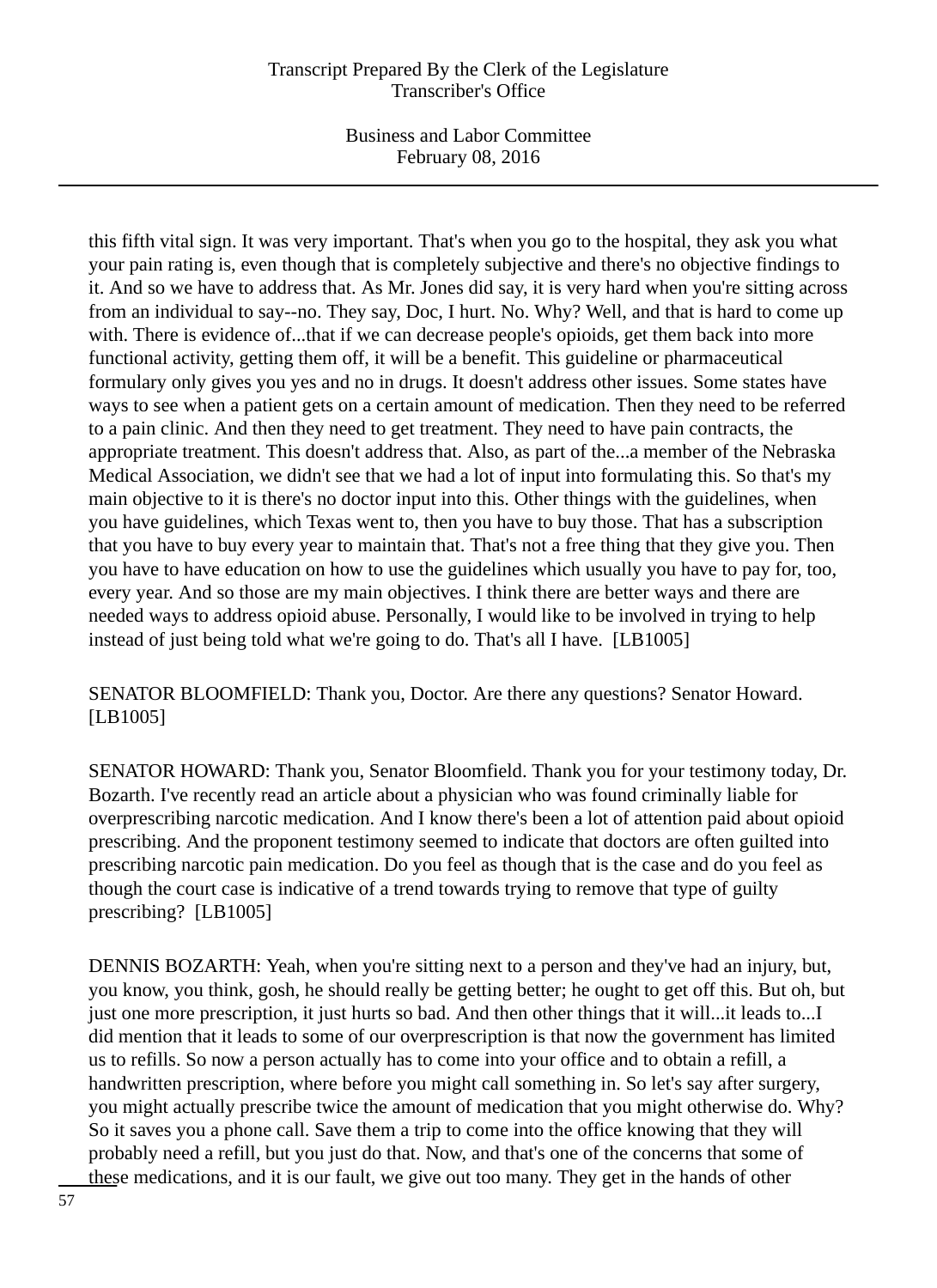this fifth vital sign. It was very important. That's when you go to the hospital, they ask you what your pain rating is, even though that is completely subjective and there's no objective findings to it. And so we have to address that. As Mr. Jones did say, it is very hard when you're sitting across from an individual to say--no. They say, Doc, I hurt. No. Why? Well, and that is hard to come up with. There is evidence of...that if we can decrease people's opioids, get them back into more functional activity, getting them off, it will be a benefit. This guideline or pharmaceutical formulary only gives you yes and no in drugs. It doesn't address other issues. Some states have ways to see when a patient gets on a certain amount of medication. Then they need to be referred to a pain clinic. And then they need to get treatment. They need to have pain contracts, the appropriate treatment. This doesn't address that. Also, as part of the...a member of the Nebraska Medical Association, we didn't see that we had a lot of input into formulating this. So that's my main objective to it is there's no doctor input into this. Other things with the guidelines, when you have guidelines, which Texas went to, then you have to buy those. That has a subscription that you have to buy every year to maintain that. That's not a free thing that they give you. Then you have to have education on how to use the guidelines which usually you have to pay for, too, every year. And so those are my main objectives. I think there are better ways and there are needed ways to address opioid abuse. Personally, I would like to be involved in trying to help instead of just being told what we're going to do. That's all I have. [LB1005]

SENATOR BLOOMFIELD: Thank you, Doctor. Are there any questions? Senator Howard. [LB1005]

SENATOR HOWARD: Thank you, Senator Bloomfield. Thank you for your testimony today, Dr. Bozarth. I've recently read an article about a physician who was found criminally liable for overprescribing narcotic medication. And I know there's been a lot of attention paid about opioid prescribing. And the proponent testimony seemed to indicate that doctors are often guilted into prescribing narcotic pain medication. Do you feel as though that is the case and do you feel as though the court case is indicative of a trend towards trying to remove that type of guilty prescribing? [LB1005]

DENNIS BOZARTH: Yeah, when you're sitting next to a person and they've had an injury, but, you know, you think, gosh, he should really be getting better; he ought to get off this. But oh, but just one more prescription, it just hurts so bad. And then other things that it will...it leads to...I did mention that it leads to some of our overprescription is that now the government has limited us to refills. So now a person actually has to come into your office and to obtain a refill, a handwritten prescription, where before you might call something in. So let's say after surgery, you might actually prescribe twice the amount of medication that you might otherwise do. Why? So it saves you a phone call. Save them a trip to come into the office knowing that they will probably need a refill, but you just do that. Now, and that's one of the concerns that some of these medications, and it is our fault, we give out too many. They get in the hands of other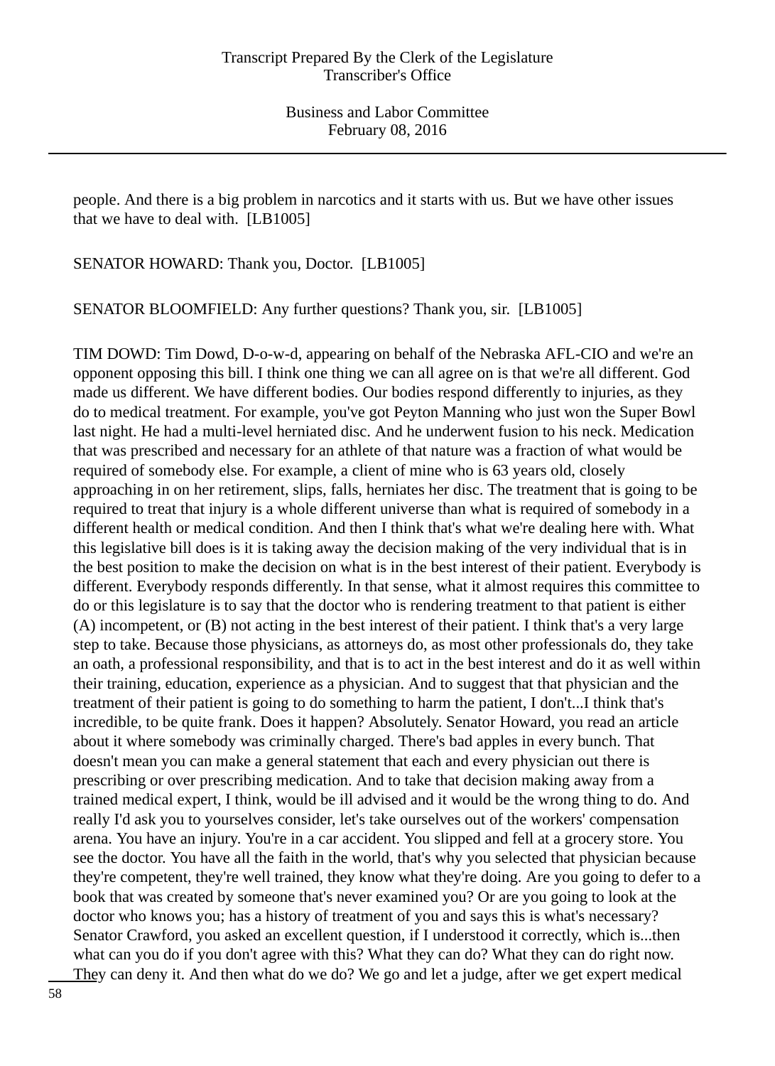people. And there is a big problem in narcotics and it starts with us. But we have other issues that we have to deal with. [LB1005]

SENATOR HOWARD: Thank you, Doctor. [LB1005]

SENATOR BLOOMFIELD: Any further questions? Thank you, sir. [LB1005]

TIM DOWD: Tim Dowd, D-o-w-d, appearing on behalf of the Nebraska AFL-CIO and we're an opponent opposing this bill. I think one thing we can all agree on is that we're all different. God made us different. We have different bodies. Our bodies respond differently to injuries, as they do to medical treatment. For example, you've got Peyton Manning who just won the Super Bowl last night. He had a multi-level herniated disc. And he underwent fusion to his neck. Medication that was prescribed and necessary for an athlete of that nature was a fraction of what would be required of somebody else. For example, a client of mine who is 63 years old, closely approaching in on her retirement, slips, falls, herniates her disc. The treatment that is going to be required to treat that injury is a whole different universe than what is required of somebody in a different health or medical condition. And then I think that's what we're dealing here with. What this legislative bill does is it is taking away the decision making of the very individual that is in the best position to make the decision on what is in the best interest of their patient. Everybody is different. Everybody responds differently. In that sense, what it almost requires this committee to do or this legislature is to say that the doctor who is rendering treatment to that patient is either (A) incompetent, or (B) not acting in the best interest of their patient. I think that's a very large step to take. Because those physicians, as attorneys do, as most other professionals do, they take an oath, a professional responsibility, and that is to act in the best interest and do it as well within their training, education, experience as a physician. And to suggest that that physician and the treatment of their patient is going to do something to harm the patient, I don't...I think that's incredible, to be quite frank. Does it happen? Absolutely. Senator Howard, you read an article about it where somebody was criminally charged. There's bad apples in every bunch. That doesn't mean you can make a general statement that each and every physician out there is prescribing or over prescribing medication. And to take that decision making away from a trained medical expert, I think, would be ill advised and it would be the wrong thing to do. And really I'd ask you to yourselves consider, let's take ourselves out of the workers' compensation arena. You have an injury. You're in a car accident. You slipped and fell at a grocery store. You see the doctor. You have all the faith in the world, that's why you selected that physician because they're competent, they're well trained, they know what they're doing. Are you going to defer to a book that was created by someone that's never examined you? Or are you going to look at the doctor who knows you; has a history of treatment of you and says this is what's necessary? Senator Crawford, you asked an excellent question, if I understood it correctly, which is...then what can you do if you don't agree with this? What they can do? What they can do right now. They can deny it. And then what do we do? We go and let a judge, after we get expert medical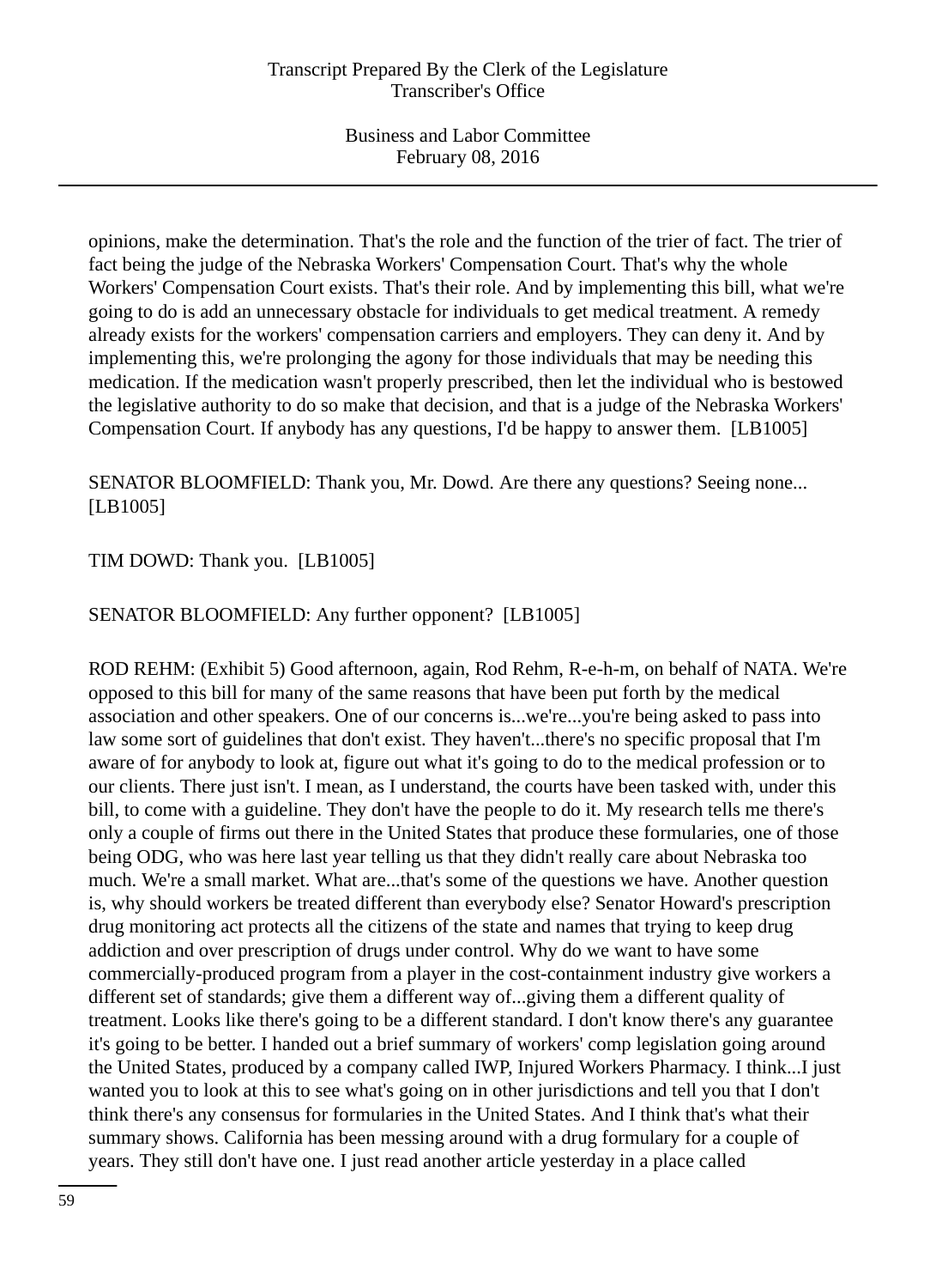opinions, make the determination. That's the role and the function of the trier of fact. The trier of fact being the judge of the Nebraska Workers' Compensation Court. That's why the whole Workers' Compensation Court exists. That's their role. And by implementing this bill, what we're going to do is add an unnecessary obstacle for individuals to get medical treatment. A remedy already exists for the workers' compensation carriers and employers. They can deny it. And by implementing this, we're prolonging the agony for those individuals that may be needing this medication. If the medication wasn't properly prescribed, then let the individual who is bestowed the legislative authority to do so make that decision, and that is a judge of the Nebraska Workers' Compensation Court. If anybody has any questions, I'd be happy to answer them. [LB1005]

SENATOR BLOOMFIELD: Thank you, Mr. Dowd. Are there any questions? Seeing none... [LB1005]

TIM DOWD: Thank you. [LB1005]

SENATOR BLOOMFIELD: Any further opponent? [LB1005]

ROD REHM: (Exhibit 5) Good afternoon, again, Rod Rehm, R-e-h-m, on behalf of NATA. We're opposed to this bill for many of the same reasons that have been put forth by the medical association and other speakers. One of our concerns is...we're...you're being asked to pass into law some sort of guidelines that don't exist. They haven't...there's no specific proposal that I'm aware of for anybody to look at, figure out what it's going to do to the medical profession or to our clients. There just isn't. I mean, as I understand, the courts have been tasked with, under this bill, to come with a guideline. They don't have the people to do it. My research tells me there's only a couple of firms out there in the United States that produce these formularies, one of those being ODG, who was here last year telling us that they didn't really care about Nebraska too much. We're a small market. What are...that's some of the questions we have. Another question is, why should workers be treated different than everybody else? Senator Howard's prescription drug monitoring act protects all the citizens of the state and names that trying to keep drug addiction and over prescription of drugs under control. Why do we want to have some commercially-produced program from a player in the cost-containment industry give workers a different set of standards; give them a different way of...giving them a different quality of treatment. Looks like there's going to be a different standard. I don't know there's any guarantee it's going to be better. I handed out a brief summary of workers' comp legislation going around the United States, produced by a company called IWP, Injured Workers Pharmacy. I think...I just wanted you to look at this to see what's going on in other jurisdictions and tell you that I don't think there's any consensus for formularies in the United States. And I think that's what their summary shows. California has been messing around with a drug formulary for a couple of years. They still don't have one. I just read another article yesterday in a place called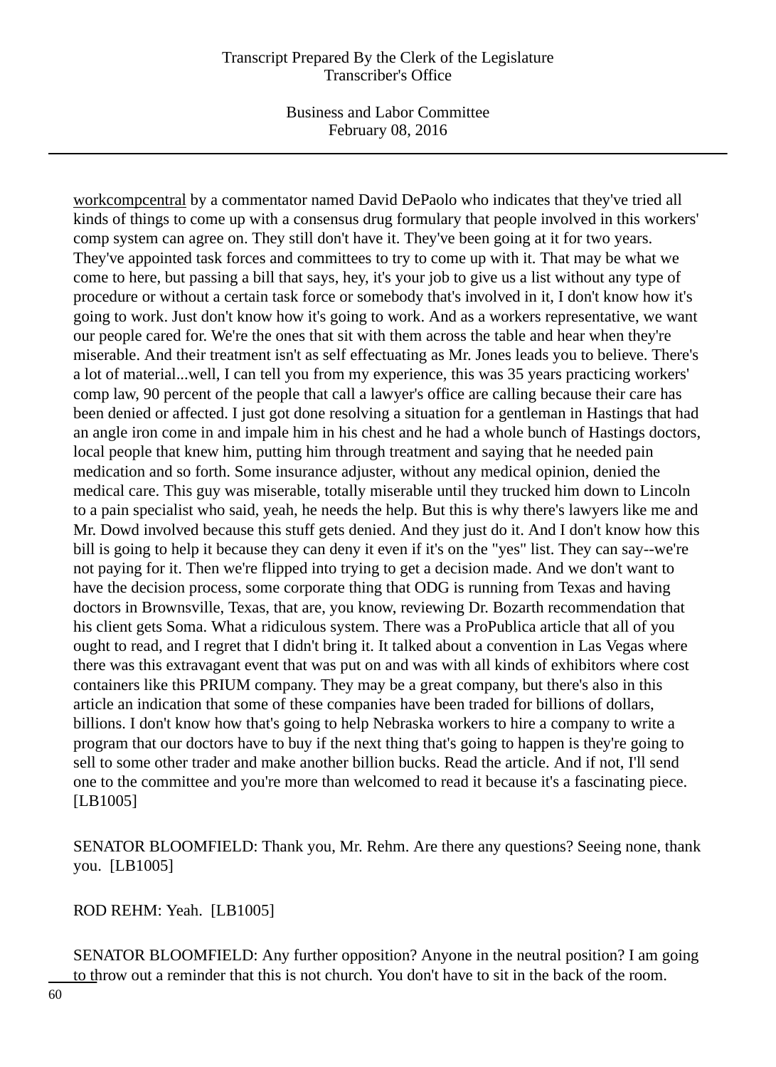workcompcentral by a commentator named David DePaolo who indicates that they've tried all kinds of things to come up with a consensus drug formulary that people involved in this workers' comp system can agree on. They still don't have it. They've been going at it for two years. They've appointed task forces and committees to try to come up with it. That may be what we come to here, but passing a bill that says, hey, it's your job to give us a list without any type of procedure or without a certain task force or somebody that's involved in it, I don't know how it's going to work. Just don't know how it's going to work. And as a workers representative, we want our people cared for. We're the ones that sit with them across the table and hear when they're miserable. And their treatment isn't as self effectuating as Mr. Jones leads you to believe. There's a lot of material...well, I can tell you from my experience, this was 35 years practicing workers' comp law, 90 percent of the people that call a lawyer's office are calling because their care has been denied or affected. I just got done resolving a situation for a gentleman in Hastings that had an angle iron come in and impale him in his chest and he had a whole bunch of Hastings doctors, local people that knew him, putting him through treatment and saying that he needed pain medication and so forth. Some insurance adjuster, without any medical opinion, denied the medical care. This guy was miserable, totally miserable until they trucked him down to Lincoln to a pain specialist who said, yeah, he needs the help. But this is why there's lawyers like me and Mr. Dowd involved because this stuff gets denied. And they just do it. And I don't know how this bill is going to help it because they can deny it even if it's on the "yes" list. They can say--we're not paying for it. Then we're flipped into trying to get a decision made. And we don't want to have the decision process, some corporate thing that ODG is running from Texas and having doctors in Brownsville, Texas, that are, you know, reviewing Dr. Bozarth recommendation that his client gets Soma. What a ridiculous system. There was a ProPublica article that all of you ought to read, and I regret that I didn't bring it. It talked about a convention in Las Vegas where there was this extravagant event that was put on and was with all kinds of exhibitors where cost containers like this PRIUM company. They may be a great company, but there's also in this article an indication that some of these companies have been traded for billions of dollars, billions. I don't know how that's going to help Nebraska workers to hire a company to write a program that our doctors have to buy if the next thing that's going to happen is they're going to sell to some other trader and make another billion bucks. Read the article. And if not, I'll send one to the committee and you're more than welcomed to read it because it's a fascinating piece. [LB1005]

SENATOR BLOOMFIELD: Thank you, Mr. Rehm. Are there any questions? Seeing none, thank you. [LB1005]

ROD REHM: Yeah. [LB1005]

SENATOR BLOOMFIELD: Any further opposition? Anyone in the neutral position? I am going to throw out a reminder that this is not church. You don't have to sit in the back of the room.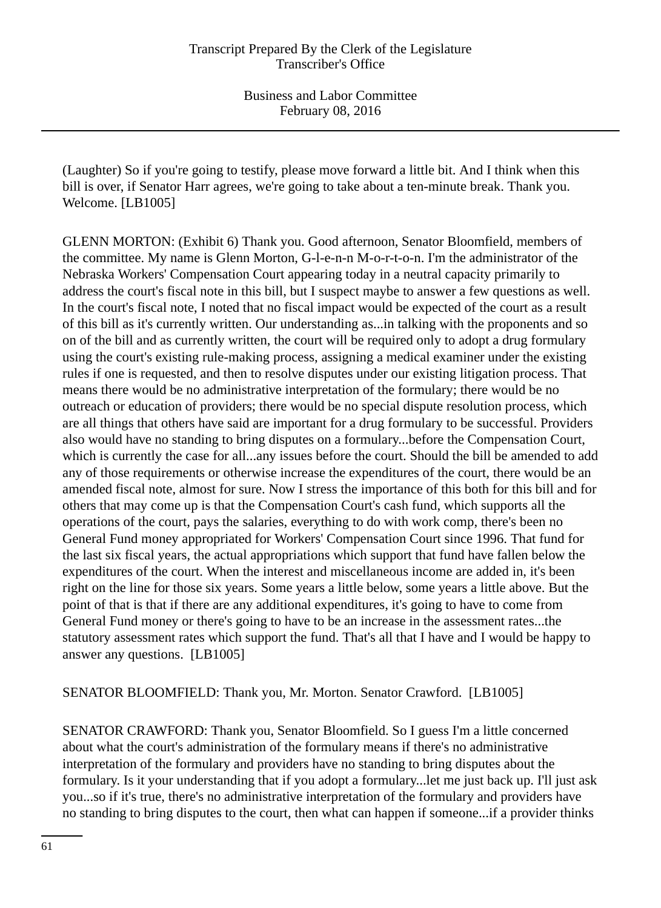(Laughter) So if you're going to testify, please move forward a little bit. And I think when this bill is over, if Senator Harr agrees, we're going to take about a ten-minute break. Thank you. Welcome. [LB1005]

GLENN MORTON: (Exhibit 6) Thank you. Good afternoon, Senator Bloomfield, members of the committee. My name is Glenn Morton, G-l-e-n-n M-o-r-t-o-n. I'm the administrator of the Nebraska Workers' Compensation Court appearing today in a neutral capacity primarily to address the court's fiscal note in this bill, but I suspect maybe to answer a few questions as well. In the court's fiscal note, I noted that no fiscal impact would be expected of the court as a result of this bill as it's currently written. Our understanding as...in talking with the proponents and so on of the bill and as currently written, the court will be required only to adopt a drug formulary using the court's existing rule-making process, assigning a medical examiner under the existing rules if one is requested, and then to resolve disputes under our existing litigation process. That means there would be no administrative interpretation of the formulary; there would be no outreach or education of providers; there would be no special dispute resolution process, which are all things that others have said are important for a drug formulary to be successful. Providers also would have no standing to bring disputes on a formulary...before the Compensation Court, which is currently the case for all...any issues before the court. Should the bill be amended to add any of those requirements or otherwise increase the expenditures of the court, there would be an amended fiscal note, almost for sure. Now I stress the importance of this both for this bill and for others that may come up is that the Compensation Court's cash fund, which supports all the operations of the court, pays the salaries, everything to do with work comp, there's been no General Fund money appropriated for Workers' Compensation Court since 1996. That fund for the last six fiscal years, the actual appropriations which support that fund have fallen below the expenditures of the court. When the interest and miscellaneous income are added in, it's been right on the line for those six years. Some years a little below, some years a little above. But the point of that is that if there are any additional expenditures, it's going to have to come from General Fund money or there's going to have to be an increase in the assessment rates...the statutory assessment rates which support the fund. That's all that I have and I would be happy to answer any questions. [LB1005]

SENATOR BLOOMFIELD: Thank you, Mr. Morton. Senator Crawford. [LB1005]

SENATOR CRAWFORD: Thank you, Senator Bloomfield. So I guess I'm a little concerned about what the court's administration of the formulary means if there's no administrative interpretation of the formulary and providers have no standing to bring disputes about the formulary. Is it your understanding that if you adopt a formulary...let me just back up. I'll just ask you...so if it's true, there's no administrative interpretation of the formulary and providers have no standing to bring disputes to the court, then what can happen if someone...if a provider thinks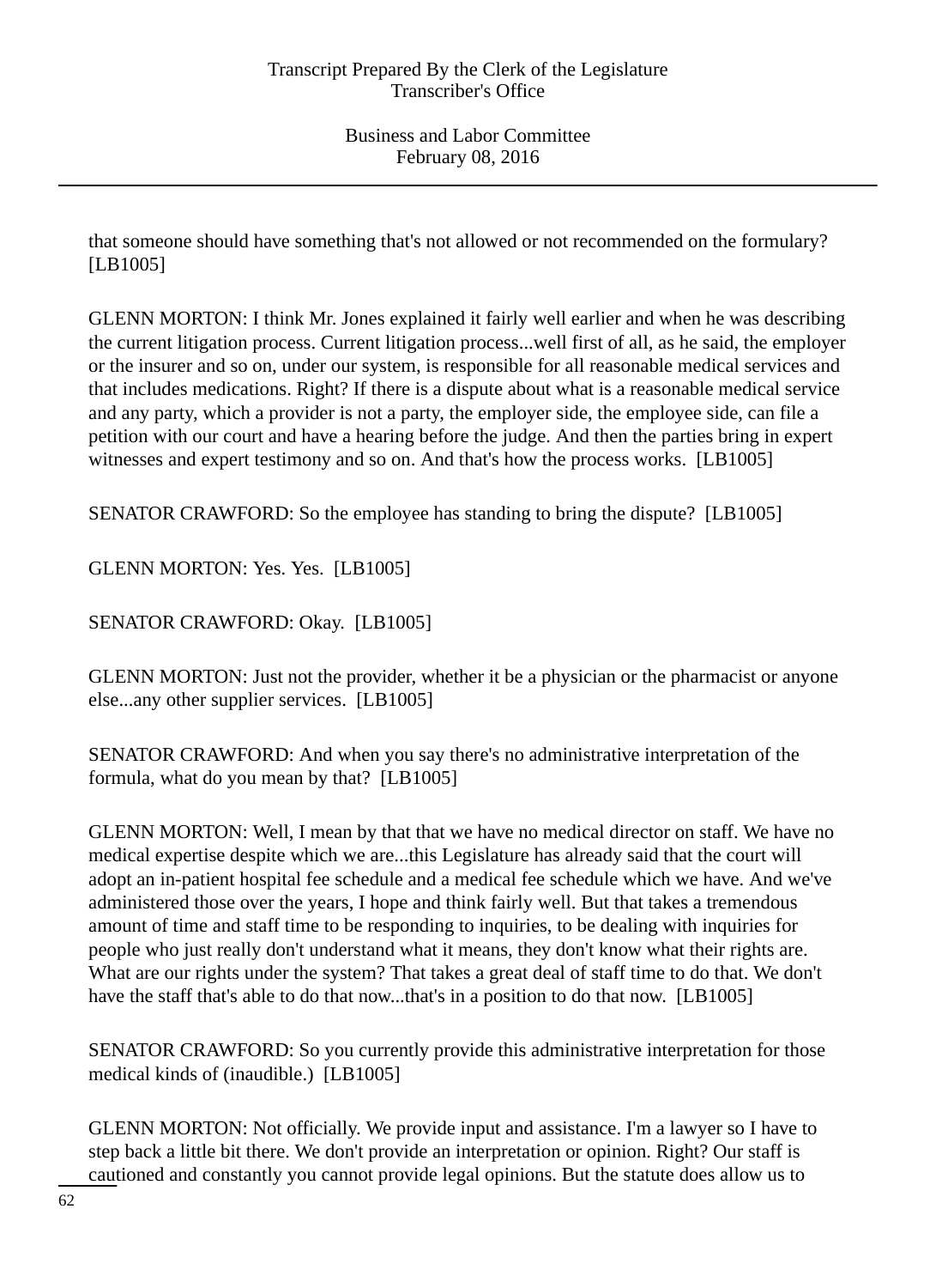that someone should have something that's not allowed or not recommended on the formulary? [LB1005]

GLENN MORTON: I think Mr. Jones explained it fairly well earlier and when he was describing the current litigation process. Current litigation process...well first of all, as he said, the employer or the insurer and so on, under our system, is responsible for all reasonable medical services and that includes medications. Right? If there is a dispute about what is a reasonable medical service and any party, which a provider is not a party, the employer side, the employee side, can file a petition with our court and have a hearing before the judge. And then the parties bring in expert witnesses and expert testimony and so on. And that's how the process works. [LB1005]

SENATOR CRAWFORD: So the employee has standing to bring the dispute? [LB1005]

GLENN MORTON: Yes. Yes. [LB1005]

SENATOR CRAWFORD: Okay. [LB1005]

GLENN MORTON: Just not the provider, whether it be a physician or the pharmacist or anyone else...any other supplier services. [LB1005]

SENATOR CRAWFORD: And when you say there's no administrative interpretation of the formula, what do you mean by that? [LB1005]

GLENN MORTON: Well, I mean by that that we have no medical director on staff. We have no medical expertise despite which we are...this Legislature has already said that the court will adopt an in-patient hospital fee schedule and a medical fee schedule which we have. And we've administered those over the years, I hope and think fairly well. But that takes a tremendous amount of time and staff time to be responding to inquiries, to be dealing with inquiries for people who just really don't understand what it means, they don't know what their rights are. What are our rights under the system? That takes a great deal of staff time to do that. We don't have the staff that's able to do that now...that's in a position to do that now. [LB1005]

SENATOR CRAWFORD: So you currently provide this administrative interpretation for those medical kinds of (inaudible.) [LB1005]

GLENN MORTON: Not officially. We provide input and assistance. I'm a lawyer so I have to step back a little bit there. We don't provide an interpretation or opinion. Right? Our staff is cautioned and constantly you cannot provide legal opinions. But the statute does allow us to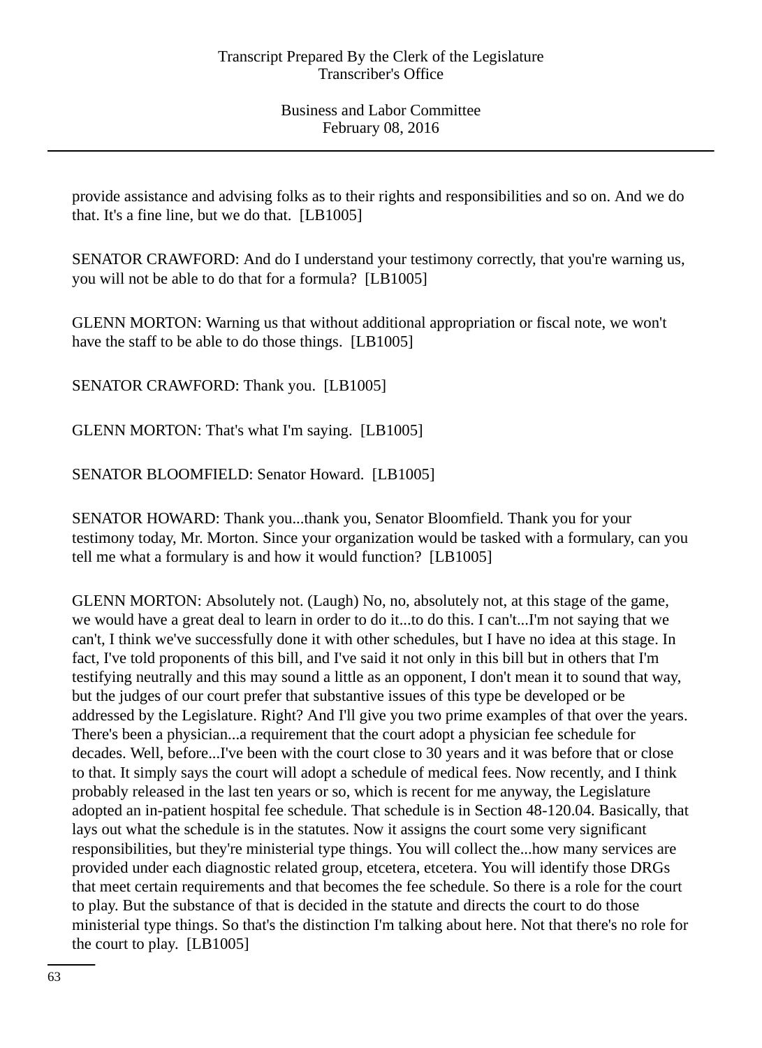provide assistance and advising folks as to their rights and responsibilities and so on. And we do that. It's a fine line, but we do that. [LB1005]

SENATOR CRAWFORD: And do I understand your testimony correctly, that you're warning us, you will not be able to do that for a formula? [LB1005]

GLENN MORTON: Warning us that without additional appropriation or fiscal note, we won't have the staff to be able to do those things. [LB1005]

SENATOR CRAWFORD: Thank you. [LB1005]

GLENN MORTON: That's what I'm saying. [LB1005]

SENATOR BLOOMFIELD: Senator Howard. [LB1005]

SENATOR HOWARD: Thank you...thank you, Senator Bloomfield. Thank you for your testimony today, Mr. Morton. Since your organization would be tasked with a formulary, can you tell me what a formulary is and how it would function? [LB1005]

GLENN MORTON: Absolutely not. (Laugh) No, no, absolutely not, at this stage of the game, we would have a great deal to learn in order to do it...to do this. I can't...I'm not saying that we can't, I think we've successfully done it with other schedules, but I have no idea at this stage. In fact, I've told proponents of this bill, and I've said it not only in this bill but in others that I'm testifying neutrally and this may sound a little as an opponent, I don't mean it to sound that way, but the judges of our court prefer that substantive issues of this type be developed or be addressed by the Legislature. Right? And I'll give you two prime examples of that over the years. There's been a physician...a requirement that the court adopt a physician fee schedule for decades. Well, before...I've been with the court close to 30 years and it was before that or close to that. It simply says the court will adopt a schedule of medical fees. Now recently, and I think probably released in the last ten years or so, which is recent for me anyway, the Legislature adopted an in-patient hospital fee schedule. That schedule is in Section 48-120.04. Basically, that lays out what the schedule is in the statutes. Now it assigns the court some very significant responsibilities, but they're ministerial type things. You will collect the...how many services are provided under each diagnostic related group, etcetera, etcetera. You will identify those DRGs that meet certain requirements and that becomes the fee schedule. So there is a role for the court to play. But the substance of that is decided in the statute and directs the court to do those ministerial type things. So that's the distinction I'm talking about here. Not that there's no role for the court to play. [LB1005]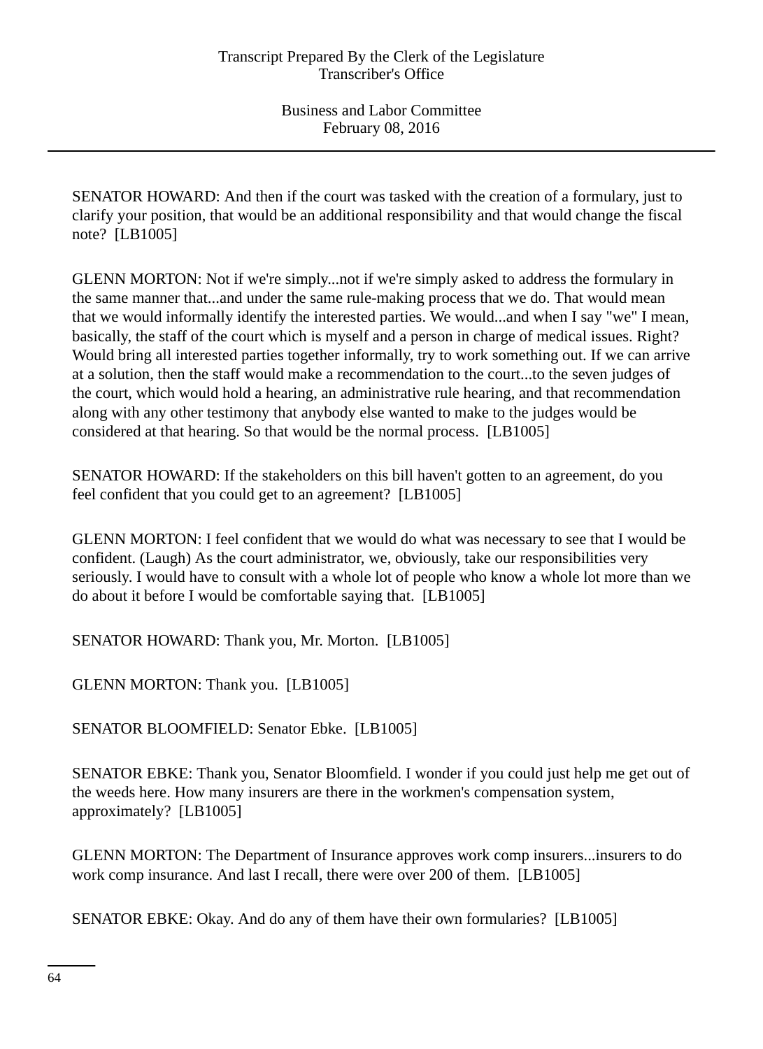SENATOR HOWARD: And then if the court was tasked with the creation of a formulary, just to clarify your position, that would be an additional responsibility and that would change the fiscal note? [LB1005]

GLENN MORTON: Not if we're simply...not if we're simply asked to address the formulary in the same manner that...and under the same rule-making process that we do. That would mean that we would informally identify the interested parties. We would...and when I say "we" I mean, basically, the staff of the court which is myself and a person in charge of medical issues. Right? Would bring all interested parties together informally, try to work something out. If we can arrive at a solution, then the staff would make a recommendation to the court...to the seven judges of the court, which would hold a hearing, an administrative rule hearing, and that recommendation along with any other testimony that anybody else wanted to make to the judges would be considered at that hearing. So that would be the normal process. [LB1005]

SENATOR HOWARD: If the stakeholders on this bill haven't gotten to an agreement, do you feel confident that you could get to an agreement? [LB1005]

GLENN MORTON: I feel confident that we would do what was necessary to see that I would be confident. (Laugh) As the court administrator, we, obviously, take our responsibilities very seriously. I would have to consult with a whole lot of people who know a whole lot more than we do about it before I would be comfortable saying that. [LB1005]

SENATOR HOWARD: Thank you, Mr. Morton. [LB1005]

GLENN MORTON: Thank you. [LB1005]

SENATOR BLOOMFIELD: Senator Ebke. [LB1005]

SENATOR EBKE: Thank you, Senator Bloomfield. I wonder if you could just help me get out of the weeds here. How many insurers are there in the workmen's compensation system, approximately? [LB1005]

GLENN MORTON: The Department of Insurance approves work comp insurers...insurers to do work comp insurance. And last I recall, there were over 200 of them. [LB1005]

SENATOR EBKE: Okay. And do any of them have their own formularies? [LB1005]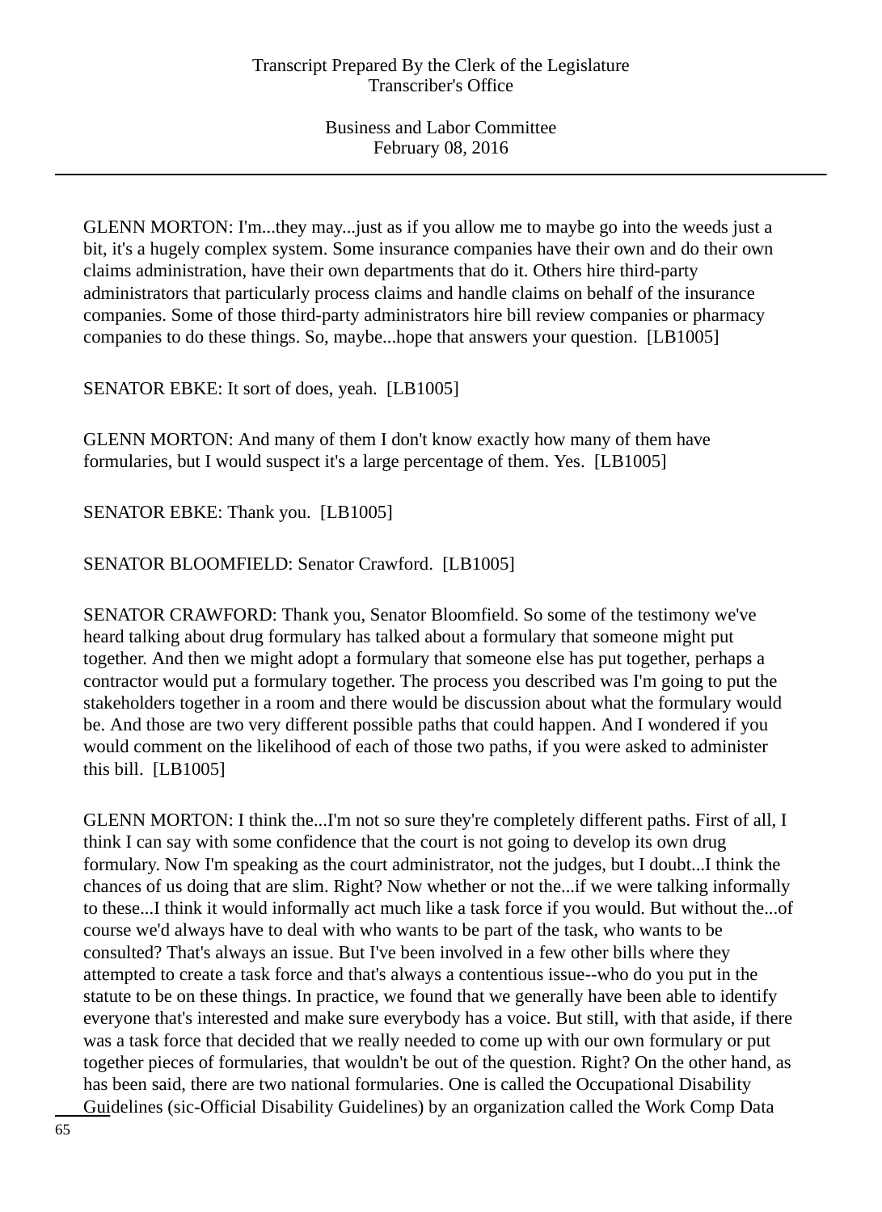GLENN MORTON: I'm...they may...just as if you allow me to maybe go into the weeds just a bit, it's a hugely complex system. Some insurance companies have their own and do their own claims administration, have their own departments that do it. Others hire third-party administrators that particularly process claims and handle claims on behalf of the insurance companies. Some of those third-party administrators hire bill review companies or pharmacy companies to do these things. So, maybe...hope that answers your question. [LB1005]

SENATOR EBKE: It sort of does, yeah. [LB1005]

GLENN MORTON: And many of them I don't know exactly how many of them have formularies, but I would suspect it's a large percentage of them. Yes. [LB1005]

SENATOR EBKE: Thank you. [LB1005]

SENATOR BLOOMFIELD: Senator Crawford. [LB1005]

SENATOR CRAWFORD: Thank you, Senator Bloomfield. So some of the testimony we've heard talking about drug formulary has talked about a formulary that someone might put together. And then we might adopt a formulary that someone else has put together, perhaps a contractor would put a formulary together. The process you described was I'm going to put the stakeholders together in a room and there would be discussion about what the formulary would be. And those are two very different possible paths that could happen. And I wondered if you would comment on the likelihood of each of those two paths, if you were asked to administer this bill. [LB1005]

GLENN MORTON: I think the...I'm not so sure they're completely different paths. First of all, I think I can say with some confidence that the court is not going to develop its own drug formulary. Now I'm speaking as the court administrator, not the judges, but I doubt...I think the chances of us doing that are slim. Right? Now whether or not the...if we were talking informally to these...I think it would informally act much like a task force if you would. But without the...of course we'd always have to deal with who wants to be part of the task, who wants to be consulted? That's always an issue. But I've been involved in a few other bills where they attempted to create a task force and that's always a contentious issue--who do you put in the statute to be on these things. In practice, we found that we generally have been able to identify everyone that's interested and make sure everybody has a voice. But still, with that aside, if there was a task force that decided that we really needed to come up with our own formulary or put together pieces of formularies, that wouldn't be out of the question. Right? On the other hand, as has been said, there are two national formularies. One is called the Occupational Disability Guidelines (sic-Official Disability Guidelines) by an organization called the Work Comp Data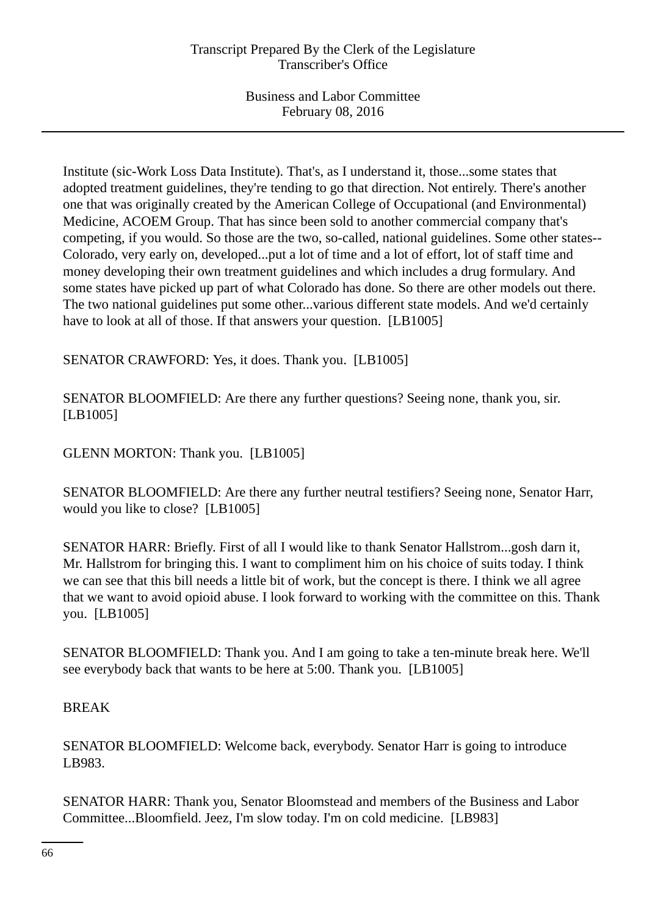Institute (sic-Work Loss Data Institute). That's, as I understand it, those...some states that adopted treatment guidelines, they're tending to go that direction. Not entirely. There's another one that was originally created by the American College of Occupational (and Environmental) Medicine, ACOEM Group. That has since been sold to another commercial company that's competing, if you would. So those are the two, so-called, national guidelines. Some other states--Colorado, very early on, developed...put a lot of time and a lot of effort, lot of staff time and money developing their own treatment guidelines and which includes a drug formulary. And some states have picked up part of what Colorado has done. So there are other models out there. The two national guidelines put some other...various different state models. And we'd certainly have to look at all of those. If that answers your question.  [LB1005]

SENATOR CRAWFORD: Yes, it does. Thank you.  [LB1005]

SENATOR BLOOMFIELD: Are there any further questions? Seeing none, thank you, sir. [LB1005]

GLENN MORTON: Thank you.  [LB1005]

SENATOR BLOOMFIELD: Are there any further neutral testifiers? Seeing none, Senator Harr, would you like to close?  [LB1005]

SENATOR HARR: Briefly. First of all I would like to thank Senator Hallstrom...gosh darn it, Mr. Hallstrom for bringing this. I want to compliment him on his choice of suits today. I think we can see that this bill needs a little bit of work, but the concept is there. I think we all agree that we want to avoid opioid abuse. I look forward to working with the committee on this. Thank you.  [LB1005]

SENATOR BLOOMFIELD: Thank you. And I am going to take a ten-minute break here. We'll see everybody back that wants to be here at 5:00. Thank you.  [LB1005]

BREAK

SENATOR BLOOMFIELD: Welcome back, everybody. Senator Harr is going to introduce LB983.

SENATOR HARR: Thank you, Senator Bloomstead and members of the Business and Labor Committee...Bloomfield. Jeez, I'm slow today. I'm on cold medicine.  [LB983]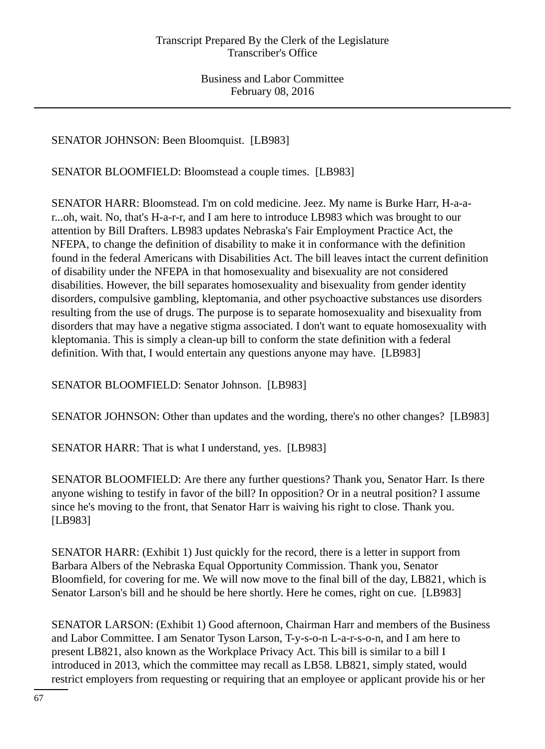SENATOR JOHNSON: Been Bloomquist. [LB983]

SENATOR BLOOMFIELD: Bloomstead a couple times. [LB983]

SENATOR HARR: Bloomstead. I'm on cold medicine. Jeez. My name is Burke Harr, H-a-a-r...oh, wait. No, that's H-a-r-r, and I am here to introduce LB983 which was brought to our attention by Bill Drafters. LB983 updates Nebraska's Fair Employment Practice Act, the NFEPA, to change the definition of disability to make it in conformance with the definition found in the federal Americans with Disabilities Act. The bill leaves intact the current definition of disability under the NFEPA in that homosexuality and bisexuality are not considered disabilities. However, the bill separates homosexuality and bisexuality from gender identity disorders, compulsive gambling, kleptomania, and other psychoactive substances use disorders resulting from the use of drugs. The purpose is to separate homosexuality and bisexuality from disorders that may have a negative stigma associated. I don't want to equate homosexuality with kleptomania. This is simply a clean-up bill to conform the state definition with a federal definition. With that, I would entertain any questions anyone may have. [LB983]

SENATOR BLOOMFIELD: Senator Johnson. [LB983]

SENATOR JOHNSON: Other than updates and the wording, there's no other changes? [LB983]

SENATOR HARR: That is what I understand, yes. [LB983]

SENATOR BLOOMFIELD: Are there any further questions? Thank you, Senator Harr. Is there anyone wishing to testify in favor of the bill? In opposition? Or in a neutral position? I assume since he's moving to the front, that Senator Harr is waiving his right to close. Thank you. [LB983]

SENATOR HARR: (Exhibit 1) Just quickly for the record, there is a letter in support from Barbara Albers of the Nebraska Equal Opportunity Commission. Thank you, Senator Bloomfield, for covering for me. We will now move to the final bill of the day, LB821, which is Senator Larson's bill and he should be here shortly. Here he comes, right on cue. [LB983]

SENATOR LARSON: (Exhibit 1) Good afternoon, Chairman Harr and members of the Business and Labor Committee. I am Senator Tyson Larson, T-y-s-o-n L-a-r-s-o-n, and I am here to present LB821, also known as the Workplace Privacy Act. This bill is similar to a bill I introduced in 2013, which the committee may recall as LB58. LB821, simply stated, would restrict employers from requesting or requiring that an employee or applicant provide his or her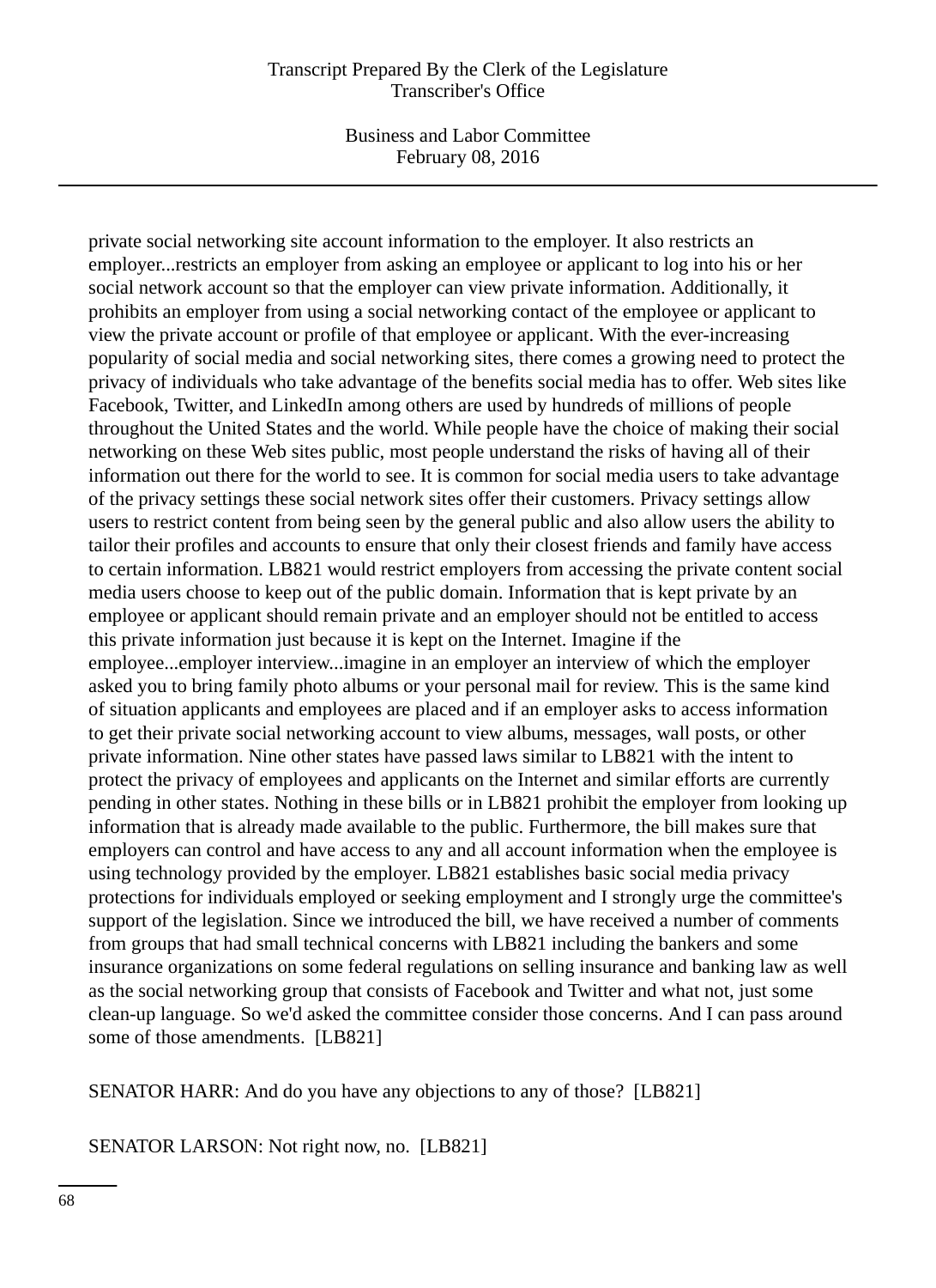private social networking site account information to the employer. It also restricts an employer...restricts an employer from asking an employee or applicant to log into his or her social network account so that the employer can view private information. Additionally, it prohibits an employer from using a social networking contact of the employee or applicant to view the private account or profile of that employee or applicant. With the ever-increasing popularity of social media and social networking sites, there comes a growing need to protect the privacy of individuals who take advantage of the benefits social media has to offer. Web sites like Facebook, Twitter, and LinkedIn among others are used by hundreds of millions of people throughout the United States and the world. While people have the choice of making their social networking on these Web sites public, most people understand the risks of having all of their information out there for the world to see. It is common for social media users to take advantage of the privacy settings these social network sites offer their customers. Privacy settings allow users to restrict content from being seen by the general public and also allow users the ability to tailor their profiles and accounts to ensure that only their closest friends and family have access to certain information. LB821 would restrict employers from accessing the private content social media users choose to keep out of the public domain. Information that is kept private by an employee or applicant should remain private and an employer should not be entitled to access this private information just because it is kept on the Internet. Imagine if the employee...employer interview...imagine in an employer an interview of which the employer asked you to bring family photo albums or your personal mail for review. This is the same kind of situation applicants and employees are placed and if an employer asks to access information to get their private social networking account to view albums, messages, wall posts, or other private information. Nine other states have passed laws similar to LB821 with the intent to protect the privacy of employees and applicants on the Internet and similar efforts are currently pending in other states. Nothing in these bills or in LB821 prohibit the employer from looking up information that is already made available to the public. Furthermore, the bill makes sure that employers can control and have access to any and all account information when the employee is using technology provided by the employer. LB821 establishes basic social media privacy protections for individuals employed or seeking employment and I strongly urge the committee's support of the legislation. Since we introduced the bill, we have received a number of comments from groups that had small technical concerns with LB821 including the bankers and some insurance organizations on some federal regulations on selling insurance and banking law as well as the social networking group that consists of Facebook and Twitter and what not, just some clean-up language. So we'd asked the committee consider those concerns. And I can pass around some of those amendments. [LB821]

SENATOR HARR: And do you have any objections to any of those? [LB821]

SENATOR LARSON: Not right now, no. [LB821]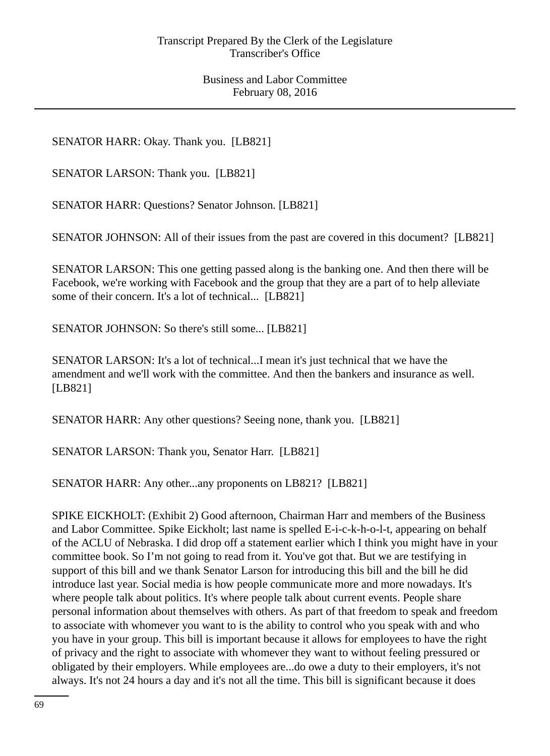SENATOR HARR: Okay. Thank you. [LB821]

SENATOR LARSON: Thank you. [LB821]

SENATOR HARR: Questions? Senator Johnson. [LB821]

SENATOR JOHNSON: All of their issues from the past are covered in this document? [LB821]

SENATOR LARSON: This one getting passed along is the banking one. And then there will be Facebook, we're working with Facebook and the group that they are a part of to help alleviate some of their concern. It's a lot of technical... [LB821]

SENATOR JOHNSON: So there's still some... [LB821]

SENATOR LARSON: It's a lot of technical...I mean it's just technical that we have the amendment and we'll work with the committee. And then the bankers and insurance as well. [LB821]

SENATOR HARR: Any other questions? Seeing none, thank you. [LB821]

SENATOR LARSON: Thank you, Senator Harr. [LB821]

SENATOR HARR: Any other...any proponents on LB821? [LB821]

SPIKE EICKHOLT: (Exhibit 2) Good afternoon, Chairman Harr and members of the Business and Labor Committee. Spike Eickholt; last name is spelled E-i-c-k-h-o-l-t, appearing on behalf of the ACLU of Nebraska. I did drop off a statement earlier which I think you might have in your committee book. So I'm not going to read from it. You've got that. But we are testifying in support of this bill and we thank Senator Larson for introducing this bill and the bill he did introduce last year. Social media is how people communicate more and more nowadays. It's where people talk about politics. It's where people talk about current events. People share personal information about themselves with others. As part of that freedom to speak and freedom to associate with whomever you want to is the ability to control who you speak with and who you have in your group. This bill is important because it allows for employees to have the right of privacy and the right to associate with whomever they want to without feeling pressured or obligated by their employers. While employees are...do owe a duty to their employers, it's not always. It's not 24 hours a day and it's not all the time. This bill is significant because it does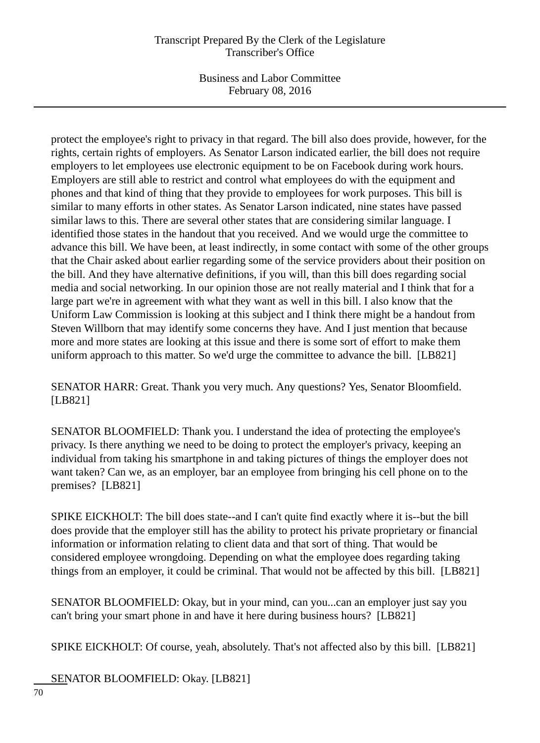protect the employee's right to privacy in that regard. The bill also does provide, however, for the rights, certain rights of employers. As Senator Larson indicated earlier, the bill does not require employers to let employees use electronic equipment to be on Facebook during work hours. Employers are still able to restrict and control what employees do with the equipment and phones and that kind of thing that they provide to employees for work purposes. This bill is similar to many efforts in other states. As Senator Larson indicated, nine states have passed similar laws to this. There are several other states that are considering similar language. I identified those states in the handout that you received. And we would urge the committee to advance this bill. We have been, at least indirectly, in some contact with some of the other groups that the Chair asked about earlier regarding some of the service providers about their position on the bill. And they have alternative definitions, if you will, than this bill does regarding social media and social networking. In our opinion those are not really material and I think that for a large part we're in agreement with what they want as well in this bill. I also know that the Uniform Law Commission is looking at this subject and I think there might be a handout from Steven Willborn that may identify some concerns they have. And I just mention that because more and more states are looking at this issue and there is some sort of effort to make them uniform approach to this matter. So we'd urge the committee to advance the bill. [LB821]

SENATOR HARR: Great. Thank you very much. Any questions? Yes, Senator Bloomfield. [LB821]

SENATOR BLOOMFIELD: Thank you. I understand the idea of protecting the employee's privacy. Is there anything we need to be doing to protect the employer's privacy, keeping an individual from taking his smartphone in and taking pictures of things the employer does not want taken? Can we, as an employer, bar an employee from bringing his cell phone on to the premises? [LB821]

SPIKE EICKHOLT: The bill does state--and I can't quite find exactly where it is--but the bill does provide that the employer still has the ability to protect his private proprietary or financial information or information relating to client data and that sort of thing. That would be considered employee wrongdoing. Depending on what the employee does regarding taking things from an employer, it could be criminal. That would not be affected by this bill. [LB821]

SENATOR BLOOMFIELD: Okay, but in your mind, can you...can an employer just say you can't bring your smart phone in and have it here during business hours? [LB821]

SPIKE EICKHOLT: Of course, yeah, absolutely. That's not affected also by this bill. [LB821]

SENATOR BLOOMFIELD: Okay. [LB821]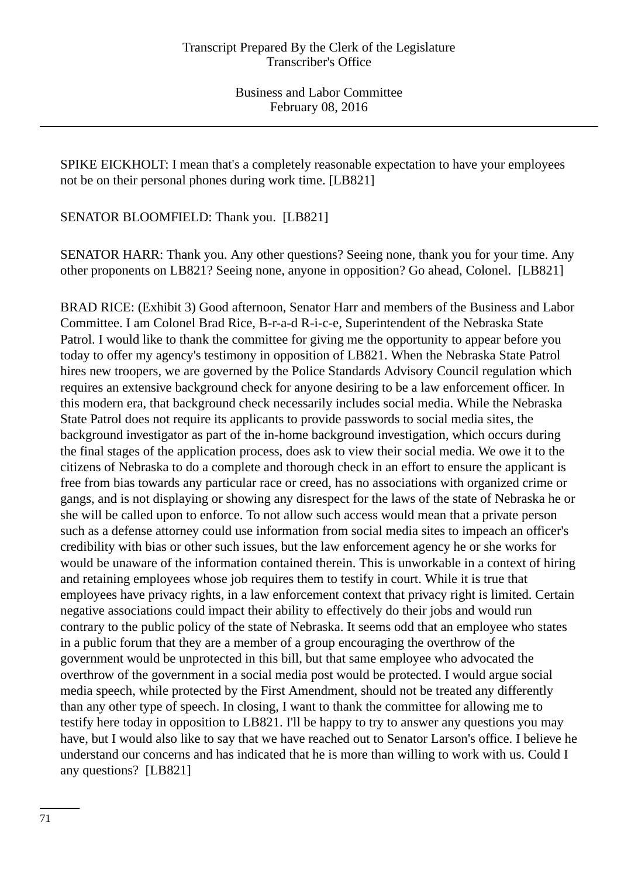SPIKE EICKHOLT: I mean that's a completely reasonable expectation to have your employees not be on their personal phones during work time. [LB821]

SENATOR BLOOMFIELD: Thank you. [LB821]

SENATOR HARR: Thank you. Any other questions? Seeing none, thank you for your time. Any other proponents on LB821? Seeing none, anyone in opposition? Go ahead, Colonel. [LB821]

BRAD RICE: (Exhibit 3) Good afternoon, Senator Harr and members of the Business and Labor Committee. I am Colonel Brad Rice, B-r-a-d R-i-c-e, Superintendent of the Nebraska State Patrol. I would like to thank the committee for giving me the opportunity to appear before you today to offer my agency's testimony in opposition of LB821. When the Nebraska State Patrol hires new troopers, we are governed by the Police Standards Advisory Council regulation which requires an extensive background check for anyone desiring to be a law enforcement officer. In this modern era, that background check necessarily includes social media. While the Nebraska State Patrol does not require its applicants to provide passwords to social media sites, the background investigator as part of the in-home background investigation, which occurs during the final stages of the application process, does ask to view their social media. We owe it to the citizens of Nebraska to do a complete and thorough check in an effort to ensure the applicant is free from bias towards any particular race or creed, has no associations with organized crime or gangs, and is not displaying or showing any disrespect for the laws of the state of Nebraska he or she will be called upon to enforce. To not allow such access would mean that a private person such as a defense attorney could use information from social media sites to impeach an officer's credibility with bias or other such issues, but the law enforcement agency he or she works for would be unaware of the information contained therein. This is unworkable in a context of hiring and retaining employees whose job requires them to testify in court. While it is true that employees have privacy rights, in a law enforcement context that privacy right is limited. Certain negative associations could impact their ability to effectively do their jobs and would run contrary to the public policy of the state of Nebraska. It seems odd that an employee who states in a public forum that they are a member of a group encouraging the overthrow of the government would be unprotected in this bill, but that same employee who advocated the overthrow of the government in a social media post would be protected. I would argue social media speech, while protected by the First Amendment, should not be treated any differently than any other type of speech. In closing, I want to thank the committee for allowing me to testify here today in opposition to LB821. I'll be happy to try to answer any questions you may have, but I would also like to say that we have reached out to Senator Larson's office. I believe he understand our concerns and has indicated that he is more than willing to work with us. Could I any questions? [LB821]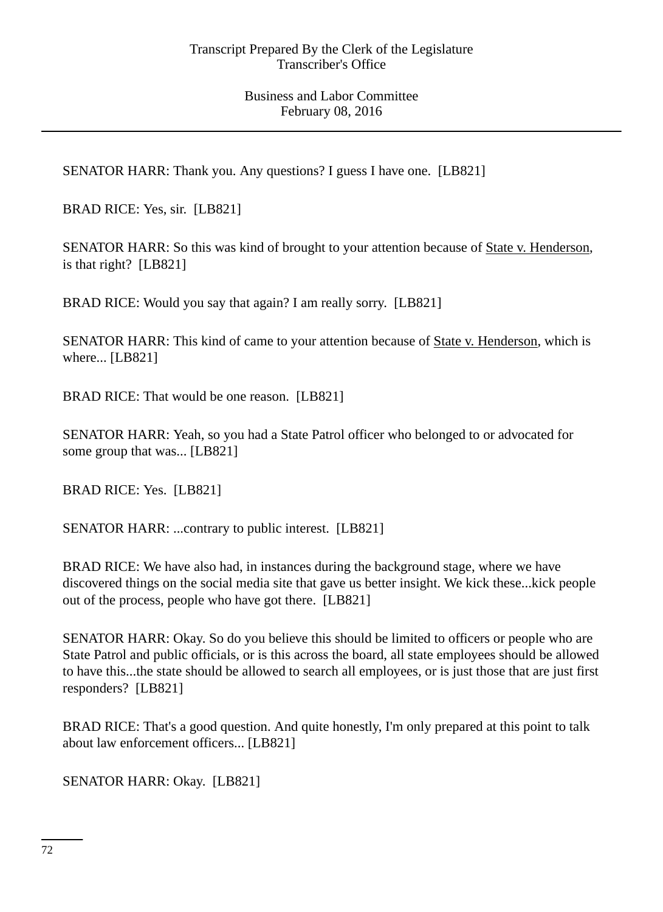SENATOR HARR: Thank you. Any questions? I guess I have one. [LB821]

BRAD RICE: Yes, sir. [LB821]

SENATOR HARR: So this was kind of brought to your attention because of State v. Henderson, is that right? [LB821]

BRAD RICE: Would you say that again? I am really sorry. [LB821]

SENATOR HARR: This kind of came to your attention because of State v. Henderson, which is where... [LB821]

BRAD RICE: That would be one reason. [LB821]

SENATOR HARR: Yeah, so you had a State Patrol officer who belonged to or advocated for some group that was... [LB821]

BRAD RICE: Yes. [LB821]

SENATOR HARR: ...contrary to public interest. [LB821]

BRAD RICE: We have also had, in instances during the background stage, where we have discovered things on the social media site that gave us better insight. We kick these...kick people out of the process, people who have got there. [LB821]

SENATOR HARR: Okay. So do you believe this should be limited to officers or people who are State Patrol and public officials, or is this across the board, all state employees should be allowed to have this...the state should be allowed to search all employees, or is just those that are just first responders? [LB821]

BRAD RICE: That's a good question. And quite honestly, I'm only prepared at this point to talk about law enforcement officers... [LB821]

SENATOR HARR: Okay. [LB821]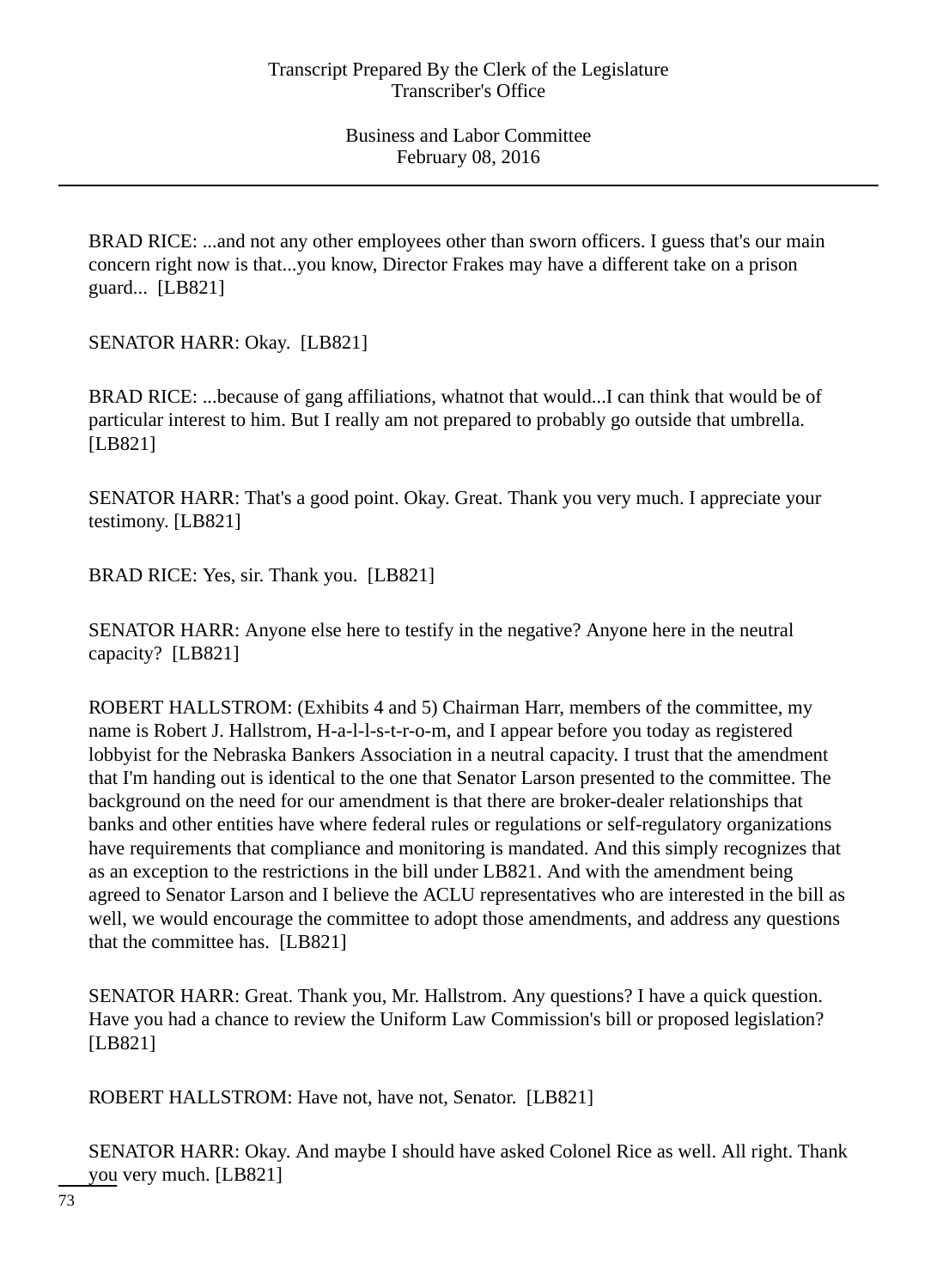BRAD RICE: ...and not any other employees other than sworn officers. I guess that's our main concern right now is that...you know, Director Frakes may have a different take on a prison guard... [LB821]

SENATOR HARR: Okay. [LB821]

BRAD RICE: ...because of gang affiliations, whatnot that would...I can think that would be of particular interest to him. But I really am not prepared to probably go outside that umbrella. [LB821]

SENATOR HARR: That's a good point. Okay. Great. Thank you very much. I appreciate your testimony. [LB821]

BRAD RICE: Yes, sir. Thank you. [LB821]

SENATOR HARR: Anyone else here to testify in the negative? Anyone here in the neutral capacity? [LB821]

ROBERT HALLSTROM: (Exhibits 4 and 5) Chairman Harr, members of the committee, my name is Robert J. Hallstrom, H-a-l-l-s-t-r-o-m, and I appear before you today as registered lobbyist for the Nebraska Bankers Association in a neutral capacity. I trust that the amendment that I'm handing out is identical to the one that Senator Larson presented to the committee. The background on the need for our amendment is that there are broker-dealer relationships that banks and other entities have where federal rules or regulations or self-regulatory organizations have requirements that compliance and monitoring is mandated. And this simply recognizes that as an exception to the restrictions in the bill under LB821. And with the amendment being agreed to Senator Larson and I believe the ACLU representatives who are interested in the bill as well, we would encourage the committee to adopt those amendments, and address any questions that the committee has. [LB821]

SENATOR HARR: Great. Thank you, Mr. Hallstrom. Any questions? I have a quick question. Have you had a chance to review the Uniform Law Commission's bill or proposed legislation? [LB821]

ROBERT HALLSTROM: Have not, have not, Senator. [LB821]

SENATOR HARR: Okay. And maybe I should have asked Colonel Rice as well. All right. Thank you very much. [LB821]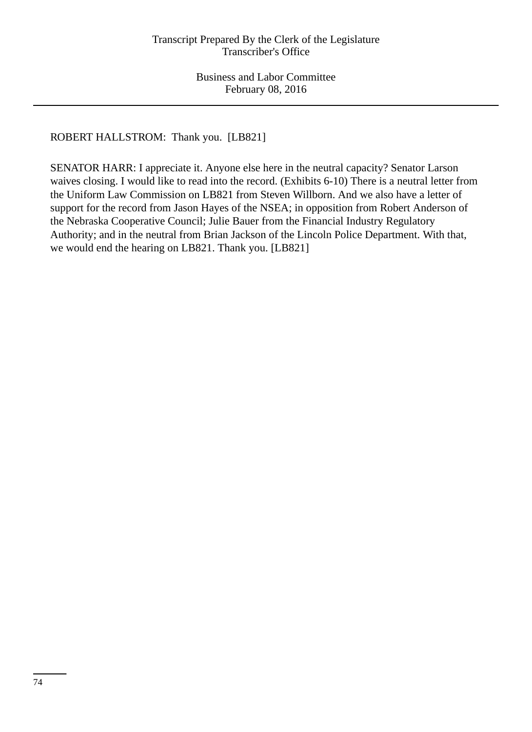ROBERT HALLSTROM: Thank you. [LB821]

SENATOR HARR: I appreciate it. Anyone else here in the neutral capacity? Senator Larson waives closing. I would like to read into the record. (Exhibits 6-10) There is a neutral letter from the Uniform Law Commission on LB821 from Steven Willborn. And we also have a letter of support for the record from Jason Hayes of the NSEA; in opposition from Robert Anderson of the Nebraska Cooperative Council; Julie Bauer from the Financial Industry Regulatory Authority; and in the neutral from Brian Jackson of the Lincoln Police Department. With that, we would end the hearing on LB821. Thank you. [LB821]